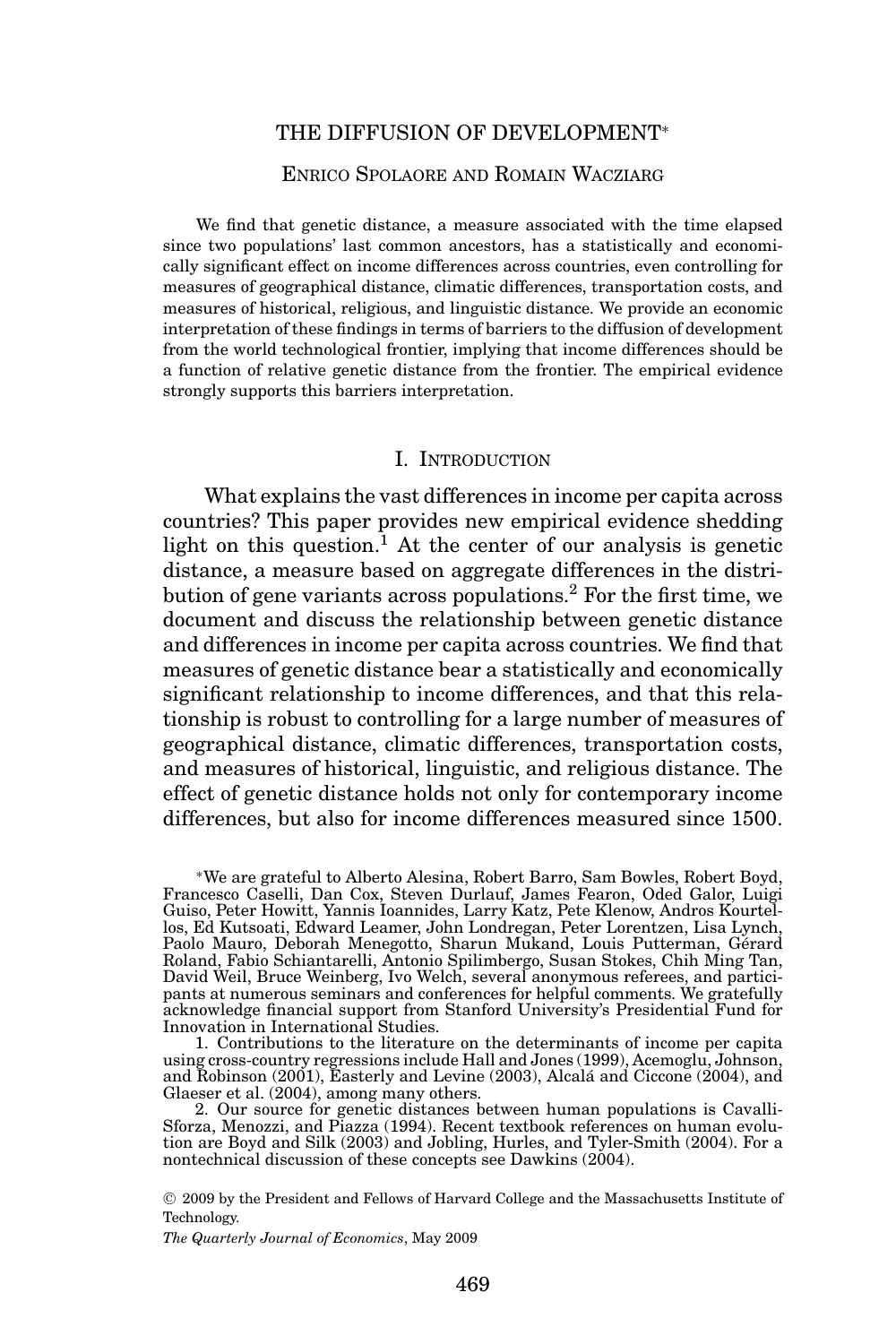# THE DIFFUSION OF DEVELOPMENT*

ENRICO SPOLAORE AND ROMAIN WACZIARG

We find that genetic distance, a measure associated with the time elapsed since two populations' last common ancestors, has a statistically and economically significant effect on income differences across countries, even controlling for measures of geographical distance, climatic differences, transportation costs, and measures of historical, religious, and linguistic distance. We provide an economic interpretation of these findings in terms of barriers to the diffusion of development from the world technological frontier, implying that income differences should be a function of relative genetic distance from the frontier. The empirical evidence strongly supports this barriers interpretation.

## I. INTRODUCTION

What explains the vast differences in income per capita across countries? This paper provides new empirical evidence shedding light on this question.[1] At the center of our analysis is genetic distance, a measure based on aggregate differences in the distribution of gene variants across populations.[2] For the first time, we document and discuss the relationship between genetic distance and differences in income per capita across countries. We find that measures of genetic distance bear a statistically and economically significant relationship to income differences, and that this relationship is robust to controlling for a large number of measures of geographical distance, climatic differences, transportation costs, and measures of historical, linguistic, and religious distance. The effect of genetic distance holds not only for contemporary income differences, but also for income differences measured since 1500.

*We are grateful to Alberto Alesina, Robert Barro, Sam Bowles, Robert Boyd, Francesco Caselli, Dan Cox, Steven Durlauf, James Fearon, Oded Galor, Luigi Guiso, Peter Howitt, Yannis Ioannides, Larry Katz, Pete Klenow, Andros Kourtellos, Ed Kutsoati, Edward Leamer, John Londregan, Peter Lorentzen, Lisa Lynch, Paolo Mauro, Deborah Menegotto, Sharun Mukand, Louis Putterman, Gérard Roland, Fabio Schiantarelli, Antonio Spilimbergo, Susan Stokes, Chih Ming Tan, David Weil, Bruce Weinberg, Ivo Welch, several anonymous referees, and participants at numerous seminars and conferences for helpful comments. We gratefully acknowledge financial support from Stanford University's Presidential Fund for Innovation in International Studies.

1. Contributions to the literature on the determinants of income per capita using cross-country regressions include Hall and Jones (1999), Acemoglu, Johnson, and Robinson (2001), Easterly and Levine (2003), Alcalá and Ciccone (2004), and Glaeser et al. (2004), among many others.

2. Our source for genetic distances between human populations is Cavalli-Sforza, Menozzi, and Piazza (1994). Recent textbook references on human evolution are Boyd and Silk (2003) and Jobling, Hurles, and Tyler-Smith (2004). For a nontechnical discussion of these concepts see Dawkins (2004).

© 2009 by the President and Fellows of Harvard College and the Massachusetts Institute of Technology.

*The Quarterly Journal of Economics*, May 2009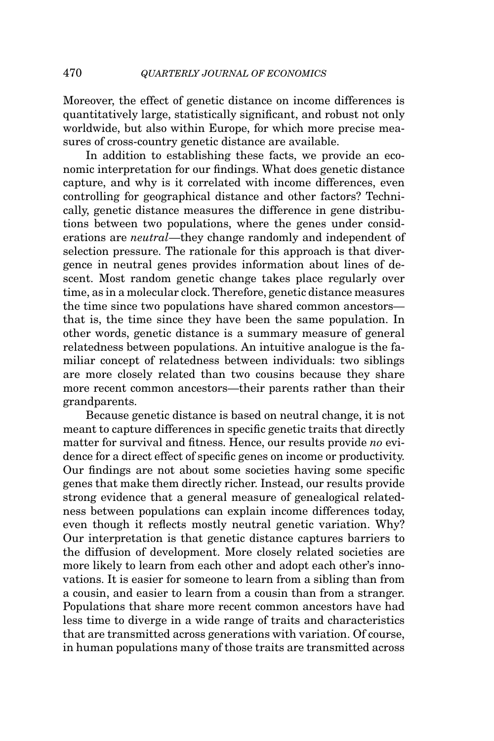Moreover, the effect of genetic distance on income differences is quantitatively large, statistically significant, and robust not only worldwide, but also within Europe, for which more precise measures of cross-country genetic distance are available.

In addition to establishing these facts, we provide an economic interpretation for our findings. What does genetic distance capture, and why is it correlated with income differences, even controlling for geographical distance and other factors? Technically, genetic distance measures the difference in gene distributions between two populations, where the genes under considerations are *neutral*—they change randomly and independent of selection pressure. The rationale for this approach is that divergence in neutral genes provides information about lines of descent. Most random genetic change takes place regularly over time, as in a molecular clock. Therefore, genetic distance measures the time since two populations have shared common ancestors—that is, the time since they have been the same population. In other words, genetic distance is a summary measure of general relatedness between populations. An intuitive analogue is the familiar concept of relatedness between individuals: two siblings are more closely related than two cousins because they share more recent common ancestors—their parents rather than their grandparents.

Because genetic distance is based on neutral change, it is not meant to capture differences in specific genetic traits that directly matter for survival and fitness. Hence, our results provide *no* evidence for a direct effect of specific genes on income or productivity. Our findings are not about some societies having some specific genes that make them directly richer. Instead, our results provide strong evidence that a general measure of genealogical relatedness between populations can explain income differences today, even though it reflects mostly neutral genetic variation. Why? Our interpretation is that genetic distance captures barriers to the diffusion of development. More closely related societies are more likely to learn from each other and adopt each other's innovations. It is easier for someone to learn from a sibling than from a cousin, and easier to learn from a cousin than from a stranger. Populations that share more recent common ancestors have had less time to diverge in a wide range of traits and characteristics that are transmitted across generations with variation. Of course, in human populations many of those traits are transmitted across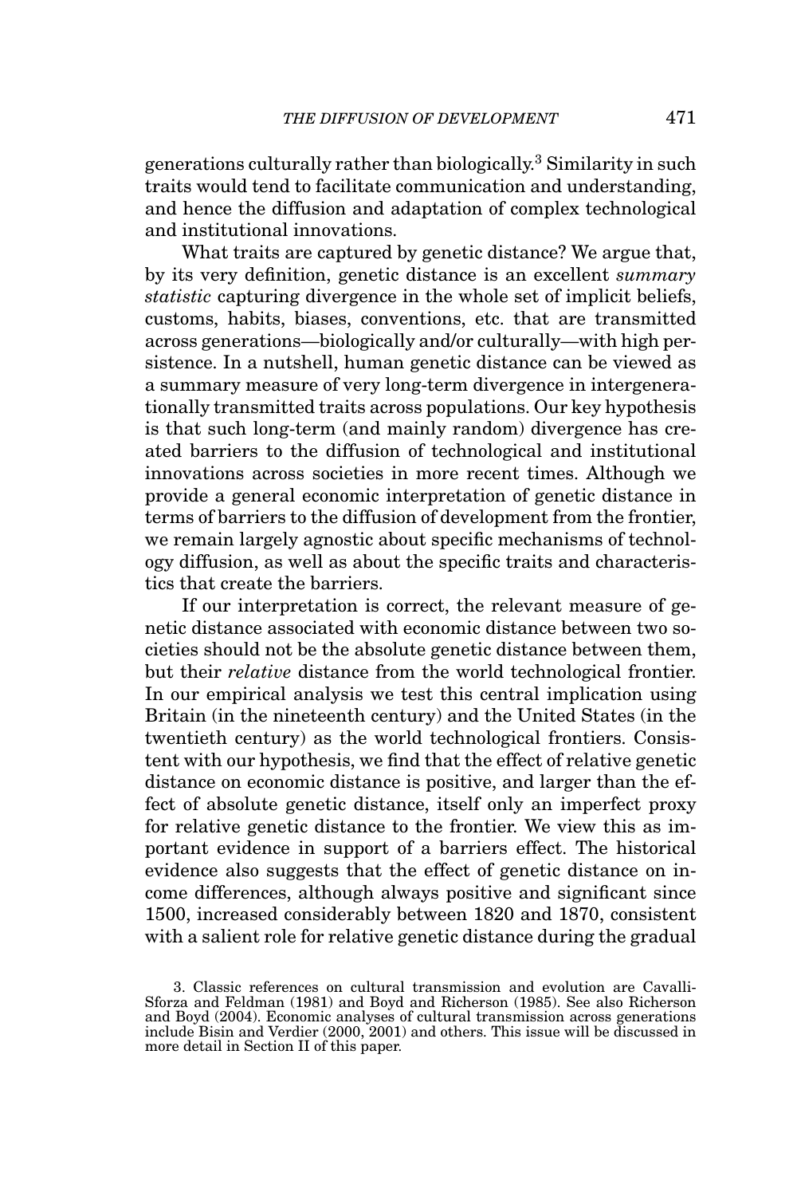generations culturally rather than biologically.[3] Similarity in such traits would tend to facilitate communication and understanding, and hence the diffusion and adaptation of complex technological and institutional innovations.

What traits are captured by genetic distance? We argue that, by its very definition, genetic distance is an excellent *summary statistic* capturing divergence in the whole set of implicit beliefs, customs, habits, biases, conventions, etc. that are transmitted across generations—biologically and/or culturally—with high persistence. In a nutshell, human genetic distance can be viewed as a summary measure of very long-term divergence in intergenerationally transmitted traits across populations. Our key hypothesis is that such long-term (and mainly random) divergence has created barriers to the diffusion of technological and institutional innovations across societies in more recent times. Although we provide a general economic interpretation of genetic distance in terms of barriers to the diffusion of development from the frontier, we remain largely agnostic about specific mechanisms of technology diffusion, as well as about the specific traits and characteristics that create the barriers.

If our interpretation is correct, the relevant measure of genetic distance associated with economic distance between two societies should not be the absolute genetic distance between them, but their *relative* distance from the world technological frontier. In our empirical analysis we test this central implication using Britain (in the nineteenth century) and the United States (in the twentieth century) as the world technological frontiers. Consistent with our hypothesis, we find that the effect of relative genetic distance on economic distance is positive, and larger than the effect of absolute genetic distance, itself only an imperfect proxy for relative genetic distance to the frontier. We view this as important evidence in support of a barriers effect. The historical evidence also suggests that the effect of genetic distance on income differences, although always positive and significant since 1500, increased considerably between 1820 and 1870, consistent with a salient role for relative genetic distance during the gradual

3. Classic references on cultural transmission and evolution are Cavalli-Sforza and Feldman (1981) and Boyd and Richerson (1985). See also Richerson and Boyd (2004). Economic analyses of cultural transmission across generations include Bisin and Verdier (2000, 2001) and others. This issue will be discussed in more detail in Section II of this paper.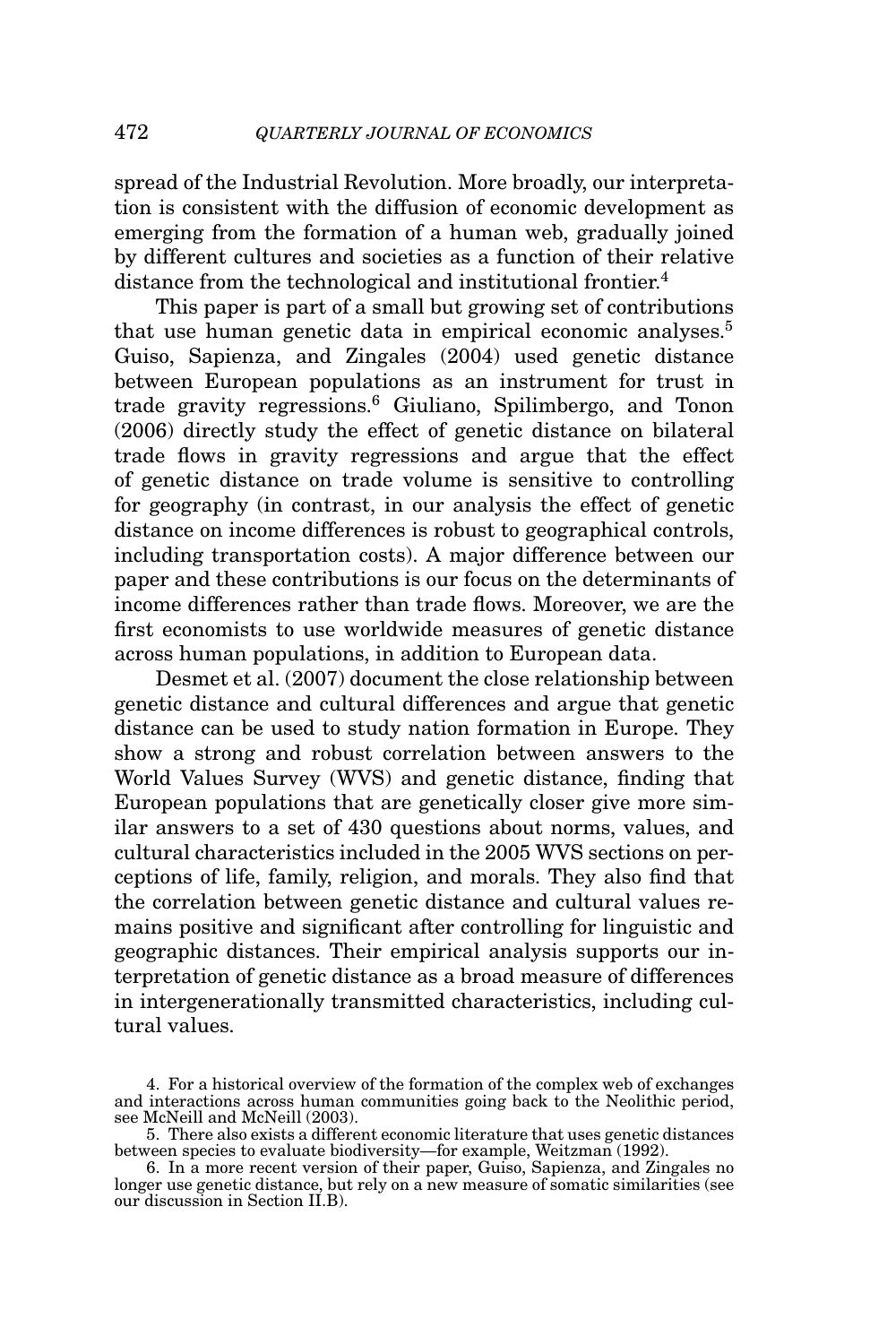spread of the Industrial Revolution. More broadly, our interpretation is consistent with the diffusion of economic development as emerging from the formation of a human web, gradually joined by different cultures and societies as a function of their relative distance from the technological and institutional frontier.[4]

This paper is part of a small but growing set of contributions that use human genetic data in empirical economic analyses.[5] Guiso, Sapienza, and Zingales (2004) used genetic distance between European populations as an instrument for trust in trade gravity regressions.[6] Giuliano, Spilimbergo, and Tonon (2006) directly study the effect of genetic distance on bilateral trade flows in gravity regressions and argue that the effect of genetic distance on trade volume is sensitive to controlling for geography (in contrast, in our analysis the effect of genetic distance on income differences is robust to geographical controls, including transportation costs). A major difference between our paper and these contributions is our focus on the determinants of income differences rather than trade flows. Moreover, we are the first economists to use worldwide measures of genetic distance across human populations, in addition to European data.

Desmet et al. (2007) document the close relationship between genetic distance and cultural differences and argue that genetic distance can be used to study nation formation in Europe. They show a strong and robust correlation between answers to the World Values Survey (WVS) and genetic distance, finding that European populations that are genetically closer give more similar answers to a set of 430 questions about norms, values, and cultural characteristics included in the 2005 WVS sections on perceptions of life, family, religion, and morals. They also find that the correlation between genetic distance and cultural values remains positive and significant after controlling for linguistic and geographic distances. Their empirical analysis supports our interpretation of genetic distance as a broad measure of differences in intergenerationally transmitted characteristics, including cultural values.

4. For a historical overview of the formation of the complex web of exchanges and interactions across human communities going back to the Neolithic period, see McNeill and McNeill (2003).

5. There also exists a different economic literature that uses genetic distances between species to evaluate biodiversity—for example, Weitzman (1992).

6. In a more recent version of their paper, Guiso, Sapienza, and Zingales no longer use genetic distance, but rely on a new measure of somatic similarities (see our discussion in Section II.B).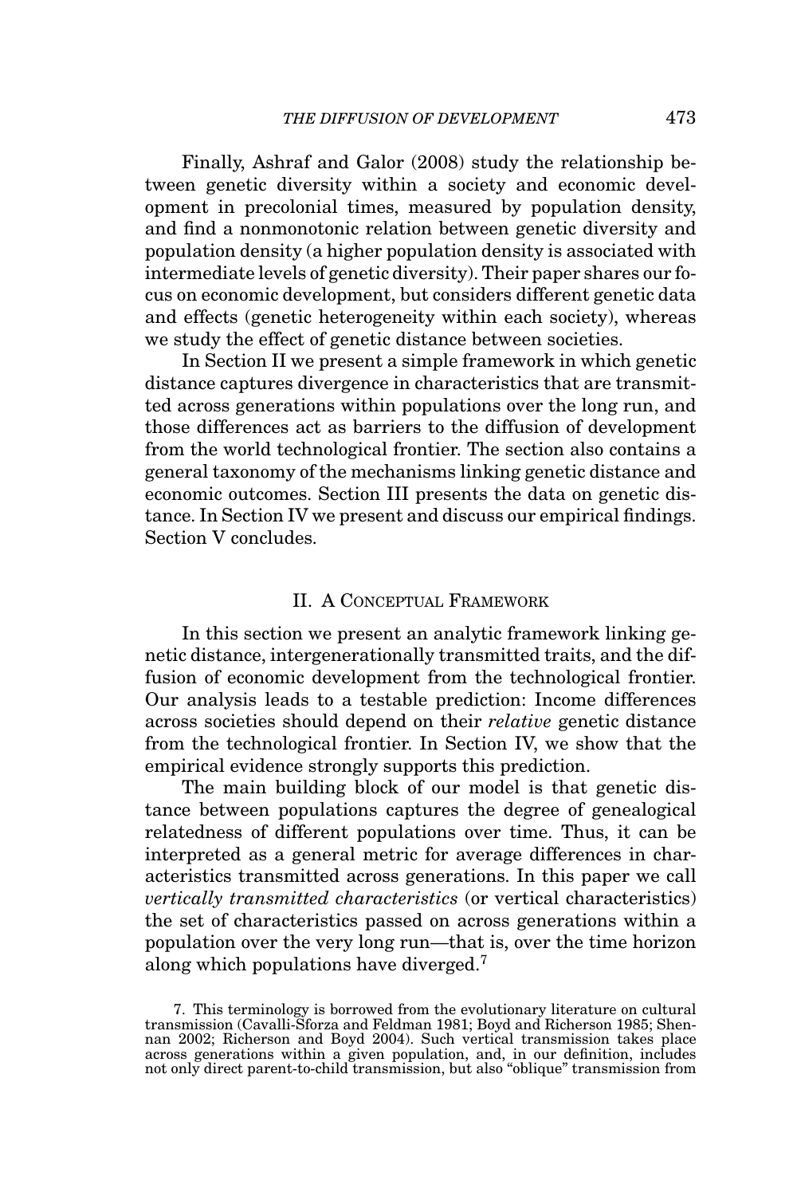Finally, Ashraf and Galor (2008) study the relationship between genetic diversity within a society and economic development in precolonial times, measured by population density, and find a nonmonotonic relation between genetic diversity and population density (a higher population density is associated with intermediate levels of genetic diversity). Their paper shares our focus on economic development, but considers different genetic data and effects (genetic heterogeneity within each society), whereas we study the effect of genetic distance between societies.

In Section II we present a simple framework in which genetic distance captures divergence in characteristics that are transmitted across generations within populations over the long run, and those differences act as barriers to the diffusion of development from the world technological frontier. The section also contains a general taxonomy of the mechanisms linking genetic distance and economic outcomes. Section III presents the data on genetic distance. In Section IV we present and discuss our empirical findings. Section V concludes.

## II. A Conceptual Framework

In this section we present an analytic framework linking genetic distance, intergenerationally transmitted traits, and the diffusion of economic development from the technological frontier. Our analysis leads to a testable prediction: Income differences across societies should depend on their *relative* genetic distance from the technological frontier. In Section IV, we show that the empirical evidence strongly supports this prediction.

The main building block of our model is that genetic distance between populations captures the degree of genealogical relatedness of different populations over time. Thus, it can be interpreted as a general metric for average differences in characteristics transmitted across generations. In this paper we call *vertically transmitted characteristics* (or vertical characteristics) the set of characteristics passed on across generations within a population over the very long run—that is, over the time horizon along which populations have diverged.[7]

7. This terminology is borrowed from the evolutionary literature on cultural transmission (Cavalli-Sforza and Feldman 1981; Boyd and Richerson 1985; Shennan 2002; Richerson and Boyd 2004). Such vertical transmission takes place across generations within a given population, and, in our definition, includes not only direct parent-to-child transmission, but also "oblique" transmission from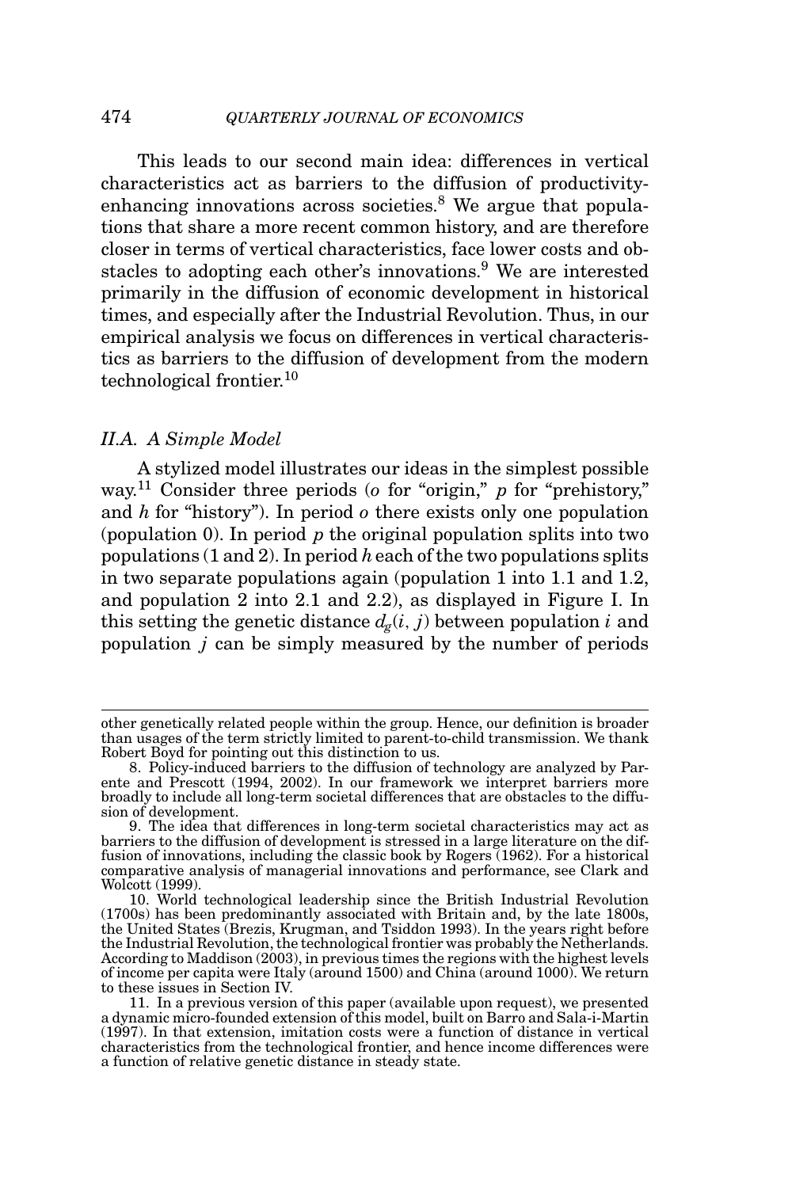This leads to our second main idea: differences in vertical characteristics act as barriers to the diffusion of productivity-enhancing innovations across societies.[8] We argue that populations that share a more recent common history, and are therefore closer in terms of vertical characteristics, face lower costs and obstacles to adopting each other's innovations.[9] We are interested primarily in the diffusion of economic development in historical times, and especially after the Industrial Revolution. Thus, in our empirical analysis we focus on differences in vertical characteristics as barriers to the diffusion of development from the modern technological frontier.[10]

### II.A. A Simple Model

A stylized model illustrates our ideas in the simplest possible way.[11] Consider three periods (*o* for "origin," *p* for "prehistory," and *h* for "history"). In period *o* there exists only one population (population 0). In period *p* the original population splits into two populations (1 and 2). In period *h* each of the two populations splits in two separate populations again (population 1 into 1.1 and 1.2, and population 2 into 2.1 and 2.2), as displayed in Figure I. In this setting the genetic distance $d_g(i, j)$ between population $i$ and population $j$ can be simply measured by the number of periods

---

other genetically related people within the group. Hence, our definition is broader than usages of the term strictly limited to parent-to-child transmission. We thank Robert Boyd for pointing out this distinction to us.

8. Policy-induced barriers to the diffusion of technology are analyzed by Parente and Prescott (1994, 2002). In our framework we interpret barriers more broadly to include all long-term societal differences that are obstacles to the diffusion of development.

9. The idea that differences in long-term societal characteristics may act as barriers to the diffusion of development is stressed in a large literature on the diffusion of innovations, including the classic book by Rogers (1962). For a historical comparative analysis of managerial innovations and performance, see Clark and Wolcott (1999).

10. World technological leadership since the British Industrial Revolution (1700s) has been predominantly associated with Britain and, by the late 1800s, the United States (Brezis, Krugman, and Tsiddon 1993). In the years right before the Industrial Revolution, the technological frontier was probably the Netherlands. According to Maddison (2003), in previous times the regions with the highest levels of income per capita were Italy (around 1500) and China (around 1000). We return to these issues in Section IV.

11. In a previous version of this paper (available upon request), we presented a dynamic micro-founded extension of this model, built on Barro and Sala-i-Martin (1997). In that extension, imitation costs were a function of distance in vertical characteristics from the technological frontier, and hence income differences were a function of relative genetic distance in steady state.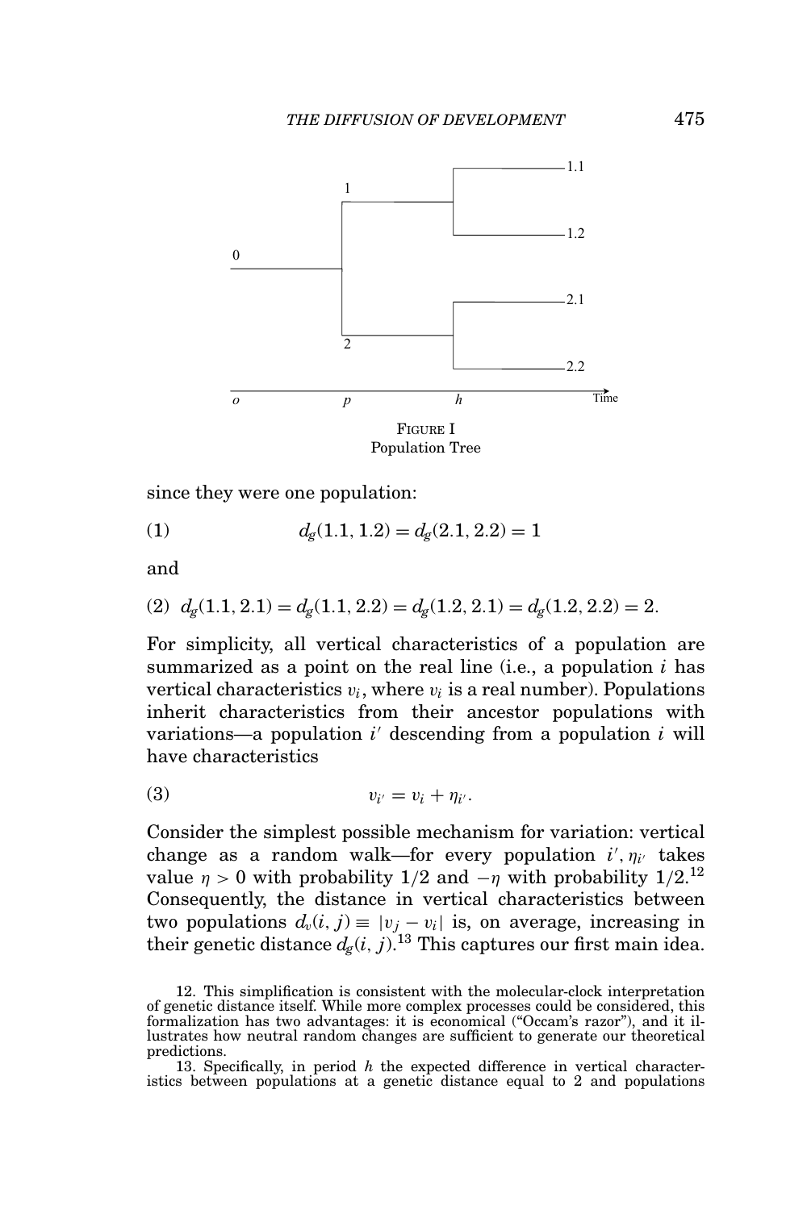FIGURE I
Population Tree

since they were one population:

$$d_g(1.1, 1.2) = d_g(2.1, 2.2) = 1 \tag{1}$$

and

$$d_g(1.1, 2.1) = d_g(1.1, 2.2) = d_g(1.2, 2.1) = d_g(1.2, 2.2) = 2. \tag{2}$$

For simplicity, all vertical characteristics of a population are summarized as a point on the real line (i.e., a population $i$ has vertical characteristics $v_i$, where $v_i$ is a real number). Populations inherit characteristics from their ancestor populations with variations—a population $i'$ descending from a population $i$ will have characteristics

$$v_{i'} = v_i + \eta_{i'}. \tag{3}$$

Consider the simplest possible mechanism for variation: vertical change as a random walk—for every population $i'$, $\eta_{i'}$ takes value $\eta > 0$ with probability 1/2 and $-\eta$ with probability 1/2.[12] Consequently, the distance in vertical characteristics between two populations $d_v(i, j) \equiv |v_j - v_i|$ is, on average, increasing in their genetic distance $d_g(i, j)$.[13] This captures our first main idea.

12. This simplification is consistent with the molecular-clock interpretation of genetic distance itself. While more complex processes could be considered, this formalization has two advantages: it is economical ("Occam's razor"), and it illustrates how neutral random changes are sufficient to generate our theoretical predictions.

13. Specifically, in period $h$ the expected difference in vertical characteristics between populations at a genetic distance equal to 2 and populations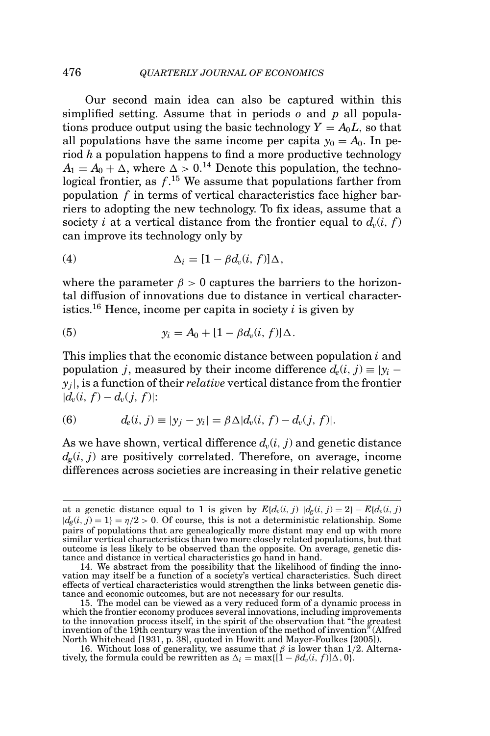Our second main idea can also be captured within this simplified setting. Assume that in periods $o$ and $p$ all populations produce output using the basic technology $Y = A_0 L$, so that all populations have the same income per capita $y_0 = A_0$. In period $h$ a population happens to find a more productive technology $A_1 = A_0 + \Delta$, where $\Delta > 0$.[14] Denote this population, the technological frontier, as $f$.[15] We assume that populations farther from population $f$ in terms of vertical characteristics face higher barriers to adopting the new technology. To fix ideas, assume that a society $i$ at a vertical distance from the frontier equal to $d_v(i, f)$ can improve its technology only by

$$\Delta_i = [1 - \beta d_v(i, f)]\Delta, \tag{4}$$

where the parameter $\beta > 0$ captures the barriers to the horizontal diffusion of innovations due to distance in vertical characteristics.[16] Hence, income per capita in society $i$ is given by

$$y_i = A_0 + [1 - \beta d_v(i, f)]\Delta. \tag{5}$$

This implies that the economic distance between population $i$ and population $j$, measured by their income difference $d_e(i, j) \equiv |y_i - y_j|$, is a function of their *relative* vertical distance from the frontier $|d_v(i, f) - d_v(j, f)|$:

$$d_e(i, j) \equiv |y_j - y_i| = \beta\Delta|d_v(i, f) - d_v(j, f)|. \tag{6}$$

As we have shown, vertical difference $d_v(i, j)$ and genetic distance $d_g(i, j)$ are positively correlated. Therefore, on average, income differences across societies are increasing in their relative genetic

---

at a genetic distance equal to 1 is given by $E\{d_v(i, j)\ |d_g(i, j) = 2\} - E\{d_v(i, j)\ |d_g(i, j) = 1\} = \eta/2 > 0$. Of course, this is not a deterministic relationship. Some pairs of populations that are genealogically more distant may end up with more similar vertical characteristics than two more closely related populations, but that outcome is less likely to be observed than the opposite. On average, genetic distance and distance in vertical characteristics go hand in hand.

14. We abstract from the possibility that the likelihood of finding the innovation may itself be a function of a society's vertical characteristics. Such direct effects of vertical characteristics would strengthen the links between genetic distance and economic outcomes, but are not necessary for our results.

15. The model can be viewed as a very reduced form of a dynamic process in which the frontier economy produces several innovations, including improvements to the innovation process itself, in the spirit of the observation that "the greatest invention of the 19th century was the invention of the method of invention" (Alfred North Whitehead [1931, p. 38], quoted in Howitt and Mayer-Foulkes [2005]).

16. Without loss of generality, we assume that $\beta$ is lower than 1/2. Alternatively, the formula could be rewritten as $\Delta_i = \max\{[1 - \beta d_v(i, f)]\Delta, 0\}$.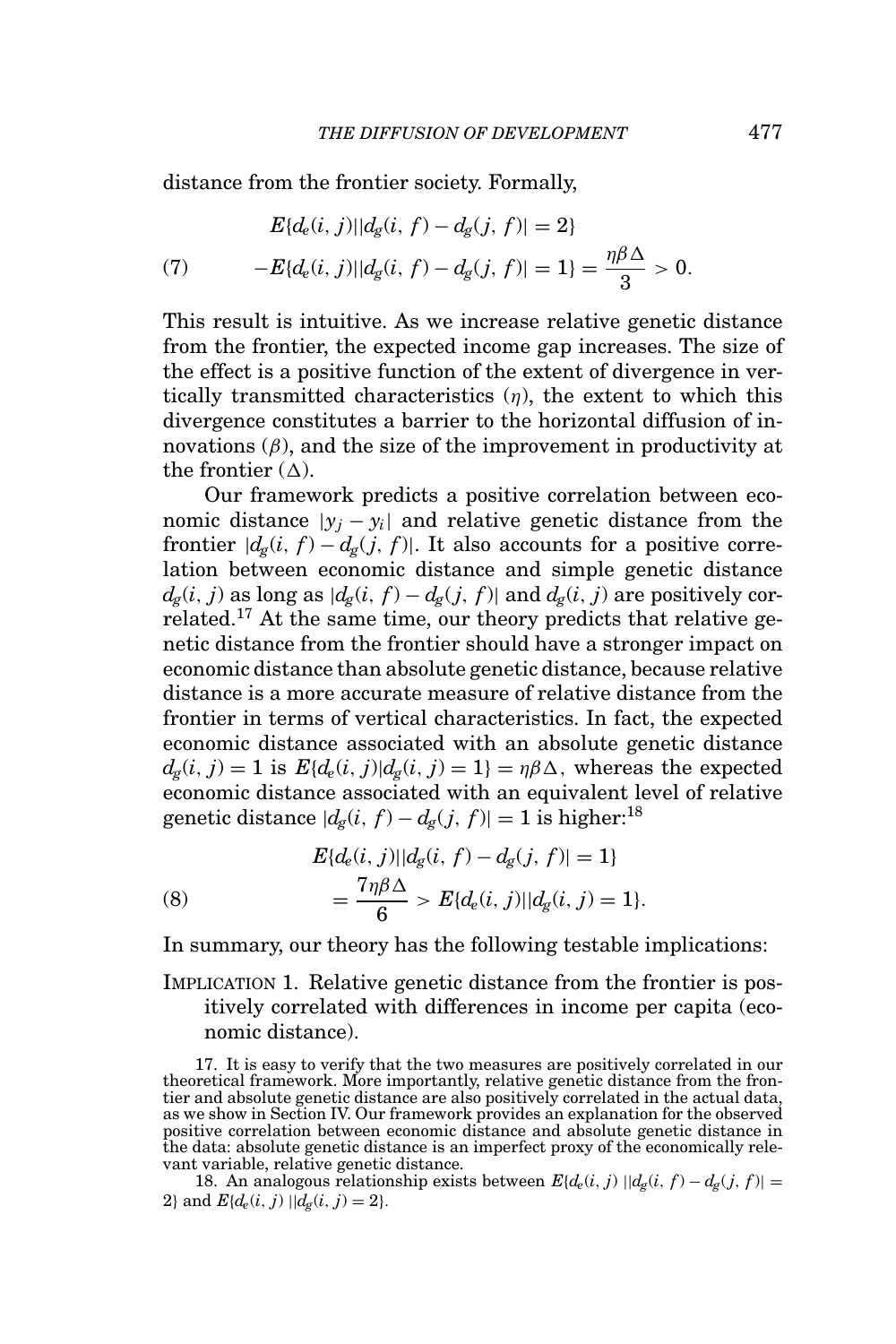distance from the frontier society. Formally,

$$E\{d_e(i,j)||d_g(i,f) - d_g(j,f)| = 2\}$$
$$-E\{d_e(i,j)||d_g(i,f) - d_g(j,f)| = 1\} = \frac{\eta\beta\Delta}{3} > 0. \tag{7}$$

This result is intuitive. As we increase relative genetic distance from the frontier, the expected income gap increases. The size of the effect is a positive function of the extent of divergence in vertically transmitted characteristics ($\eta$), the extent to which this divergence constitutes a barrier to the horizontal diffusion of innovations ($\beta$), and the size of the improvement in productivity at the frontier ($\Delta$).

Our framework predicts a positive correlation between economic distance $|y_j - y_i|$ and relative genetic distance from the frontier $|d_g(i,f) - d_g(j,f)|$. It also accounts for a positive correlation between economic distance and simple genetic distance $d_g(i,j)$ as long as $|d_g(i,f) - d_g(j,f)|$ and $d_g(i,j)$ are positively correlated.[17] At the same time, our theory predicts that relative genetic distance from the frontier should have a stronger impact on economic distance than absolute genetic distance, because relative distance is a more accurate measure of relative distance from the frontier in terms of vertical characteristics. In fact, the expected economic distance associated with an absolute genetic distance $d_g(i,j) = 1$ is $E\{d_e(i,j)|d_g(i,j) = 1\} = \eta\beta\Delta$, whereas the expected economic distance associated with an equivalent level of relative genetic distance $|d_g(i,f) - d_g(j,f)| = 1$ is higher:[18]

$$E\{d_e(i,j)||d_g(i,f) - d_g(j,f)| = 1\}$$
$$= \frac{7\eta\beta\Delta}{6} > E\{d_e(i,j)||d_g(i,j) = 1\}. \tag{8}$$

In summary, our theory has the following testable implications:

IMPLICATION 1. Relative genetic distance from the frontier is positively correlated with differences in income per capita (economic distance).

17. It is easy to verify that the two measures are positively correlated in our theoretical framework. More importantly, relative genetic distance from the frontier and absolute genetic distance are also positively correlated in the actual data, as we show in Section IV. Our framework provides an explanation for the observed positive correlation between economic distance and absolute genetic distance in the data: absolute genetic distance is an imperfect proxy of the economically relevant variable, relative genetic distance.

18. An analogous relationship exists between $E\{d_e(i,j)\,||d_g(i,f) - d_g(j,f)| = 2\}$ and $E\{d_e(i,j)\,||d_g(i,j) = 2\}$.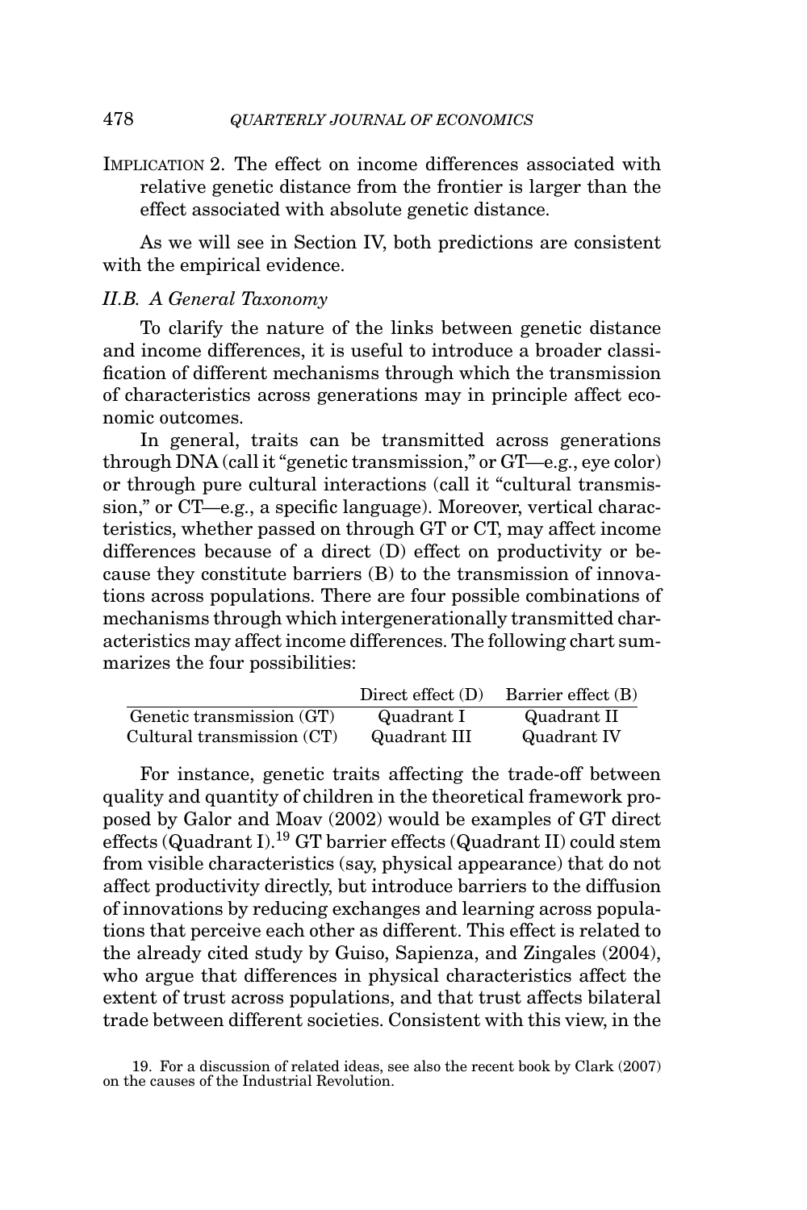IMPLICATION 2. The effect on income differences associated with relative genetic distance from the frontier is larger than the effect associated with absolute genetic distance.

As we will see in Section IV, both predictions are consistent with the empirical evidence.

### *II.B. A General Taxonomy*

To clarify the nature of the links between genetic distance and income differences, it is useful to introduce a broader classification of different mechanisms through which the transmission of characteristics across generations may in principle affect economic outcomes.

In general, traits can be transmitted across generations through DNA (call it "genetic transmission," or GT—e.g., eye color) or through pure cultural interactions (call it "cultural transmission," or CT—e.g., a specific language). Moreover, vertical characteristics, whether passed on through GT or CT, may affect income differences because of a direct (D) effect on productivity or because they constitute barriers (B) to the transmission of innovations across populations. There are four possible combinations of mechanisms through which intergenerationally transmitted characteristics may affect income differences. The following chart summarizes the four possibilities:

| | Direct effect (D) | Barrier effect (B) |
|---|---|---|
| Genetic transmission (GT) | Quadrant I | Quadrant II |
| Cultural transmission (CT) | Quadrant III | Quadrant IV |

For instance, genetic traits affecting the trade-off between quality and quantity of children in the theoretical framework proposed by Galor and Moav (2002) would be examples of GT direct effects (Quadrant I).[19] GT barrier effects (Quadrant II) could stem from visible characteristics (say, physical appearance) that do not affect productivity directly, but introduce barriers to the diffusion of innovations by reducing exchanges and learning across populations that perceive each other as different. This effect is related to the already cited study by Guiso, Sapienza, and Zingales (2004), who argue that differences in physical characteristics affect the extent of trust across populations, and that trust affects bilateral trade between different societies. Consistent with this view, in the

19. For a discussion of related ideas, see also the recent book by Clark (2007) on the causes of the Industrial Revolution.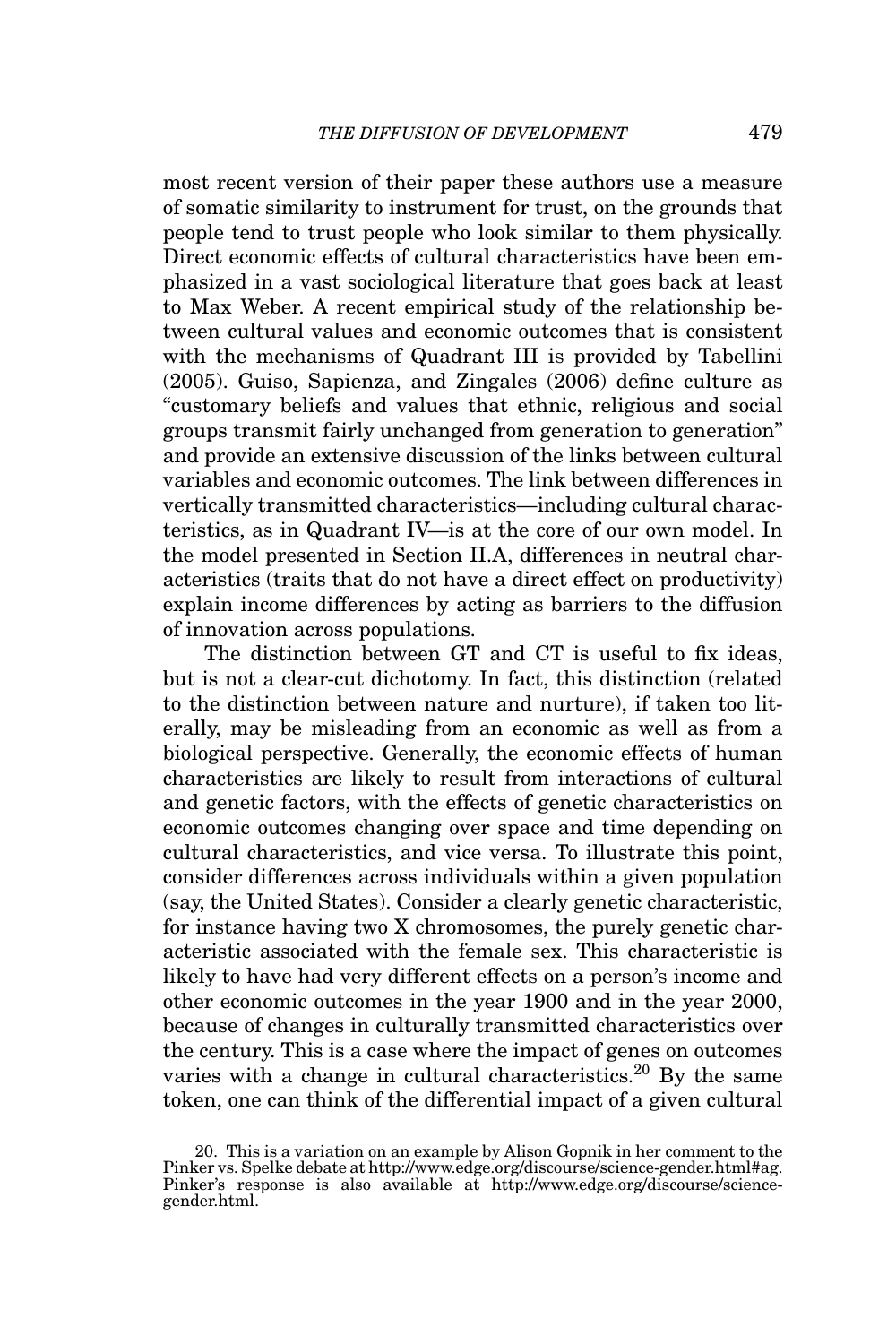most recent version of their paper these authors use a measure of somatic similarity to instrument for trust, on the grounds that people tend to trust people who look similar to them physically. Direct economic effects of cultural characteristics have been emphasized in a vast sociological literature that goes back at least to Max Weber. A recent empirical study of the relationship between cultural values and economic outcomes that is consistent with the mechanisms of Quadrant III is provided by Tabellini (2005). Guiso, Sapienza, and Zingales (2006) define culture as "customary beliefs and values that ethnic, religious and social groups transmit fairly unchanged from generation to generation" and provide an extensive discussion of the links between cultural variables and economic outcomes. The link between differences in vertically transmitted characteristics—including cultural characteristics, as in Quadrant IV—is at the core of our own model. In the model presented in Section II.A, differences in neutral characteristics (traits that do not have a direct effect on productivity) explain income differences by acting as barriers to the diffusion of innovation across populations.

The distinction between GT and CT is useful to fix ideas, but is not a clear-cut dichotomy. In fact, this distinction (related to the distinction between nature and nurture), if taken too literally, may be misleading from an economic as well as from a biological perspective. Generally, the economic effects of human characteristics are likely to result from interactions of cultural and genetic factors, with the effects of genetic characteristics on economic outcomes changing over space and time depending on cultural characteristics, and vice versa. To illustrate this point, consider differences across individuals within a given population (say, the United States). Consider a clearly genetic characteristic, for instance having two X chromosomes, the purely genetic characteristic associated with the female sex. This characteristic is likely to have had very different effects on a person's income and other economic outcomes in the year 1900 and in the year 2000, because of changes in culturally transmitted characteristics over the century. This is a case where the impact of genes on outcomes varies with a change in cultural characteristics.[20] By the same token, one can think of the differential impact of a given cultural

20. This is a variation on an example by Alison Gopnik in her comment to the Pinker vs. Spelke debate at http://www.edge.org/discourse/science-gender.html#ag. Pinker's response is also available at http://www.edge.org/discourse/science-gender.html.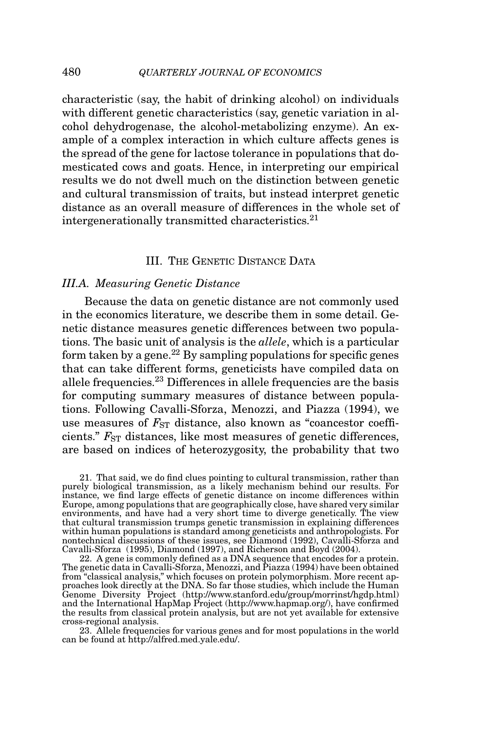characteristic (say, the habit of drinking alcohol) on individuals with different genetic characteristics (say, genetic variation in alcohol dehydrogenase, the alcohol-metabolizing enzyme). An example of a complex interaction in which culture affects genes is the spread of the gene for lactose tolerance in populations that domesticated cows and goats. Hence, in interpreting our empirical results we do not dwell much on the distinction between genetic and cultural transmission of traits, but instead interpret genetic distance as an overall measure of differences in the whole set of intergenerationally transmitted characteristics.[21]

## III. The Genetic Distance Data

### III.A. Measuring Genetic Distance

Because the data on genetic distance are not commonly used in the economics literature, we describe them in some detail. Genetic distance measures genetic differences between two populations. The basic unit of analysis is the *allele*, which is a particular form taken by a gene.[22] By sampling populations for specific genes that can take different forms, geneticists have compiled data on allele frequencies.[23] Differences in allele frequencies are the basis for computing summary measures of distance between populations. Following Cavalli-Sforza, Menozzi, and Piazza (1994), we use measures of $F_{ST}$ distance, also known as "coancestor coefficients." $F_{ST}$ distances, like most measures of genetic differences, are based on indices of heterozygosity, the probability that two

21. That said, we do find clues pointing to cultural transmission, rather than purely biological transmission, as a likely mechanism behind our results. For instance, we find large effects of genetic distance on income differences within Europe, among populations that are geographically close, have shared very similar environments, and have had a very short time to diverge genetically. The view that cultural transmission trumps genetic transmission in explaining differences within human populations is standard among geneticists and anthropologists. For nontechnical discussions of these issues, see Diamond (1992), Cavalli-Sforza and Cavalli-Sforza (1995), Diamond (1997), and Richerson and Boyd (2004).

22. A gene is commonly defined as a DNA sequence that encodes for a protein. The genetic data in Cavalli-Sforza, Menozzi, and Piazza (1994) have been obtained from "classical analysis," which focuses on protein polymorphism. More recent approaches look directly at the DNA. So far those studies, which include the Human Genome Diversity Project (http://www.stanford.edu/group/morrinst/hgdp.html) and the International HapMap Project (http://www.hapmap.org/), have confirmed the results from classical protein analysis, but are not yet available for extensive cross-regional analysis.

23. Allele frequencies for various genes and for most populations in the world can be found at http://alfred.med.yale.edu/.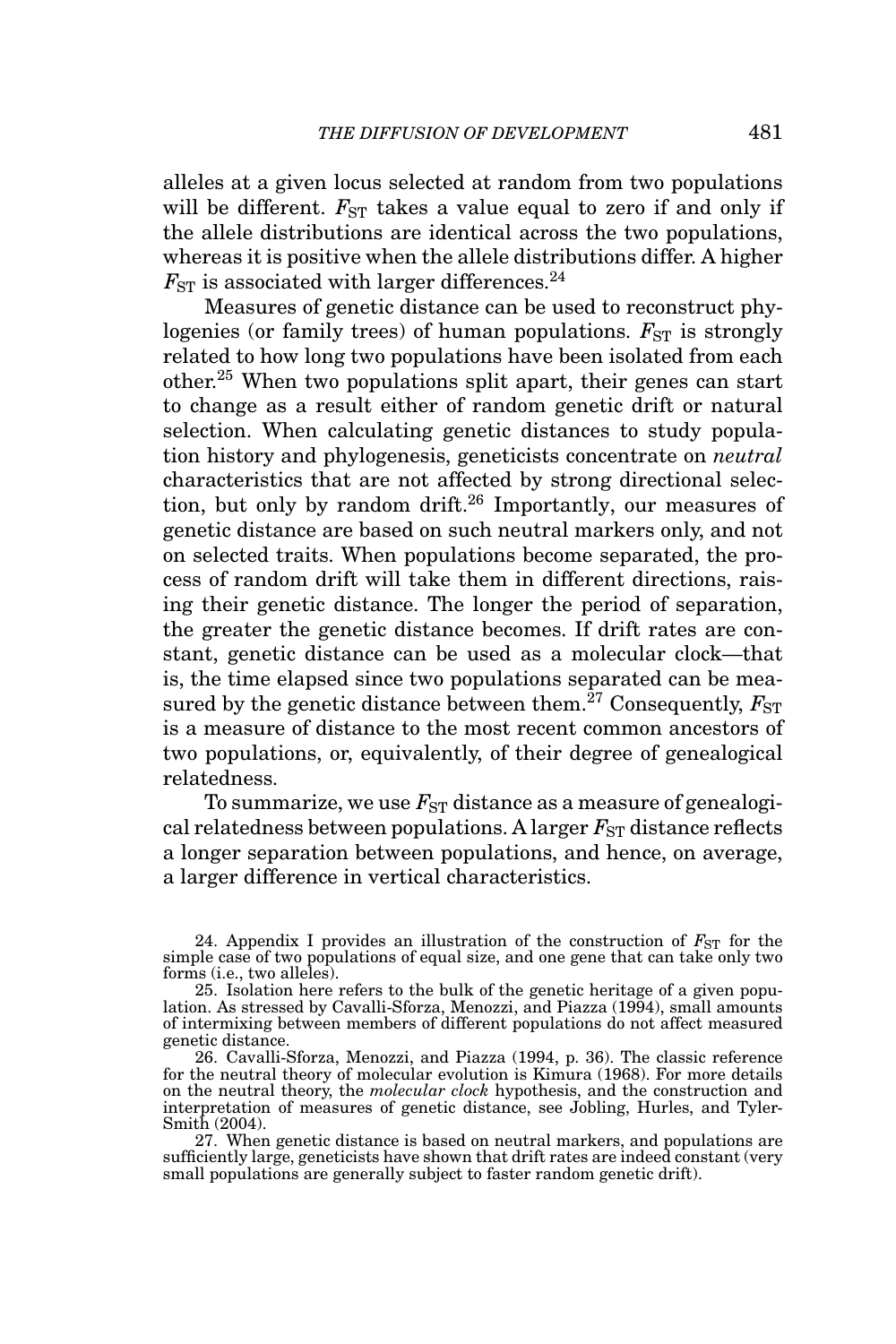alleles at a given locus selected at random from two populations will be different. $F_{ST}$ takes a value equal to zero if and only if the allele distributions are identical across the two populations, whereas it is positive when the allele distributions differ. A higher $F_{ST}$ is associated with larger differences.[24]

Measures of genetic distance can be used to reconstruct phylogenies (or family trees) of human populations. $F_{ST}$ is strongly related to how long two populations have been isolated from each other.[25] When two populations split apart, their genes can start to change as a result either of random genetic drift or natural selection. When calculating genetic distances to study population history and phylogenesis, geneticists concentrate on *neutral* characteristics that are not affected by strong directional selection, but only by random drift.[26] Importantly, our measures of genetic distance are based on such neutral markers only, and not on selected traits. When populations become separated, the process of random drift will take them in different directions, raising their genetic distance. The longer the period of separation, the greater the genetic distance becomes. If drift rates are constant, genetic distance can be used as a molecular clock—that is, the time elapsed since two populations separated can be measured by the genetic distance between them.[27] Consequently, $F_{ST}$ is a measure of distance to the most recent common ancestors of two populations, or, equivalently, of their degree of genealogical relatedness.

To summarize, we use $F_{ST}$ distance as a measure of genealogical relatedness between populations. A larger $F_{ST}$ distance reflects a longer separation between populations, and hence, on average, a larger difference in vertical characteristics.

24. Appendix I provides an illustration of the construction of $F_{ST}$ for the simple case of two populations of equal size, and one gene that can take only two forms (i.e., two alleles).

25. Isolation here refers to the bulk of the genetic heritage of a given population. As stressed by Cavalli-Sforza, Menozzi, and Piazza (1994), small amounts of intermixing between members of different populations do not affect measured genetic distance.

26. Cavalli-Sforza, Menozzi, and Piazza (1994, p. 36). The classic reference for the neutral theory of molecular evolution is Kimura (1968). For more details on the neutral theory, the *molecular clock* hypothesis, and the construction and interpretation of measures of genetic distance, see Jobling, Hurles, and Tyler-Smith (2004).

27. When genetic distance is based on neutral markers, and populations are sufficiently large, geneticists have shown that drift rates are indeed constant (very small populations are generally subject to faster random genetic drift).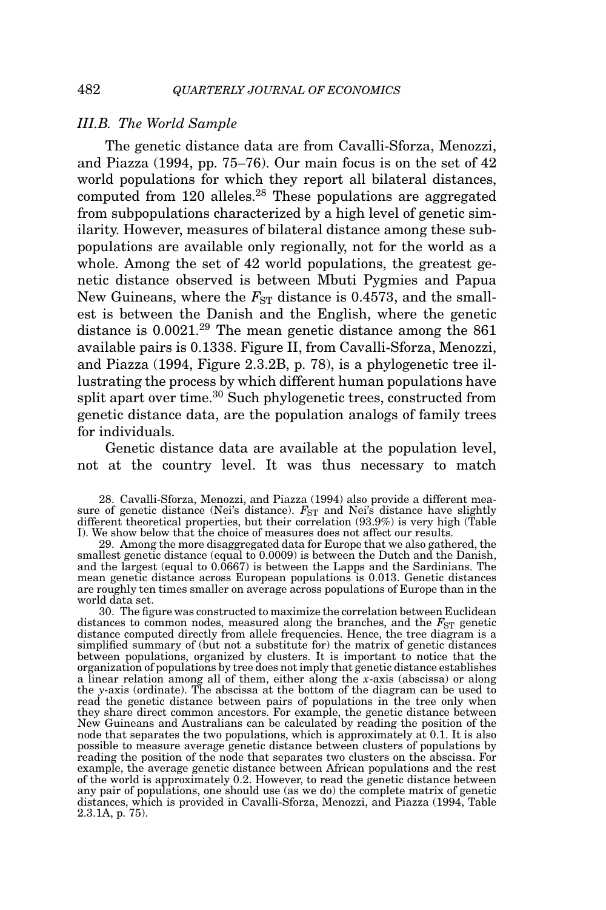### III.B. The World Sample

The genetic distance data are from Cavalli-Sforza, Menozzi, and Piazza (1994, pp. 75–76). Our main focus is on the set of 42 world populations for which they report all bilateral distances, computed from 120 alleles.[28] These populations are aggregated from subpopulations characterized by a high level of genetic similarity. However, measures of bilateral distance among these subpopulations are available only regionally, not for the world as a whole. Among the set of 42 world populations, the greatest genetic distance observed is between Mbuti Pygmies and Papua New Guineans, where the $F_{ST}$ distance is 0.4573, and the smallest is between the Danish and the English, where the genetic distance is 0.0021.[29] The mean genetic distance among the 861 available pairs is 0.1338. Figure II, from Cavalli-Sforza, Menozzi, and Piazza (1994, Figure 2.3.2B, p. 78), is a phylogenetic tree illustrating the process by which different human populations have split apart over time.[30] Such phylogenetic trees, constructed from genetic distance data, are the population analogs of family trees for individuals.

Genetic distance data are available at the population level, not at the country level. It was thus necessary to match

28. Cavalli-Sforza, Menozzi, and Piazza (1994) also provide a different measure of genetic distance (Nei's distance). $F_{ST}$ and Nei's distance have slightly different theoretical properties, but their correlation (93.9%) is very high (Table I). We show below that the choice of measures does not affect our results.

29. Among the more disaggregated data for Europe that we also gathered, the smallest genetic distance (equal to 0.0009) is between the Dutch and the Danish, and the largest (equal to 0.0667) is between the Lapps and the Sardinians. The mean genetic distance across European populations is 0.013. Genetic distances are roughly ten times smaller on average across populations of Europe than in the world data set.

30. The figure was constructed to maximize the correlation between Euclidean distances to common nodes, measured along the branches, and the $F_{ST}$ genetic distance computed directly from allele frequencies. Hence, the tree diagram is a simplified summary of (but not a substitute for) the matrix of genetic distances between populations, organized by clusters. It is important to notice that the organization of populations by tree does not imply that genetic distance establishes a linear relation among all of them, either along the $x$-axis (abscissa) or along the $y$-axis (ordinate). The abscissa at the bottom of the diagram can be used to read the genetic distance between pairs of populations in the tree only when they share direct common ancestors. For example, the genetic distance between New Guineans and Australians can be calculated by reading the position of the node that separates the two populations, which is approximately at 0.1. It is also possible to measure average genetic distance between clusters of populations by reading the position of the node that separates two clusters on the abscissa. For example, the average genetic distance between African populations and the rest of the world is approximately 0.2. However, to read the genetic distance between any pair of populations, one should use (as we do) the complete matrix of genetic distances, which is provided in Cavalli-Sforza, Menozzi, and Piazza (1994, Table 2.3.1A, p. 75).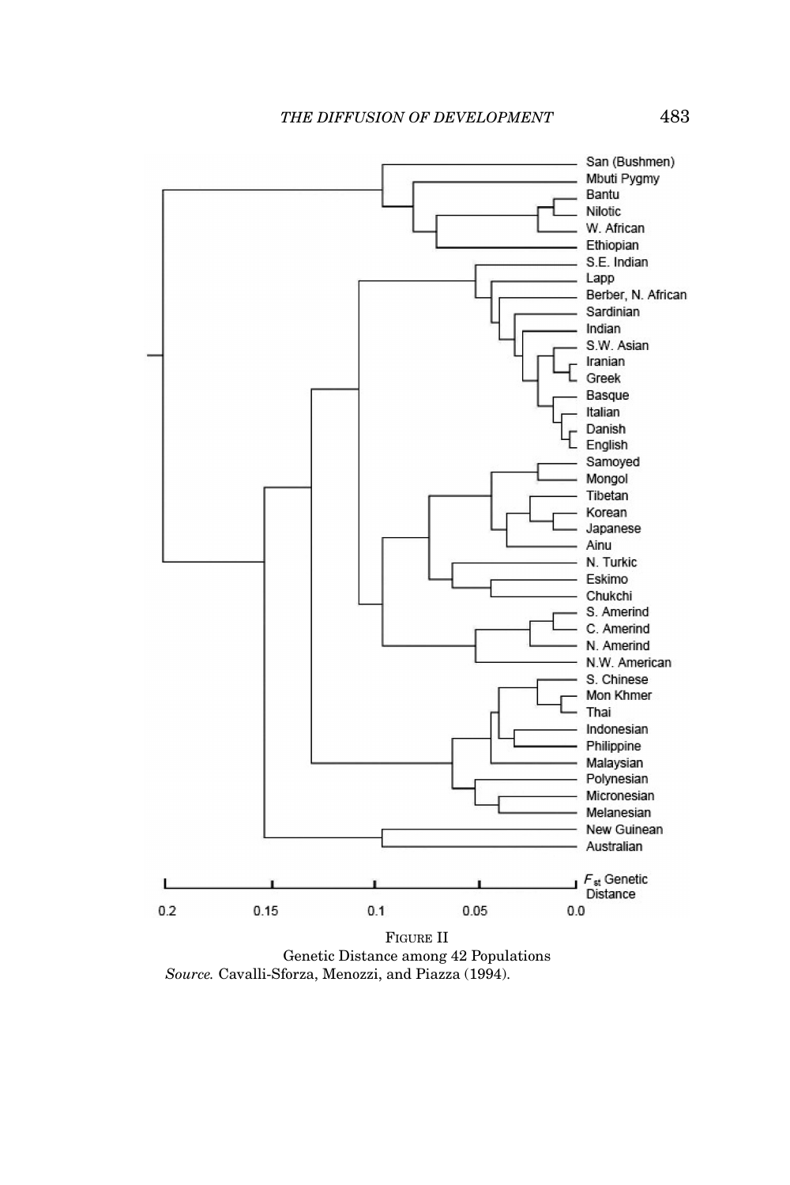FIGURE II
Genetic Distance among 42 Populations

*Source.* Cavalli-Sforza, Menozzi, and Piazza (1994).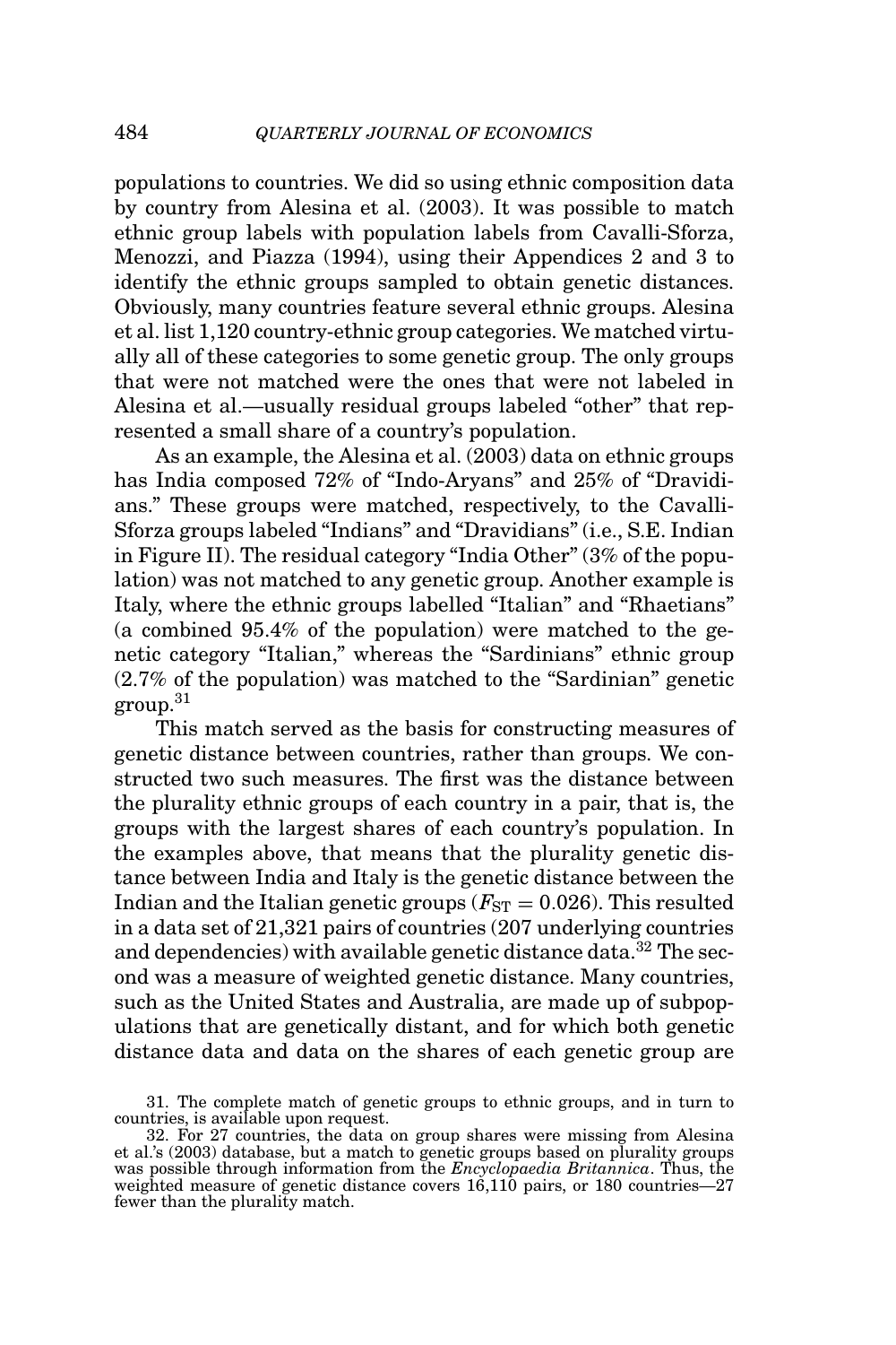populations to countries. We did so using ethnic composition data by country from Alesina et al. (2003). It was possible to match ethnic group labels with population labels from Cavalli-Sforza, Menozzi, and Piazza (1994), using their Appendices 2 and 3 to identify the ethnic groups sampled to obtain genetic distances. Obviously, many countries feature several ethnic groups. Alesina et al. list 1,120 country-ethnic group categories. We matched virtually all of these categories to some genetic group. The only groups that were not matched were the ones that were not labeled in Alesina et al.—usually residual groups labeled "other" that represented a small share of a country's population.

As an example, the Alesina et al. (2003) data on ethnic groups has India composed 72% of "Indo-Aryans" and 25% of "Dravidians." These groups were matched, respectively, to the Cavalli-Sforza groups labeled "Indians" and "Dravidians" (i.e., S.E. Indian in Figure II). The residual category "India Other" (3% of the population) was not matched to any genetic group. Another example is Italy, where the ethnic groups labelled "Italian" and "Rhaetians" (a combined 95.4% of the population) were matched to the genetic category "Italian," whereas the "Sardinians" ethnic group (2.7% of the population) was matched to the "Sardinian" genetic group.[31]

This match served as the basis for constructing measures of genetic distance between countries, rather than groups. We constructed two such measures. The first was the distance between the plurality ethnic groups of each country in a pair, that is, the groups with the largest shares of each country's population. In the examples above, that means that the plurality genetic distance between India and Italy is the genetic distance between the Indian and the Italian genetic groups ($F_{ST} = 0.026$). This resulted in a data set of 21,321 pairs of countries (207 underlying countries and dependencies) with available genetic distance data.[32] The second was a measure of weighted genetic distance. Many countries, such as the United States and Australia, are made up of subpopulations that are genetically distant, and for which both genetic distance data and data on the shares of each genetic group are

31. The complete match of genetic groups to ethnic groups, and in turn to countries, is available upon request.

32. For 27 countries, the data on group shares were missing from Alesina et al.'s (2003) database, but a match to genetic groups based on plurality groups was possible through information from the *Encyclopaedia Britannica*. Thus, the weighted measure of genetic distance covers 16,110 pairs, or 180 countries—27 fewer than the plurality match.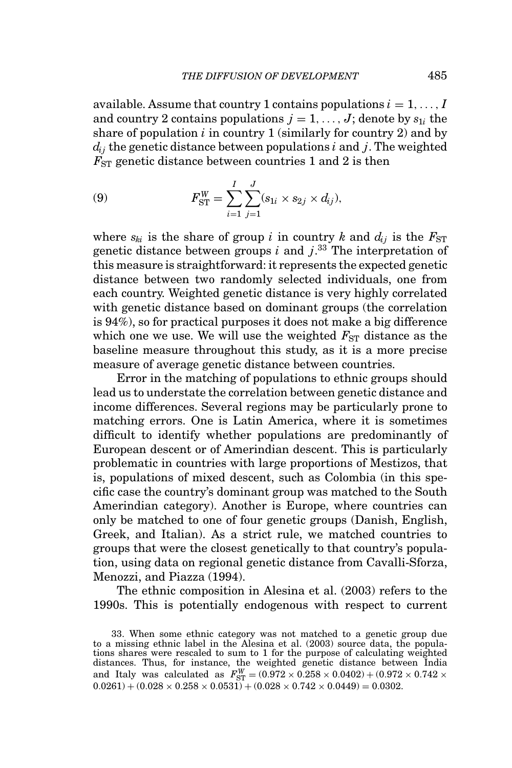available. Assume that country 1 contains populations $i = 1, \ldots, I$ and country 2 contains populations $j = 1, \ldots, J$; denote by $s_{1i}$ the share of population $i$ in country 1 (similarly for country 2) and by $d_{ij}$ the genetic distance between populations $i$ and $j$. The weighted $F_{\mathrm{ST}}$ genetic distance between countries 1 and 2 is then

$$F_{\mathrm{ST}}^{W} = \sum_{i=1}^{I} \sum_{j=1}^{J} (s_{1i} \times s_{2j} \times d_{ij}), \tag{9}$$

where $s_{ki}$ is the share of group $i$ in country $k$ and $d_{ij}$ is the $F_{\mathrm{ST}}$ genetic distance between groups $i$ and $j$.[33] The interpretation of this measure is straightforward: it represents the expected genetic distance between two randomly selected individuals, one from each country. Weighted genetic distance is very highly correlated with genetic distance based on dominant groups (the correlation is 94%), so for practical purposes it does not make a big difference which one we use. We will use the weighted $F_{\mathrm{ST}}$ distance as the baseline measure throughout this study, as it is a more precise measure of average genetic distance between countries.

Error in the matching of populations to ethnic groups should lead us to understate the correlation between genetic distance and income differences. Several regions may be particularly prone to matching errors. One is Latin America, where it is sometimes difficult to identify whether populations are predominantly of European descent or of Amerindian descent. This is particularly problematic in countries with large proportions of Mestizos, that is, populations of mixed descent, such as Colombia (in this specific case the country's dominant group was matched to the South Amerindian category). Another is Europe, where countries can only be matched to one of four genetic groups (Danish, English, Greek, and Italian). As a strict rule, we matched countries to groups that were the closest genetically to that country's population, using data on regional genetic distance from Cavalli-Sforza, Menozzi, and Piazza (1994).

The ethnic composition in Alesina et al. (2003) refers to the 1990s. This is potentially endogenous with respect to current

33. When some ethnic category was not matched to a genetic group due to a missing ethnic label in the Alesina et al. (2003) source data, the populations shares were rescaled to sum to 1 for the purpose of calculating weighted distances. Thus, for instance, the weighted genetic distance between India and Italy was calculated as $F_{\mathrm{ST}}^{W} = (0.972 \times 0.258 \times 0.0402) + (0.972 \times 0.742 \times 0.0261) + (0.028 \times 0.258 \times 0.0531) + (0.028 \times 0.742 \times 0.0449) = 0.0302$.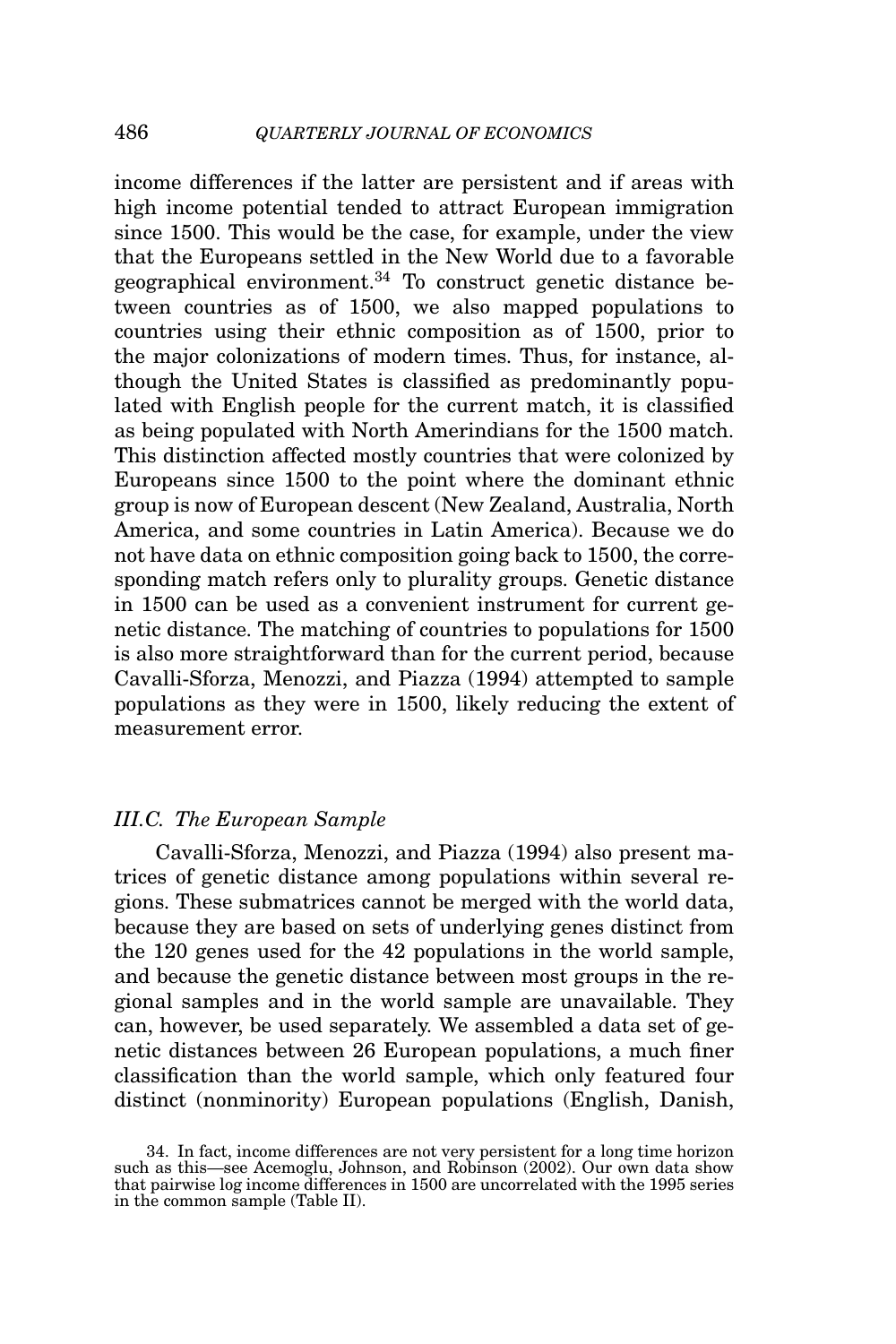income differences if the latter are persistent and if areas with high income potential tended to attract European immigration since 1500. This would be the case, for example, under the view that the Europeans settled in the New World due to a favorable geographical environment.[34] To construct genetic distance between countries as of 1500, we also mapped populations to countries using their ethnic composition as of 1500, prior to the major colonizations of modern times. Thus, for instance, although the United States is classified as predominantly populated with English people for the current match, it is classified as being populated with North Amerindians for the 1500 match. This distinction affected mostly countries that were colonized by Europeans since 1500 to the point where the dominant ethnic group is now of European descent (New Zealand, Australia, North America, and some countries in Latin America). Because we do not have data on ethnic composition going back to 1500, the corresponding match refers only to plurality groups. Genetic distance in 1500 can be used as a convenient instrument for current genetic distance. The matching of countries to populations for 1500 is also more straightforward than for the current period, because Cavalli-Sforza, Menozzi, and Piazza (1994) attempted to sample populations as they were in 1500, likely reducing the extent of measurement error.

### *III.C. The European Sample*

Cavalli-Sforza, Menozzi, and Piazza (1994) also present matrices of genetic distance among populations within several regions. These submatrices cannot be merged with the world data, because they are based on sets of underlying genes distinct from the 120 genes used for the 42 populations in the world sample, and because the genetic distance between most groups in the regional samples and in the world sample are unavailable. They can, however, be used separately. We assembled a data set of genetic distances between 26 European populations, a much finer classification than the world sample, which only featured four distinct (nonminority) European populations (English, Danish,

34. In fact, income differences are not very persistent for a long time horizon such as this—see Acemoglu, Johnson, and Robinson (2002). Our own data show that pairwise log income differences in 1500 are uncorrelated with the 1995 series in the common sample (Table II).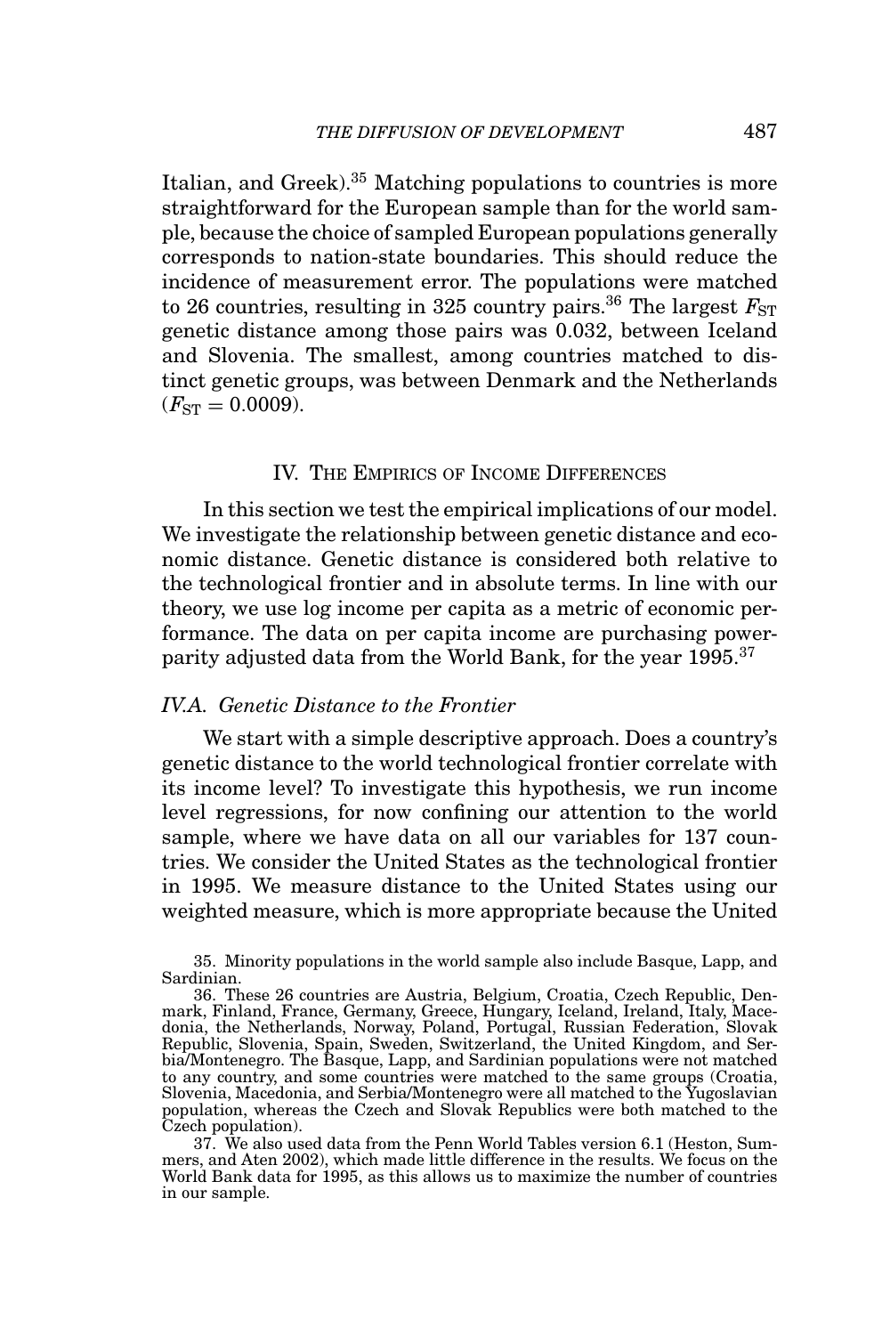Italian, and Greek).[35] Matching populations to countries is more straightforward for the European sample than for the world sample, because the choice of sampled European populations generally corresponds to nation-state boundaries. This should reduce the incidence of measurement error. The populations were matched to 26 countries, resulting in 325 country pairs.[36] The largest $F_{ST}$ genetic distance among those pairs was 0.032, between Iceland and Slovenia. The smallest, among countries matched to distinct genetic groups, was between Denmark and the Netherlands ($F_{ST} = 0.0009$).

## IV. The Empirics of Income Differences

In this section we test the empirical implications of our model. We investigate the relationship between genetic distance and economic distance. Genetic distance is considered both relative to the technological frontier and in absolute terms. In line with our theory, we use log income per capita as a metric of economic performance. The data on per capita income are purchasing power-parity adjusted data from the World Bank, for the year 1995.[37]

### IV.A. Genetic Distance to the Frontier

We start with a simple descriptive approach. Does a country's genetic distance to the world technological frontier correlate with its income level? To investigate this hypothesis, we run income level regressions, for now confining our attention to the world sample, where we have data on all our variables for 137 countries. We consider the United States as the technological frontier in 1995. We measure distance to the United States using our weighted measure, which is more appropriate because the United

35. Minority populations in the world sample also include Basque, Lapp, and Sardinian.

36. These 26 countries are Austria, Belgium, Croatia, Czech Republic, Denmark, Finland, France, Germany, Greece, Hungary, Iceland, Ireland, Italy, Macedonia, the Netherlands, Norway, Poland, Portugal, Russian Federation, Slovak Republic, Slovenia, Spain, Sweden, Switzerland, the United Kingdom, and Serbia/Montenegro. The Basque, Lapp, and Sardinian populations were not matched to any country, and some countries were matched to the same groups (Croatia, Slovenia, Macedonia, and Serbia/Montenegro were all matched to the Yugoslavian population, whereas the Czech and Slovak Republics were both matched to the Czech population).

37. We also used data from the Penn World Tables version 6.1 (Heston, Summers, and Aten 2002), which made little difference in the results. We focus on the World Bank data for 1995, as this allows us to maximize the number of countries in our sample.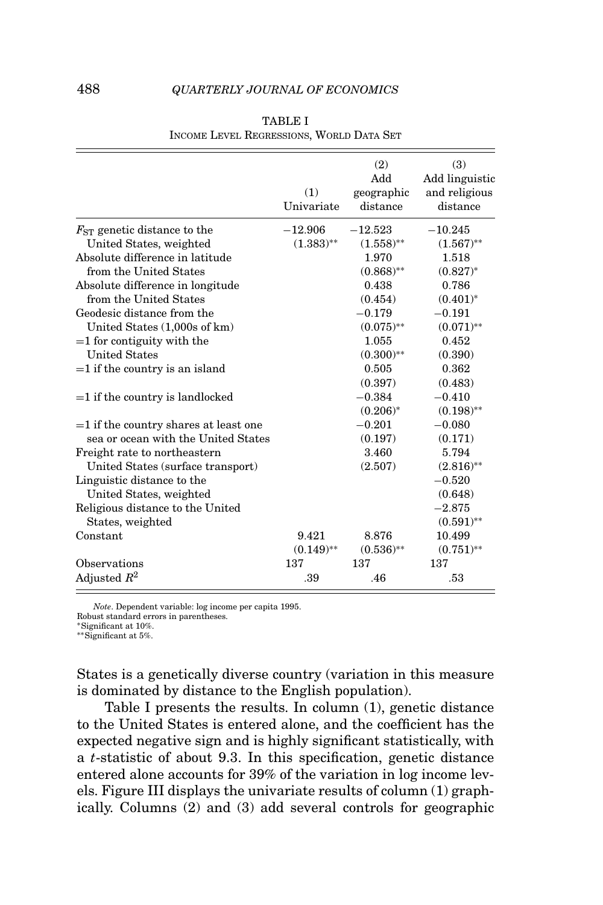TABLE I
INCOME LEVEL REGRESSIONS, WORLD DATA SET

| | (1) Univariate | (2) Add geographic distance | (3) Add linguistic and religious distance |
|---|---|---|---|
| $F_{ST}$ genetic distance to the United States, weighted | −12.906 | −12.523 | −10.245 |
| | (1.383)** | (1.558)** | (1.567)** |
| Absolute difference in latitude from the United States | | 1.970 | 1.518 |
| | | (0.868)** | (0.827)* |
| Absolute difference in longitude from the United States | | 0.438 | 0.786 |
| | | (0.454) | (0.401)* |
| Geodesic distance from the United States (1,000s of km) | | −0.179 | −0.191 |
| | | (0.075)** | (0.071)** |
| =1 for contiguity with the United States | | 1.055 | 0.452 |
| | | (0.300)** | (0.390) |
| =1 if the country is an island | | 0.505 | 0.362 |
| | | (0.397) | (0.483) |
| =1 if the country is landlocked | | −0.384 | −0.410 |
| | | (0.206)* | (0.198)** |
| =1 if the country shares at least one sea or ocean with the United States | | −0.201 | −0.080 |
| | | (0.197) | (0.171) |
| Freight rate to northeastern United States (surface transport) | | 3.460 | 5.794 |
| | | (2.507) | (2.816)** |
| Linguistic distance to the United States, weighted | | | −0.520 |
| | | | (0.648) |
| Religious distance to the United States, weighted | | | −2.875 |
| | | | (0.591)** |
| Constant | 9.421 | 8.876 | 10.499 |
| | (0.149)** | (0.536)** | (0.751)** |
| Observations | 137 | 137 | 137 |
| Adjusted $R^2$ | .39 | .46 | .53 |

*Note*. Dependent variable: log income per capita 1995.
Robust standard errors in parentheses.
*Significant at 10%.
**Significant at 5%.

States is a genetically diverse country (variation in this measure is dominated by distance to the English population).

Table I presents the results. In column (1), genetic distance to the United States is entered alone, and the coefficient has the expected negative sign and is highly significant statistically, with a $t$-statistic of about 9.3. In this specification, genetic distance entered alone accounts for 39% of the variation in log income levels. Figure III displays the univariate results of column (1) graphically. Columns (2) and (3) add several controls for geographic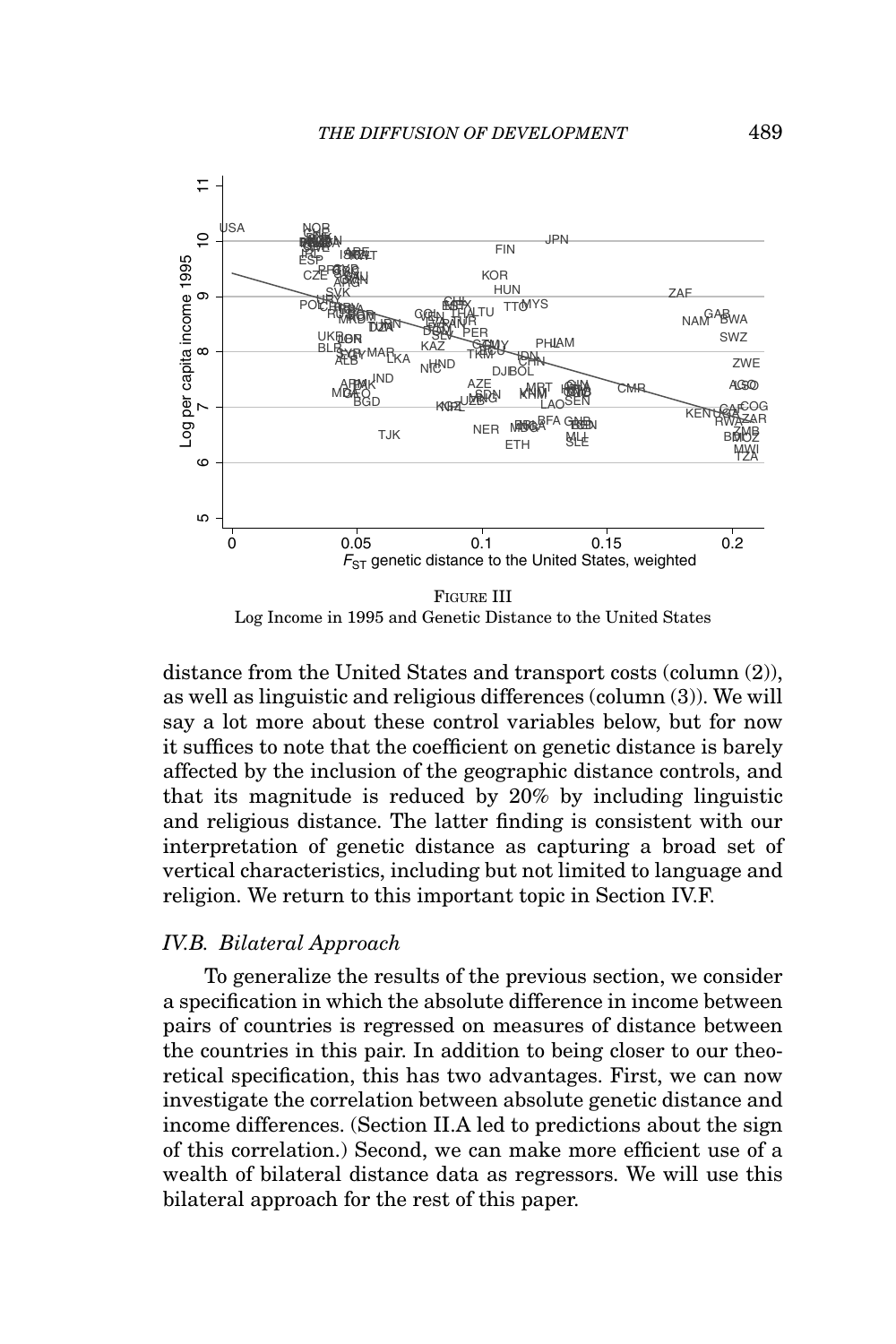FIGURE III
Log Income in 1995 and Genetic Distance to the United States

distance from the United States and transport costs (column (2)), as well as linguistic and religious differences (column (3)). We will say a lot more about these control variables below, but for now it suffices to note that the coefficient on genetic distance is barely affected by the inclusion of the geographic distance controls, and that its magnitude is reduced by 20% by including linguistic and religious distance. The latter finding is consistent with our interpretation of genetic distance as capturing a broad set of vertical characteristics, including but not limited to language and religion. We return to this important topic in Section IV.F.

### *IV.B. Bilateral Approach*

To generalize the results of the previous section, we consider a specification in which the absolute difference in income between pairs of countries is regressed on measures of distance between the countries in this pair. In addition to being closer to our theoretical specification, this has two advantages. First, we can now investigate the correlation between absolute genetic distance and income differences. (Section II.A led to predictions about the sign of this correlation.) Second, we can make more efficient use of a wealth of bilateral distance data as regressors. We will use this bilateral approach for the rest of this paper.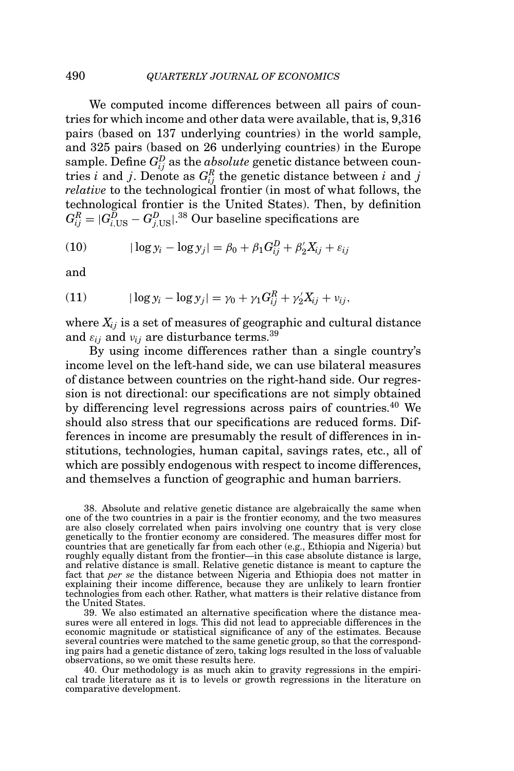We computed income differences between all pairs of countries for which income and other data were available, that is, 9,316 pairs (based on 137 underlying countries) in the world sample, and 325 pairs (based on 26 underlying countries) in the Europe sample. Define $G^D_{ij}$ as the *absolute* genetic distance between countries $i$ and $j$. Denote as $G^R_{ij}$ the genetic distance between $i$ and $j$ *relative* to the technological frontier (in most of what follows, the technological frontier is the United States). Then, by definition $G^R_{ij} = |G^D_{i,\mathrm{US}} - G^D_{j,\mathrm{US}}|$.[38] Our baseline specifications are

$$(10) \qquad |\log y_i - \log y_j| = \beta_0 + \beta_1 G^D_{ij} + \beta_2' X_{ij} + \varepsilon_{ij}$$

and

$$(11) \qquad |\log y_i - \log y_j| = \gamma_0 + \gamma_1 G^R_{ij} + \gamma_2' X_{ij} + \nu_{ij},$$

where $X_{ij}$ is a set of measures of geographic and cultural distance and $\varepsilon_{ij}$ and $\nu_{ij}$ are disturbance terms.[39]

By using income differences rather than a single country's income level on the left-hand side, we can use bilateral measures of distance between countries on the right-hand side. Our regression is not directional: our specifications are not simply obtained by differencing level regressions across pairs of countries.[40] We should also stress that our specifications are reduced forms. Differences in income are presumably the result of differences in institutions, technologies, human capital, savings rates, etc., all of which are possibly endogenous with respect to income differences, and themselves a function of geographic and human barriers.

38. Absolute and relative genetic distance are algebraically the same when one of the two countries in a pair is the frontier economy, and the two measures are also closely correlated when pairs involving one country that is very close genetically to the frontier economy are considered. The measures differ most for countries that are genetically far from each other (e.g., Ethiopia and Nigeria) but roughly equally distant from the frontier—in this case absolute distance is large, and relative distance is small. Relative genetic distance is meant to capture the fact that *per se* the distance between Nigeria and Ethiopia does not matter in explaining their income difference, because they are unlikely to learn frontier technologies from each other. Rather, what matters is their relative distance from the United States.

39. We also estimated an alternative specification where the distance measures were all entered in logs. This did not lead to appreciable differences in the economic magnitude or statistical significance of any of the estimates. Because several countries were matched to the same genetic group, so that the corresponding pairs had a genetic distance of zero, taking logs resulted in the loss of valuable observations, so we omit these results here.

40. Our methodology is as much akin to gravity regressions in the empirical trade literature as it is to levels or growth regressions in the literature on comparative development.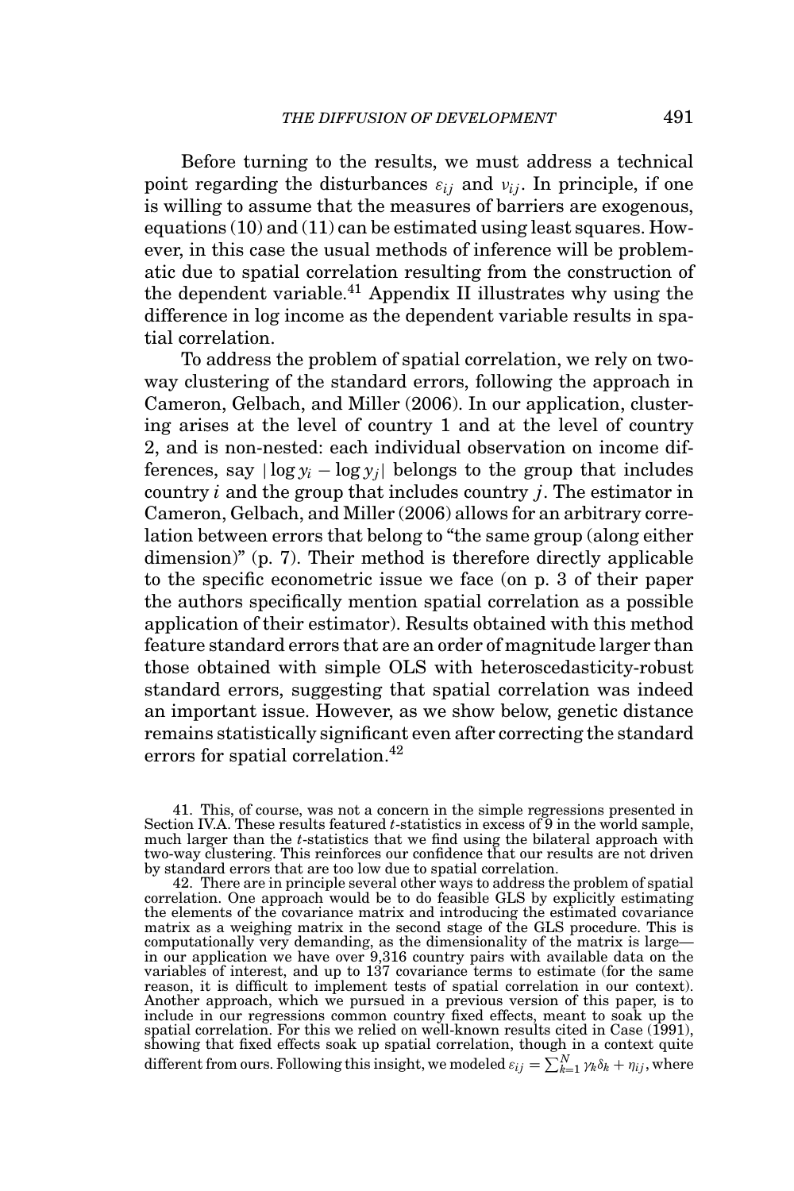Before turning to the results, we must address a technical point regarding the disturbances $\varepsilon_{ij}$ and $\nu_{ij}$. In principle, if one is willing to assume that the measures of barriers are exogenous, equations (10) and (11) can be estimated using least squares. However, in this case the usual methods of inference will be problematic due to spatial correlation resulting from the construction of the dependent variable.[41] Appendix II illustrates why using the difference in log income as the dependent variable results in spatial correlation.

To address the problem of spatial correlation, we rely on two-way clustering of the standard errors, following the approach in Cameron, Gelbach, and Miller (2006). In our application, clustering arises at the level of country 1 and at the level of country 2, and is non-nested: each individual observation on income differences, say $|\log y_i - \log y_j|$ belongs to the group that includes country $i$ and the group that includes country $j$. The estimator in Cameron, Gelbach, and Miller (2006) allows for an arbitrary correlation between errors that belong to "the same group (along either dimension)" (p. 7). Their method is therefore directly applicable to the specific econometric issue we face (on p. 3 of their paper the authors specifically mention spatial correlation as a possible application of their estimator). Results obtained with this method feature standard errors that are an order of magnitude larger than those obtained with simple OLS with heteroscedasticity-robust standard errors, suggesting that spatial correlation was indeed an important issue. However, as we show below, genetic distance remains statistically significant even after correcting the standard errors for spatial correlation.[42]

41. This, of course, was not a concern in the simple regressions presented in Section IV.A. These results featured $t$-statistics in excess of 9 in the world sample, much larger than the $t$-statistics that we find using the bilateral approach with two-way clustering. This reinforces our confidence that our results are not driven by standard errors that are too low due to spatial correlation.

42. There are in principle several other ways to address the problem of spatial correlation. One approach would be to do feasible GLS by explicitly estimating the elements of the covariance matrix and introducing the estimated covariance matrix as a weighing matrix in the second stage of the GLS procedure. This is computationally very demanding, as the dimensionality of the matrix is large—in our application we have over 9,316 country pairs with available data on the variables of interest, and up to 137 covariance terms to estimate (for the same reason, it is difficult to implement tests of spatial correlation in our context). Another approach, which we pursued in a previous version of this paper, is to include in our regressions common country fixed effects, meant to soak up the spatial correlation. For this we relied on well-known results cited in Case (1991), showing that fixed effects soak up spatial correlation, though in a context quite different from ours. Following this insight, we modeled $\varepsilon_{ij} = \sum_{k=1}^{N} \gamma_k \delta_k + \eta_{ij}$, where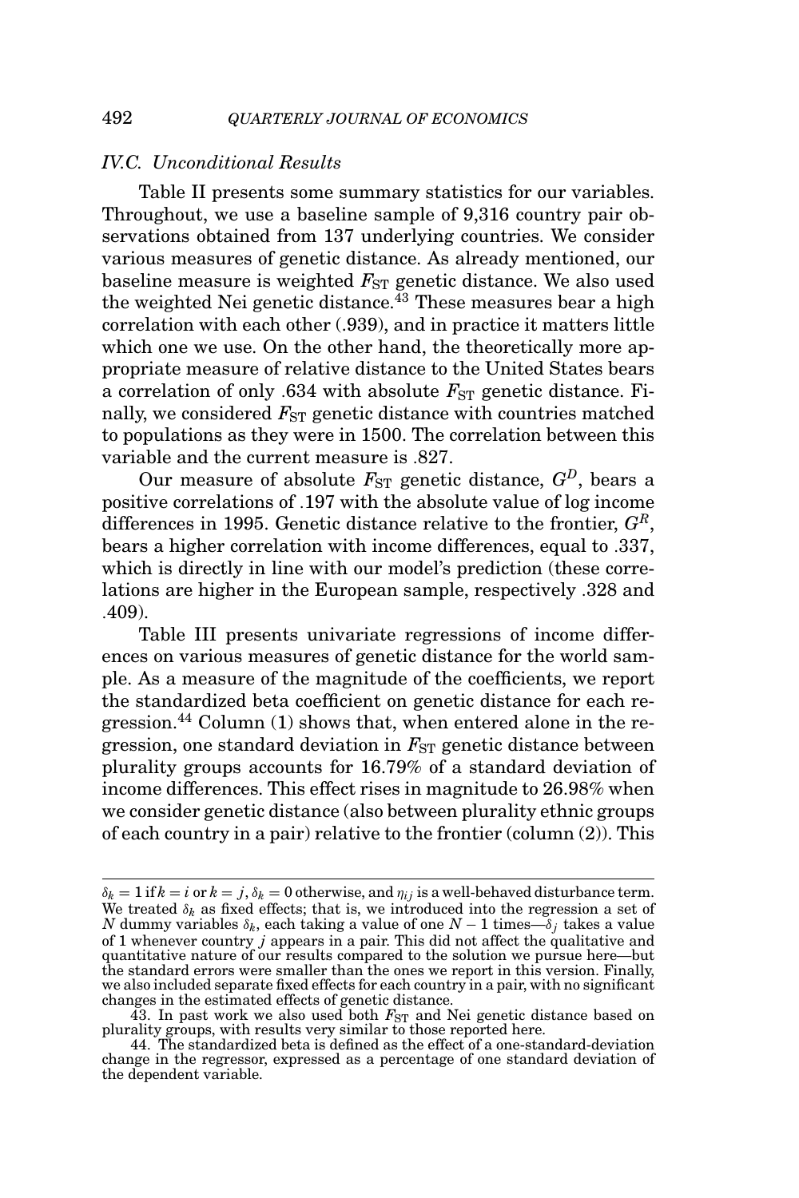### IV.C. Unconditional Results

Table II presents some summary statistics for our variables. Throughout, we use a baseline sample of 9,316 country pair observations obtained from 137 underlying countries. We consider various measures of genetic distance. As already mentioned, our baseline measure is weighted $F_{ST}$ genetic distance. We also used the weighted Nei genetic distance.[43] These measures bear a high correlation with each other (.939), and in practice it matters little which one we use. On the other hand, the theoretically more appropriate measure of relative distance to the United States bears a correlation of only .634 with absolute $F_{ST}$ genetic distance. Finally, we considered $F_{ST}$ genetic distance with countries matched to populations as they were in 1500. The correlation between this variable and the current measure is .827.

Our measure of absolute $F_{ST}$ genetic distance, $G^D$, bears a positive correlations of .197 with the absolute value of log income differences in 1995. Genetic distance relative to the frontier, $G^R$, bears a higher correlation with income differences, equal to .337, which is directly in line with our model's prediction (these correlations are higher in the European sample, respectively .328 and .409).

Table III presents univariate regressions of income differences on various measures of genetic distance for the world sample. As a measure of the magnitude of the coefficients, we report the standardized beta coefficient on genetic distance for each regression.[44] Column (1) shows that, when entered alone in the regression, one standard deviation in $F_{ST}$ genetic distance between plurality groups accounts for 16.79% of a standard deviation of income differences. This effect rises in magnitude to 26.98% when we consider genetic distance (also between plurality ethnic groups of each country in a pair) relative to the frontier (column (2)). This

---

$\delta_k = 1$ if $k = i$ or $k = j$, $\delta_k = 0$ otherwise, and $\eta_{ij}$ is a well-behaved disturbance term. We treated $\delta_k$ as fixed effects; that is, we introduced into the regression a set of $N$ dummy variables $\delta_k$, each taking a value of one $N - 1$ times—$\delta_j$ takes a value of 1 whenever country $j$ appears in a pair. This did not affect the qualitative and quantitative nature of our results compared to the solution we pursue here—but the standard errors were smaller than the ones we report in this version. Finally, we also included separate fixed effects for each country in a pair, with no significant changes in the estimated effects of genetic distance.

43. In past work we also used both $F_{ST}$ and Nei genetic distance based on plurality groups, with results very similar to those reported here.

44. The standardized beta is defined as the effect of a one-standard-deviation change in the regressor, expressed as a percentage of one standard deviation of the dependent variable.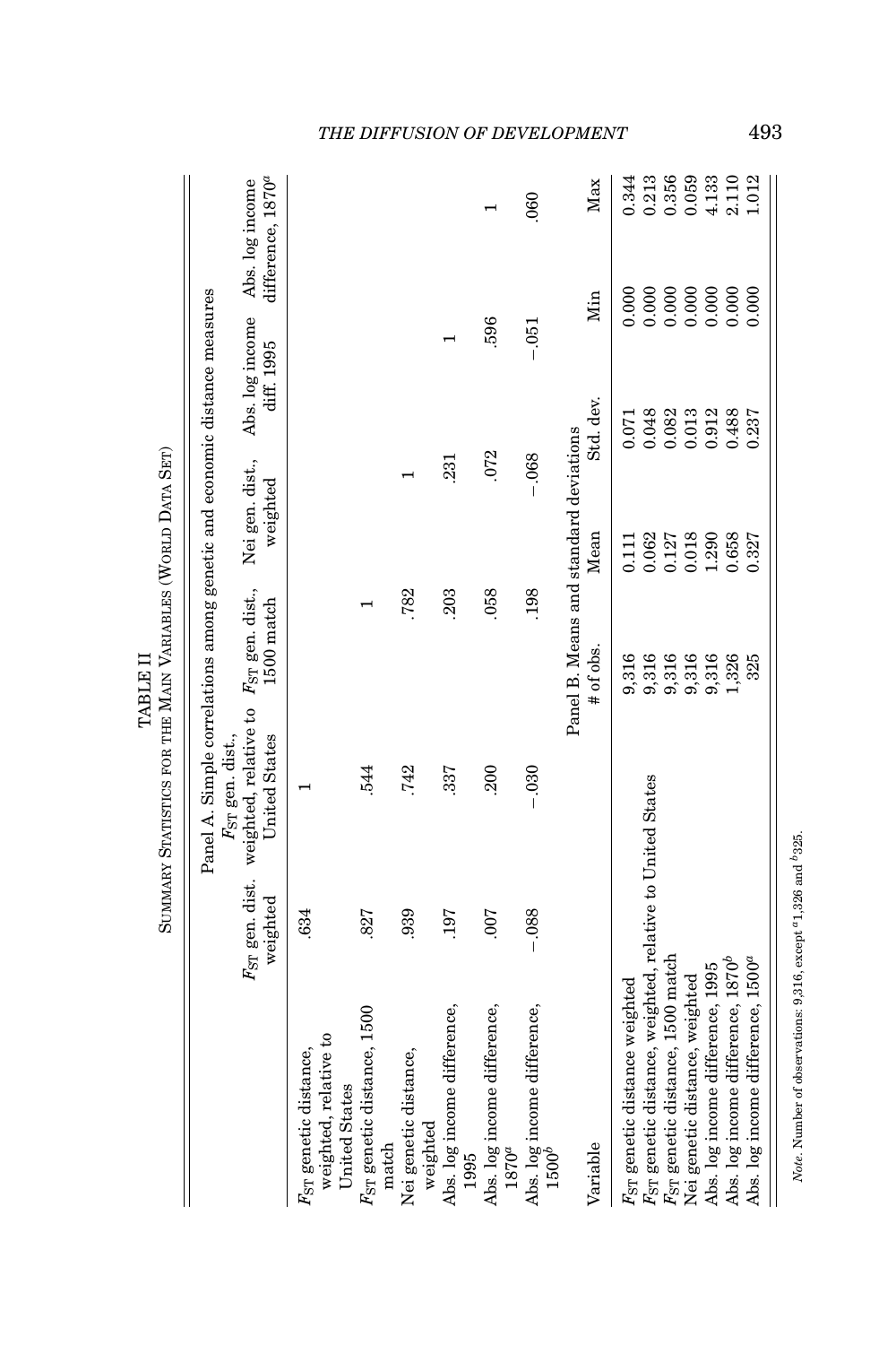TABLE II

SUMMARY STATISTICS FOR THE MAIN VARIABLES (WORLD DATA SET)

Panel A. Simple correlations among genetic and economic distance measures

| | $F_{ST}$ gen. dist. weighted | $F_{ST}$ gen. dist., weighted, relative to United States | $F_{ST}$ gen. dist., 1500 match | Nei gen. dist., weighted | Abs. log income diff. 1995 | Abs. log income difference, 1870[a] |
|---|---|---|---|---|---|---|
| $F_{ST}$ genetic distance, weighted, relative to United States | .634 | 1 | | | | |
| $F_{ST}$ genetic distance, 1500 match | .827 | .544 | 1 | | | |
| Nei genetic distance, weighted | .939 | .742 | .782 | 1 | | |
| Abs. log income difference, 1995 | .197 | .337 | .203 | .231 | 1 | |
| Abs. log income difference, 1870[a] | .007 | .200 | .058 | .072 | .596 | 1 |
| Abs. log income difference, 1500[b] | −.088 | −.030 | .198 | −.068 | −.051 | .060 |

Panel B. Means and standard deviations

| Variable | # of obs. | Mean | Std. dev. | Min | Max |
|---|---|---|---|---|---|
| $F_{ST}$ genetic distance weighted | 9,316 | 0.111 | 0.071 | 0.000 | 0.344 |
| $F_{ST}$ genetic distance, weighted, relative to United States | 9,316 | 0.062 | 0.048 | 0.000 | 0.213 |
| $F_{ST}$ genetic distance, 1500 match | 9,316 | 0.127 | 0.082 | 0.000 | 0.356 |
| Nei genetic distance, weighted | 9,316 | 0.018 | 0.013 | 0.000 | 0.059 |
| Abs. log income difference, 1995 | 9,316 | 1.290 | 0.912 | 0.000 | 4.133 |
| Abs. log income difference, 1870[b] | 1,326 | 0.658 | 0.488 | 0.000 | 2.110 |
| Abs. log income difference, 1500[a] | 325 | 0.327 | 0.237 | 0.000 | 1.012 |

*Note.* Number of observations: 9,316, except [a]1,326 and [b]325.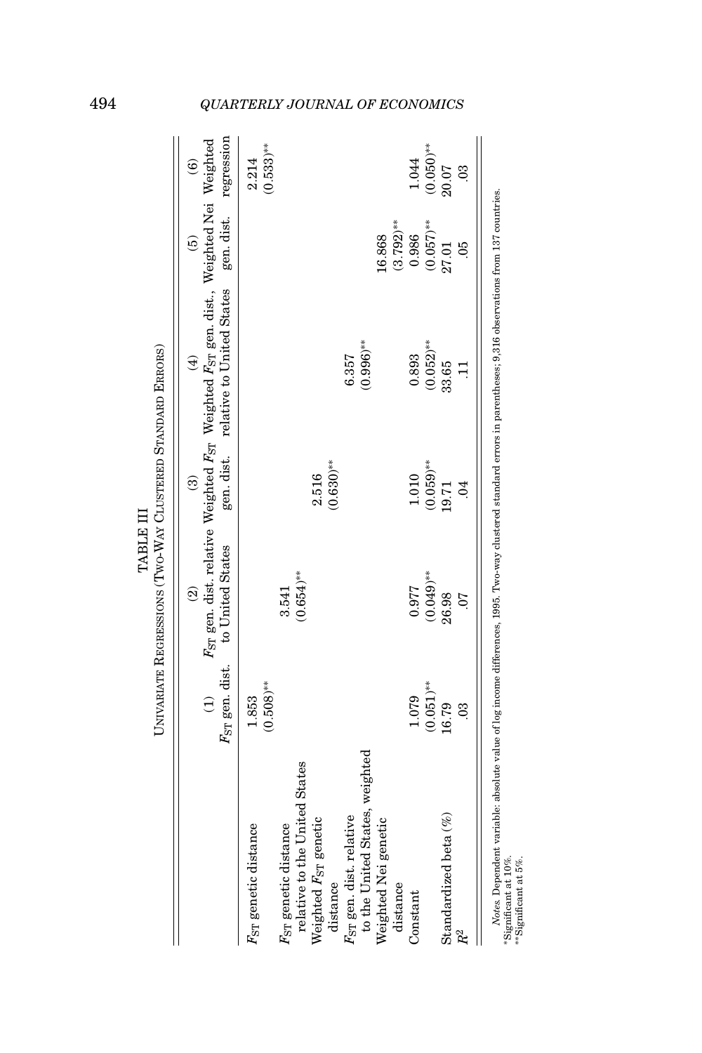TABLE III

UNIVARIATE REGRESSIONS (TWO-WAY CLUSTERED STANDARD ERRORS)

| | (1) $F_{ST}$ gen. dist. | (2) $F_{ST}$ gen. dist. relative to United States | (3) Weighted $F_{ST}$ gen. dist. | (4) Weighted $F_{ST}$ gen. dist., relative to United States | (5) Weighted Nei gen. dist. | (6) Weighted regression |
|---|---|---|---|---|---|---|
| $F_{ST}$ genetic distance | 1.853 | | | | | 2.214 |
| | (0.508)** | | | | | (0.533)** |
| $F_{ST}$ genetic distance relative to the United States | | 3.541 | | | | |
| | | (0.654)** | | | | |
| Weighted $F_{ST}$ genetic distance | | | 2.516 | | | |
| | | | (0.630)** | | | |
| $F_{ST}$ gen. dist. relative to the United States, weighted | | | | 6.357 | | |
| | | | | (0.996)** | | |
| Weighted Nei genetic distance | | | | | 16.868 | |
| | | | | | (3.792)** | |
| Constant | 1.079 | 0.977 | 1.010 | 0.893 | 0.986 | 1.044 |
| | (0.051)** | (0.049)** | (0.059)** | (0.052)** | (0.057)** | (0.050)** |
| Standardized beta (%) | 16.79 | 26.98 | 19.71 | 33.65 | 27.01 | 20.07 |
| $R^2$ | .03 | .07 | .04 | .11 | .05 | .03 |

*Notes.* Dependent variable: absolute value of log income differences, 1995. Two-way clustered standard errors in parentheses; 9,316 observations from 137 countries.
*Significant at 10%.
**Significant at 5%.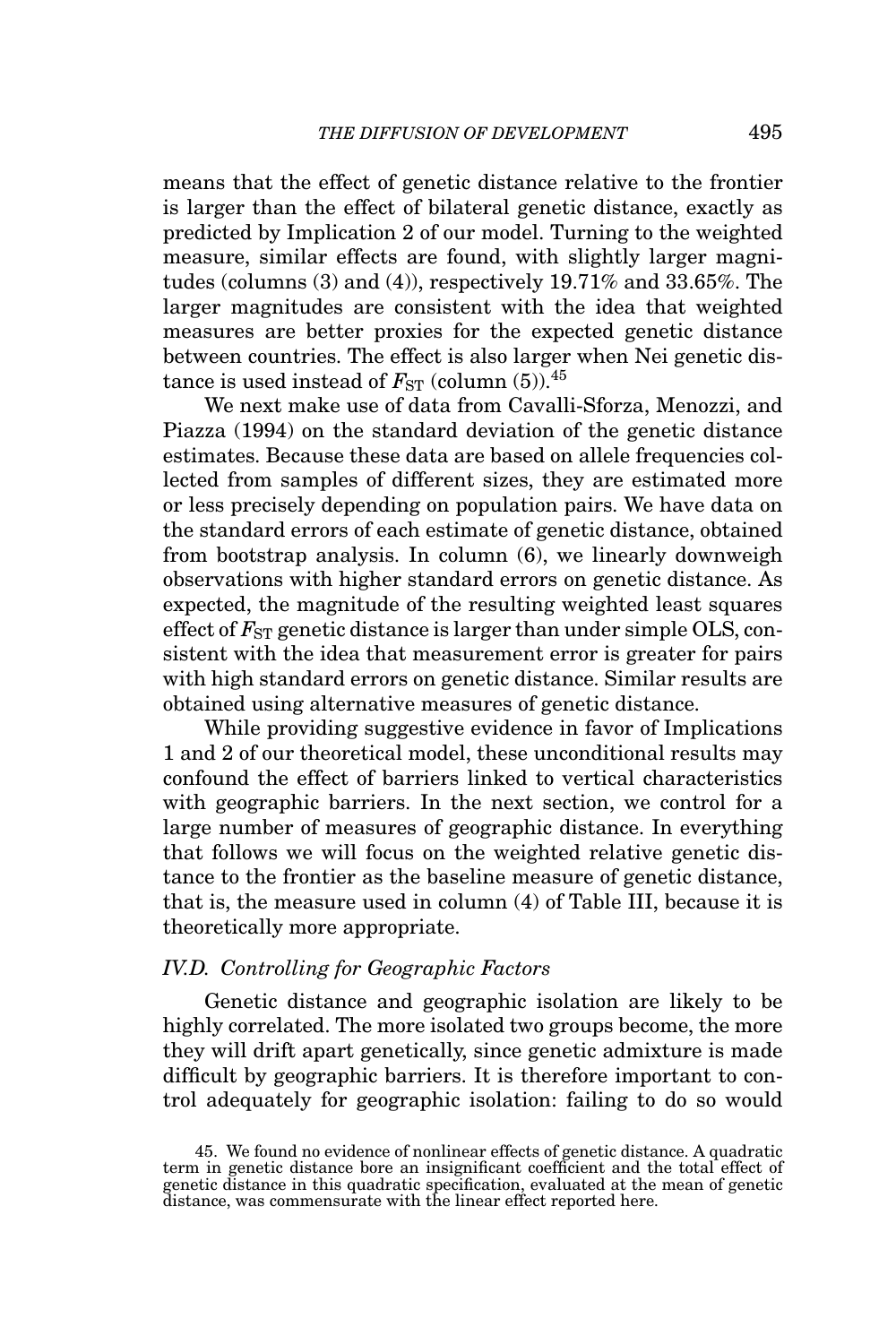means that the effect of genetic distance relative to the frontier is larger than the effect of bilateral genetic distance, exactly as predicted by Implication 2 of our model. Turning to the weighted measure, similar effects are found, with slightly larger magnitudes (columns (3) and (4)), respectively 19.71% and 33.65%. The larger magnitudes are consistent with the idea that weighted measures are better proxies for the expected genetic distance between countries. The effect is also larger when Nei genetic distance is used instead of $F_{\mathrm{ST}}$ (column (5)).[45]

We next make use of data from Cavalli-Sforza, Menozzi, and Piazza (1994) on the standard deviation of the genetic distance estimates. Because these data are based on allele frequencies collected from samples of different sizes, they are estimated more or less precisely depending on population pairs. We have data on the standard errors of each estimate of genetic distance, obtained from bootstrap analysis. In column (6), we linearly downweigh observations with higher standard errors on genetic distance. As expected, the magnitude of the resulting weighted least squares effect of $F_{\mathrm{ST}}$ genetic distance is larger than under simple OLS, consistent with the idea that measurement error is greater for pairs with high standard errors on genetic distance. Similar results are obtained using alternative measures of genetic distance.

While providing suggestive evidence in favor of Implications 1 and 2 of our theoretical model, these unconditional results may confound the effect of barriers linked to vertical characteristics with geographic barriers. In the next section, we control for a large number of measures of geographic distance. In everything that follows we will focus on the weighted relative genetic distance to the frontier as the baseline measure of genetic distance, that is, the measure used in column (4) of Table III, because it is theoretically more appropriate.

### IV.D. Controlling for Geographic Factors

Genetic distance and geographic isolation are likely to be highly correlated. The more isolated two groups become, the more they will drift apart genetically, since genetic admixture is made difficult by geographic barriers. It is therefore important to control adequately for geographic isolation: failing to do so would

45. We found no evidence of nonlinear effects of genetic distance. A quadratic term in genetic distance bore an insignificant coefficient and the total effect of genetic distance in this quadratic specification, evaluated at the mean of genetic distance, was commensurate with the linear effect reported here.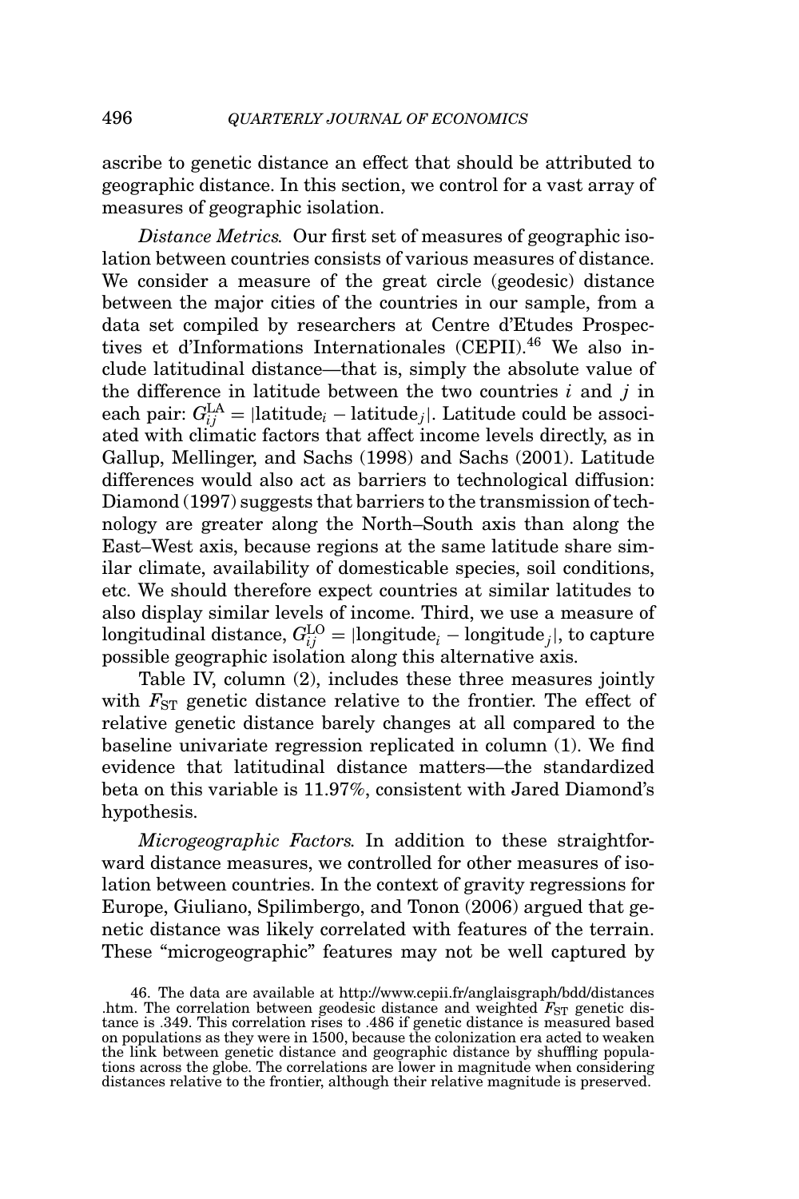ascribe to genetic distance an effect that should be attributed to geographic distance. In this section, we control for a vast array of measures of geographic isolation.

*Distance Metrics.* Our first set of measures of geographic isolation between countries consists of various measures of distance. We consider a measure of the great circle (geodesic) distance between the major cities of the countries in our sample, from a data set compiled by researchers at Centre d'Etudes Prospectives et d'Informations Internationales (CEPII).[46] We also include latitudinal distance—that is, simply the absolute value of the difference in latitude between the two countries $i$ and $j$ in each pair: $G_{ij}^{\mathrm{LA}} = |\mathrm{latitude}_i - \mathrm{latitude}_j|$. Latitude could be associated with climatic factors that affect income levels directly, as in Gallup, Mellinger, and Sachs (1998) and Sachs (2001). Latitude differences would also act as barriers to technological diffusion: Diamond (1997) suggests that barriers to the transmission of technology are greater along the North–South axis than along the East–West axis, because regions at the same latitude share similar climate, availability of domesticable species, soil conditions, etc. We should therefore expect countries at similar latitudes to also display similar levels of income. Third, we use a measure of longitudinal distance, $G_{ij}^{\mathrm{LO}} = |\mathrm{longitude}_i - \mathrm{longitude}_j|$, to capture possible geographic isolation along this alternative axis.

Table IV, column (2), includes these three measures jointly with $F_{\mathrm{ST}}$ genetic distance relative to the frontier. The effect of relative genetic distance barely changes at all compared to the baseline univariate regression replicated in column (1). We find evidence that latitudinal distance matters—the standardized beta on this variable is 11.97%, consistent with Jared Diamond's hypothesis.

*Microgeographic Factors.* In addition to these straightforward distance measures, we controlled for other measures of isolation between countries. In the context of gravity regressions for Europe, Giuliano, Spilimbergo, and Tonon (2006) argued that genetic distance was likely correlated with features of the terrain. These "microgeographic" features may not be well captured by

46. The data are available at http://www.cepii.fr/anglaisgraph/bdd/distances.htm. The correlation between geodesic distance and weighted $F_{\mathrm{ST}}$ genetic distance is .349. This correlation rises to .486 if genetic distance is measured based on populations as they were in 1500, because the colonization era acted to weaken the link between genetic distance and geographic distance by shuffling populations across the globe. The correlations are lower in magnitude when considering distances relative to the frontier, although their relative magnitude is preserved.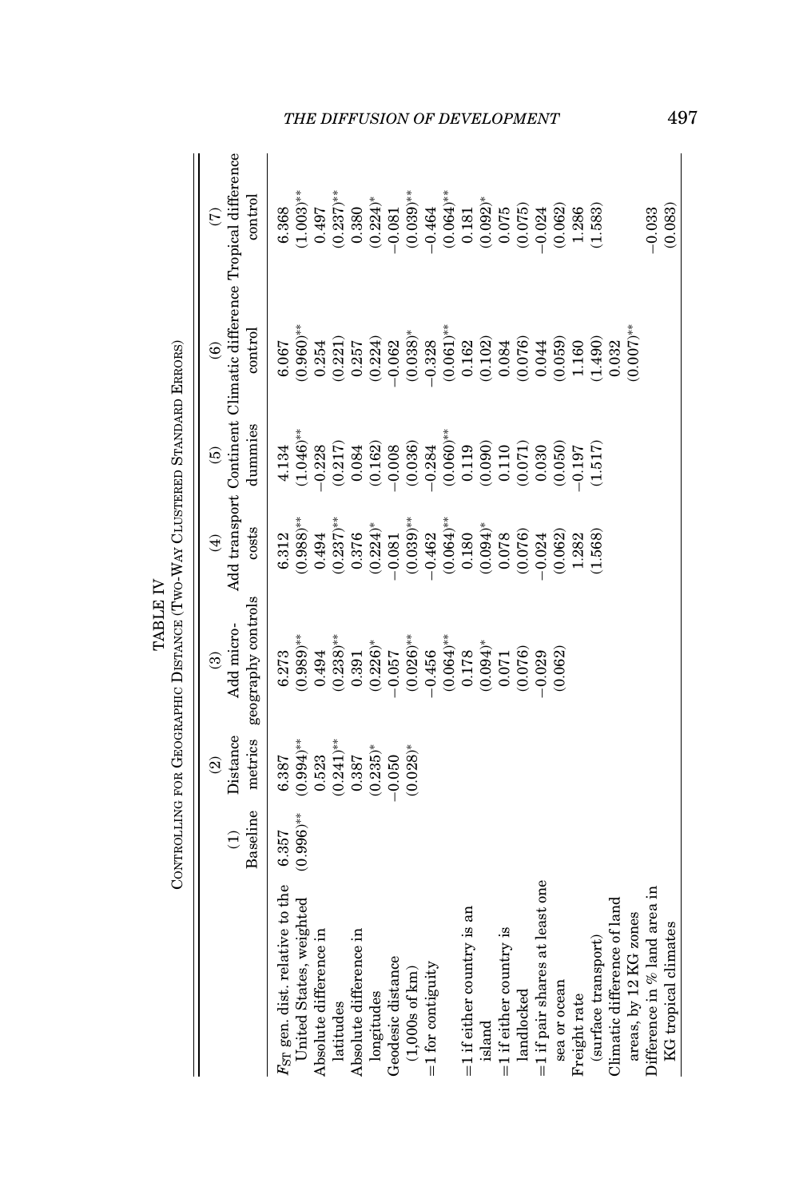TABLE IV

CONTROLLING FOR GEOGRAPHIC DISTANCE (TWO-WAY CLUSTERED STANDARD ERRORS)

| | (1) Baseline | (2) Distance metrics | (3) Add micro-geography controls | (4) Add transport costs | (5) Continent dummies | (6) Climatic difference control | (7) Tropical difference control |
|---|---|---|---|---|---|---|---|
| $F_{ST}$ gen. dist. relative to the United States, weighted | 6.357 | 6.387 | 6.273 | 6.312 | 4.134 | 6.067 | 6.368 |
| | (0.996)** | (0.994)** | (0.989)** | (0.988)** | (1.046)** | (0.960)** | (1.003)** |
| Absolute difference in latitudes | | 0.523 | 0.494 | 0.494 | −0.228 | 0.254 | 0.497 |
| | | (0.241)** | (0.238)** | (0.237)** | (0.217) | (0.221) | (0.237)** |
| Absolute difference in longitudes | | 0.387 | 0.391 | 0.376 | 0.084 | 0.257 | 0.380 |
| | | (0.235)* | (0.226)* | (0.224)* | (0.162) | (0.224) | (0.224)* |
| Geodesic distance (1,000s of km) | | −0.050 | −0.057 | −0.081 | −0.008 | −0.062 | −0.081 |
| | | (0.028)* | (0.026)** | (0.039)** | (0.036) | (0.038)* | (0.039)** |
| =1 for contiguity | | | −0.456 | −0.462 | −0.284 | −0.328 | −0.464 |
| | | | (0.064)** | (0.064)** | (0.060)** | (0.061)** | (0.064)** |
| =1 if either country is an island | | | 0.178 | 0.180 | 0.119 | 0.162 | 0.181 |
| | | | (0.094)* | (0.094)* | (0.090) | (0.102) | (0.092)* |
| =1 if either country is landlocked | | | 0.071 | 0.078 | 0.110 | 0.084 | 0.075 |
| | | | (0.076) | (0.076) | (0.071) | (0.076) | (0.075) |
| =1 if pair shares at least one sea or ocean | | | −0.029 | −0.024 | 0.030 | 0.044 | −0.024 |
| | | | (0.062) | (0.062) | (0.050) | (0.059) | (0.062) |
| Freight rate (surface transport) | | | | 1.282 | −0.197 | 1.160 | 1.286 |
| | | | | (1.568) | (1.517) | (1.490) | (1.583) |
| Climatic difference of land areas, by 12 KG zones | | | | | | 0.032 | |
| | | | | | | (0.007)** | |
| Difference in % land area in KG tropical climates | | | | | | | −0.033 |
| | | | | | | | (0.083) |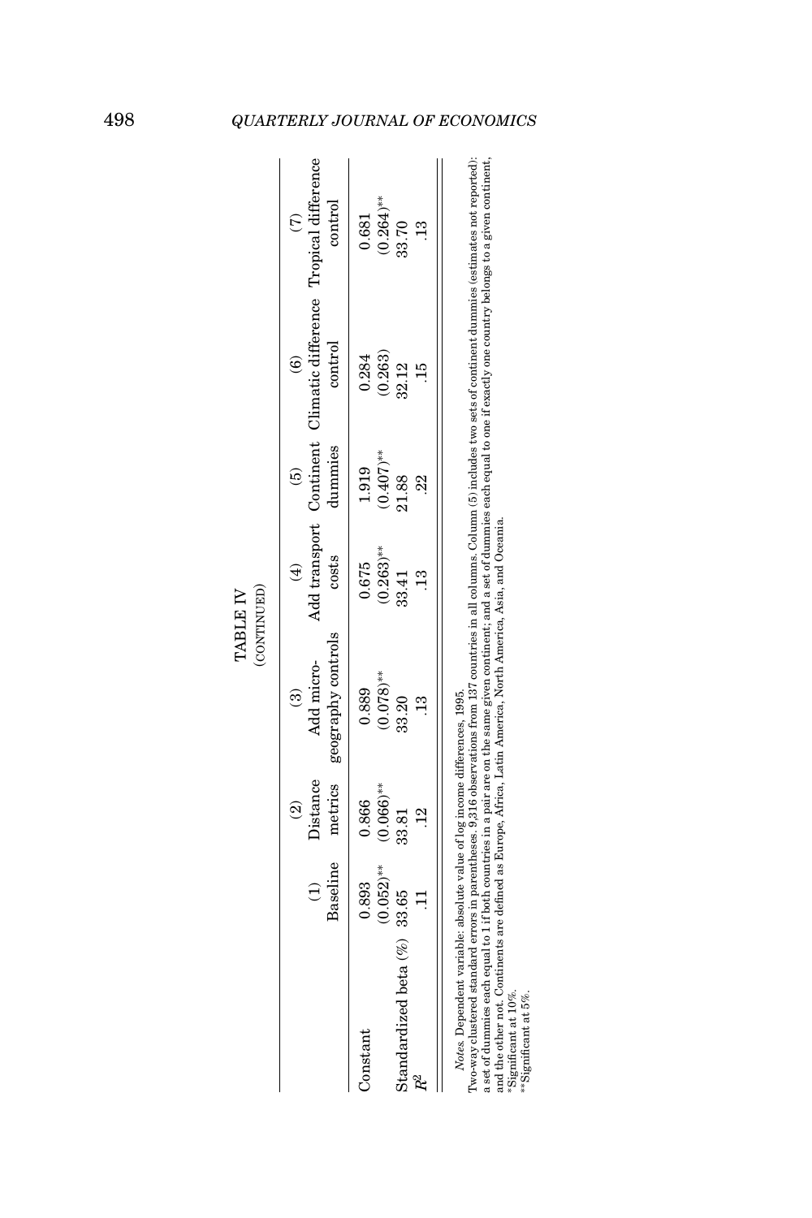TABLE IV
(CONTINUED)

| | (1) Baseline | (2) Distance metrics | (3) Add micro-geography controls | (4) Add transport costs | (5) Continent dummies | (6) Climatic difference control | (7) Tropical difference control |
|---|---|---|---|---|---|---|---|
| Constant | 0.893 | 0.866 | 0.889 | 0.675 | 1.919 | 0.284 | 0.681 |
| | (0.052)** | (0.066)** | (0.078)** | (0.263)** | (0.407)** | (0.263) | (0.264)** |
| Standardized beta (%) | 33.65 | 33.81 | 33.20 | 33.41 | 21.88 | 32.12 | 33.70 |
| $R^2$ | .11 | .12 | .13 | .13 | .22 | .15 | .13 |

*Notes.* Dependent variable: absolute value of log income differences, 1995.
Two-way clustered standard errors in parentheses. 9,316 observations from 137 countries in all columns. Column (5) includes two sets of continent dummies (estimates not reported): a set of dummies each equal to 1 if both countries in a pair are on the same given continent; and a set of dummies each equal to one if exactly one country belongs to a given continent, and the other not. Continents are defined as Europe, Africa, Latin America, North America, Asia, and Oceania.
*Significant at 10%.
**Significant at 5%.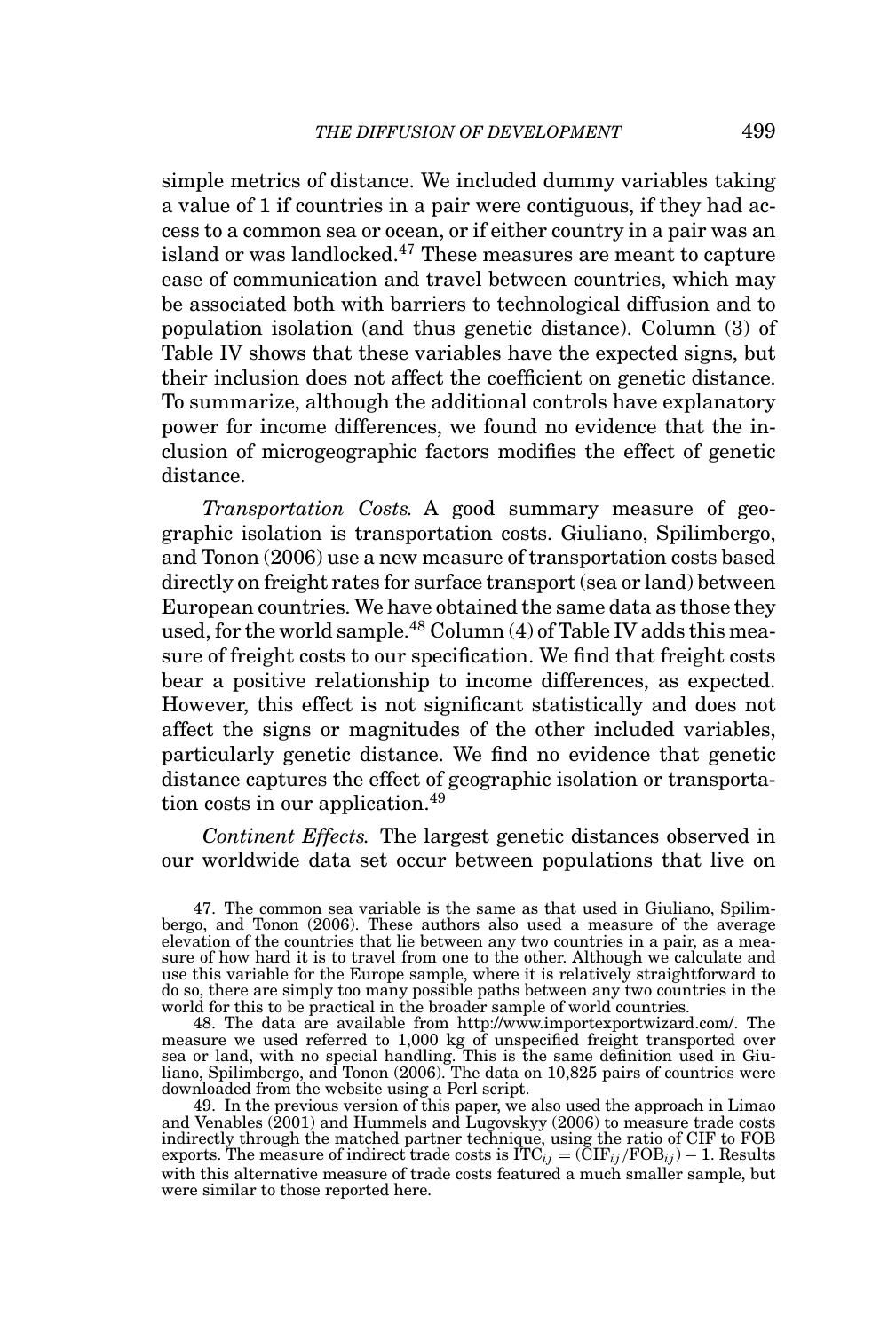simple metrics of distance. We included dummy variables taking a value of 1 if countries in a pair were contiguous, if they had access to a common sea or ocean, or if either country in a pair was an island or was landlocked.[47] These measures are meant to capture ease of communication and travel between countries, which may be associated both with barriers to technological diffusion and to population isolation (and thus genetic distance). Column (3) of Table IV shows that these variables have the expected signs, but their inclusion does not affect the coefficient on genetic distance. To summarize, although the additional controls have explanatory power for income differences, we found no evidence that the inclusion of microgeographic factors modifies the effect of genetic distance.

*Transportation Costs.* A good summary measure of geographic isolation is transportation costs. Giuliano, Spilimbergo, and Tonon (2006) use a new measure of transportation costs based directly on freight rates for surface transport (sea or land) between European countries. We have obtained the same data as those they used, for the world sample.[48] Column (4) of Table IV adds this measure of freight costs to our specification. We find that freight costs bear a positive relationship to income differences, as expected. However, this effect is not significant statistically and does not affect the signs or magnitudes of the other included variables, particularly genetic distance. We find no evidence that genetic distance captures the effect of geographic isolation or transportation costs in our application.[49]

*Continent Effects.* The largest genetic distances observed in our worldwide data set occur between populations that live on

47. The common sea variable is the same as that used in Giuliano, Spilimbergo, and Tonon (2006). These authors also used a measure of the average elevation of the countries that lie between any two countries in a pair, as a measure of how hard it is to travel from one to the other. Although we calculate and use this variable for the Europe sample, where it is relatively straightforward to do so, there are simply too many possible paths between any two countries in the world for this to be practical in the broader sample of world countries.

48. The data are available from http://www.importexportwizard.com/. The measure we used referred to 1,000 kg of unspecified freight transported over sea or land, with no special handling. This is the same definition used in Giuliano, Spilimbergo, and Tonon (2006). The data on 10,825 pairs of countries were downloaded from the website using a Perl script.

49. In the previous version of this paper, we also used the approach in Limao and Venables (2001) and Hummels and Lugovskyy (2006) to measure trade costs indirectly through the matched partner technique, using the ratio of CIF to FOB exports. The measure of indirect trade costs is $\text{ITC}_{ij} = (\text{CIF}_{ij}/\text{FOB}_{ij}) - 1$. Results with this alternative measure of trade costs featured a much smaller sample, but were similar to those reported here.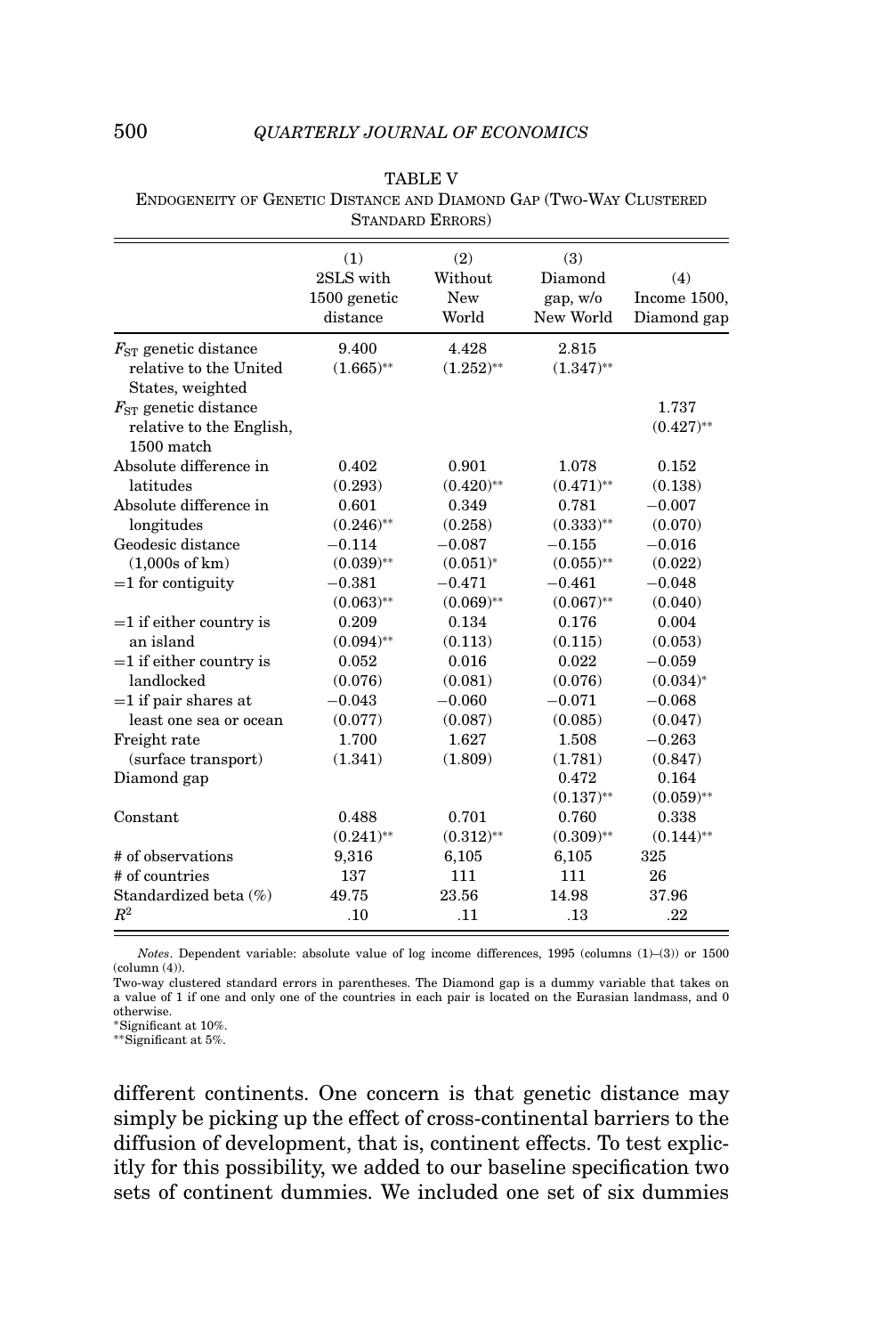TABLE V
ENDOGENEITY OF GENETIC DISTANCE AND DIAMOND GAP (TWO-WAY CLUSTERED STANDARD ERRORS)

| | (1) 2SLS with 1500 genetic distance | (2) Without New World | (3) Diamond gap, w/o New World | (4) Income 1500, Diamond gap |
|---|---|---|---|---|
| $F_{ST}$ genetic distance relative to the United States, weighted | 9.400 | 4.428 | 2.815 | |
| | (1.665)** | (1.252)** | (1.347)** | |
| $F_{ST}$ genetic distance relative to the English, 1500 match | | | | 1.737 |
| | | | | (0.427)** |
| Absolute difference in latitudes | 0.402 | 0.901 | 1.078 | 0.152 |
| | (0.293) | (0.420)** | (0.471)** | (0.138) |
| Absolute difference in longitudes | 0.601 | 0.349 | 0.781 | −0.007 |
| | (0.246)** | (0.258) | (0.333)** | (0.070) |
| Geodesic distance (1,000s of km) | −0.114 | −0.087 | −0.155 | −0.016 |
| | (0.039)** | (0.051)* | (0.055)** | (0.022) |
| =1 for contiguity | −0.381 | −0.471 | −0.461 | −0.048 |
| | (0.063)** | (0.069)** | (0.067)** | (0.040) |
| =1 if either country is an island | 0.209 | 0.134 | 0.176 | 0.004 |
| | (0.094)** | (0.113) | (0.115) | (0.053) |
| =1 if either country is landlocked | 0.052 | 0.016 | 0.022 | −0.059 |
| | (0.076) | (0.081) | (0.076) | (0.034)* |
| =1 if pair shares at least one sea or ocean | −0.043 | −0.060 | −0.071 | −0.068 |
| | (0.077) | (0.087) | (0.085) | (0.047) |
| Freight rate (surface transport) | 1.700 | 1.627 | 1.508 | −0.263 |
| | (1.341) | (1.809) | (1.781) | (0.847) |
| Diamond gap | | | 0.472 | 0.164 |
| | | | (0.137)** | (0.059)** |
| Constant | 0.488 | 0.701 | 0.760 | 0.338 |
| | (0.241)** | (0.312)** | (0.309)** | (0.144)** |
| # of observations | 9,316 | 6,105 | 6,105 | 325 |
| # of countries | 137 | 111 | 111 | 26 |
| Standardized beta (%) | 49.75 | 23.56 | 14.98 | 37.96 |
| $R^2$ | .10 | .11 | .13 | .22 |

*Notes*. Dependent variable: absolute value of log income differences, 1995 (columns (1)–(3)) or 1500 (column (4)).
Two-way clustered standard errors in parentheses. The Diamond gap is a dummy variable that takes on a value of 1 if one and only one of the countries in each pair is located on the Eurasian landmass, and 0 otherwise.
*Significant at 10%.
**Significant at 5%.

different continents. One concern is that genetic distance may simply be picking up the effect of cross-continental barriers to the diffusion of development, that is, continent effects. To test explicitly for this possibility, we added to our baseline specification two sets of continent dummies. We included one set of six dummies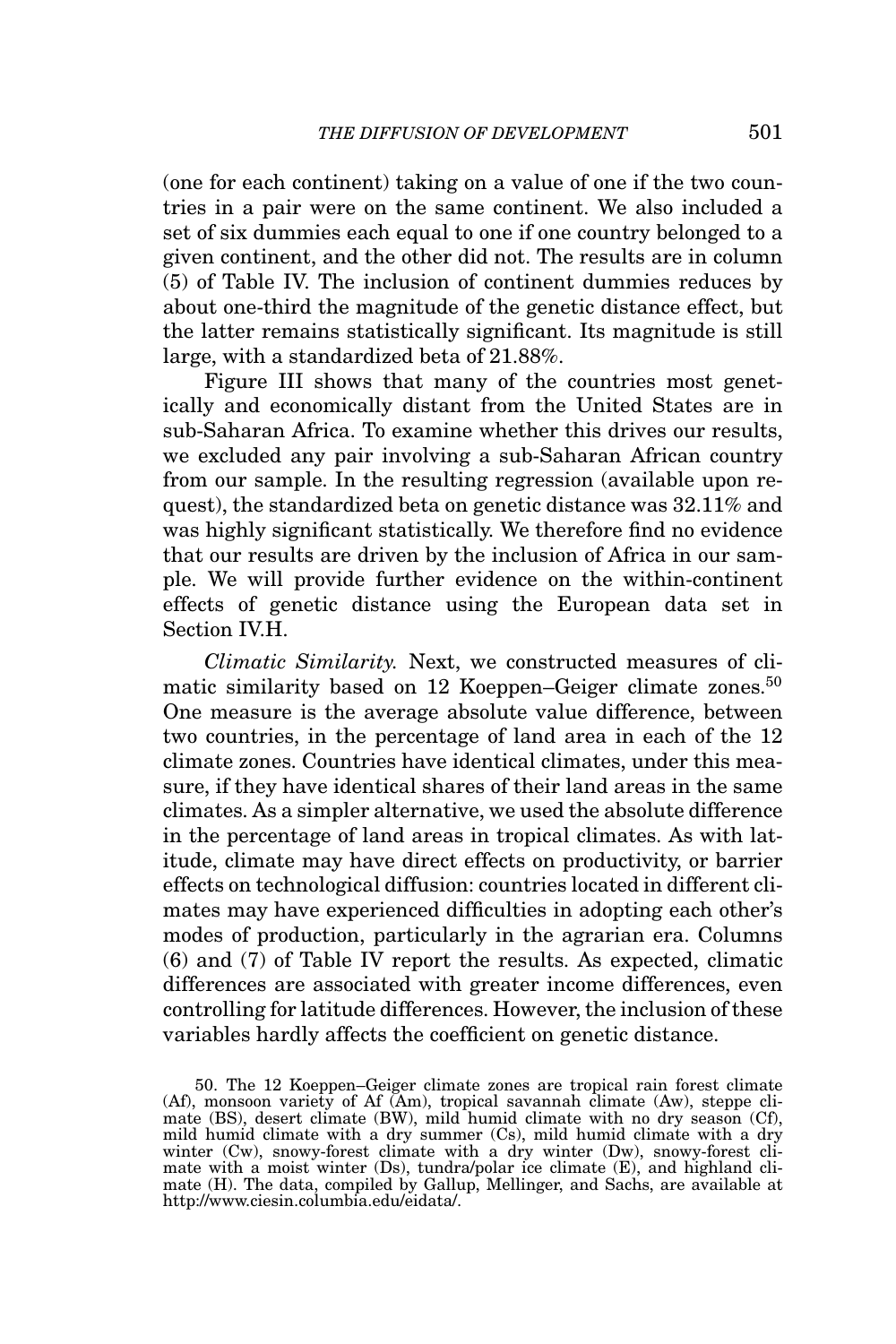(one for each continent) taking on a value of one if the two countries in a pair were on the same continent. We also included a set of six dummies each equal to one if one country belonged to a given continent, and the other did not. The results are in column (5) of Table IV. The inclusion of continent dummies reduces by about one-third the magnitude of the genetic distance effect, but the latter remains statistically significant. Its magnitude is still large, with a standardized beta of 21.88%.

Figure III shows that many of the countries most genetically and economically distant from the United States are in sub-Saharan Africa. To examine whether this drives our results, we excluded any pair involving a sub-Saharan African country from our sample. In the resulting regression (available upon request), the standardized beta on genetic distance was 32.11% and was highly significant statistically. We therefore find no evidence that our results are driven by the inclusion of Africa in our sample. We will provide further evidence on the within-continent effects of genetic distance using the European data set in Section IV.H.

*Climatic Similarity.* Next, we constructed measures of climatic similarity based on 12 Koeppen–Geiger climate zones.[50] One measure is the average absolute value difference, between two countries, in the percentage of land area in each of the 12 climate zones. Countries have identical climates, under this measure, if they have identical shares of their land areas in the same climates. As a simpler alternative, we used the absolute difference in the percentage of land areas in tropical climates. As with latitude, climate may have direct effects on productivity, or barrier effects on technological diffusion: countries located in different climates may have experienced difficulties in adopting each other's modes of production, particularly in the agrarian era. Columns (6) and (7) of Table IV report the results. As expected, climatic differences are associated with greater income differences, even controlling for latitude differences. However, the inclusion of these variables hardly affects the coefficient on genetic distance.

50. The 12 Koeppen–Geiger climate zones are tropical rain forest climate (Af), monsoon variety of Af (Am), tropical savannah climate (Aw), steppe climate (BS), desert climate (BW), mild humid climate with no dry season (Cf), mild humid climate with a dry summer (Cs), mild humid climate with a dry winter (Cw), snowy-forest climate with a dry winter (Dw), snowy-forest climate with a moist winter (Ds), tundra/polar ice climate (E), and highland climate (H). The data, compiled by Gallup, Mellinger, and Sachs, are available at http://www.ciesin.columbia.edu/eidata/.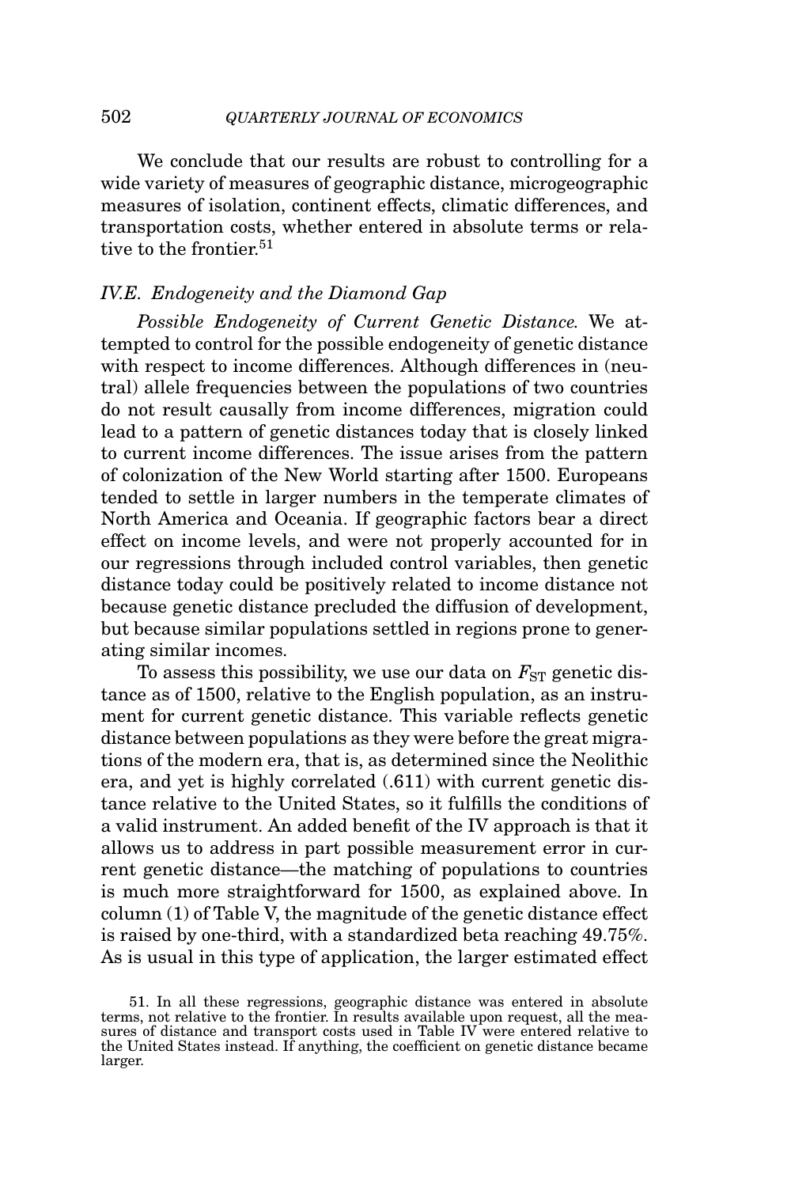We conclude that our results are robust to controlling for a wide variety of measures of geographic distance, microgeographic measures of isolation, continent effects, climatic differences, and transportation costs, whether entered in absolute terms or relative to the frontier.[51]

### *IV.E. Endogeneity and the Diamond Gap*

*Possible Endogeneity of Current Genetic Distance.* We attempted to control for the possible endogeneity of genetic distance with respect to income differences. Although differences in (neutral) allele frequencies between the populations of two countries do not result causally from income differences, migration could lead to a pattern of genetic distances today that is closely linked to current income differences. The issue arises from the pattern of colonization of the New World starting after 1500. Europeans tended to settle in larger numbers in the temperate climates of North America and Oceania. If geographic factors bear a direct effect on income levels, and were not properly accounted for in our regressions through included control variables, then genetic distance today could be positively related to income distance not because genetic distance precluded the diffusion of development, but because similar populations settled in regions prone to generating similar incomes.

To assess this possibility, we use our data on $F_{ST}$ genetic distance as of 1500, relative to the English population, as an instrument for current genetic distance. This variable reflects genetic distance between populations as they were before the great migrations of the modern era, that is, as determined since the Neolithic era, and yet is highly correlated (.611) with current genetic distance relative to the United States, so it fulfills the conditions of a valid instrument. An added benefit of the IV approach is that it allows us to address in part possible measurement error in current genetic distance—the matching of populations to countries is much more straightforward for 1500, as explained above. In column (1) of Table V, the magnitude of the genetic distance effect is raised by one-third, with a standardized beta reaching 49.75%. As is usual in this type of application, the larger estimated effect

51. In all these regressions, geographic distance was entered in absolute terms, not relative to the frontier. In results available upon request, all the measures of distance and transport costs used in Table IV were entered relative to the United States instead. If anything, the coefficient on genetic distance became larger.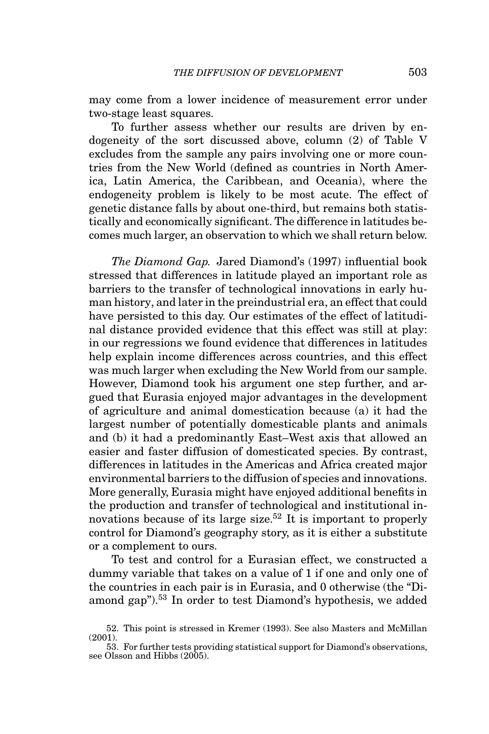may come from a lower incidence of measurement error under two-stage least squares.

To further assess whether our results are driven by endogeneity of the sort discussed above, column (2) of Table V excludes from the sample any pairs involving one or more countries from the New World (defined as countries in North America, Latin America, the Caribbean, and Oceania), where the endogeneity problem is likely to be most acute. The effect of genetic distance falls by about one-third, but remains both statistically and economically significant. The difference in latitudes becomes much larger, an observation to which we shall return below.

*The Diamond Gap.* Jared Diamond's (1997) influential book stressed that differences in latitude played an important role as barriers to the transfer of technological innovations in early human history, and later in the preindustrial era, an effect that could have persisted to this day. Our estimates of the effect of latitudinal distance provided evidence that this effect was still at play: in our regressions we found evidence that differences in latitudes help explain income differences across countries, and this effect was much larger when excluding the New World from our sample. However, Diamond took his argument one step further, and argued that Eurasia enjoyed major advantages in the development of agriculture and animal domestication because (a) it had the largest number of potentially domesticable plants and animals and (b) it had a predominantly East–West axis that allowed an easier and faster diffusion of domesticated species. By contrast, differences in latitudes in the Americas and Africa created major environmental barriers to the diffusion of species and innovations. More generally, Eurasia might have enjoyed additional benefits in the production and transfer of technological and institutional innovations because of its large size.[52] It is important to properly control for Diamond's geography story, as it is either a substitute or a complement to ours.

To test and control for a Eurasian effect, we constructed a dummy variable that takes on a value of 1 if one and only one of the countries in each pair is in Eurasia, and 0 otherwise (the "Diamond gap").[53] In order to test Diamond's hypothesis, we added

52. This point is stressed in Kremer (1993). See also Masters and McMillan (2001).

53. For further tests providing statistical support for Diamond's observations, see Olsson and Hibbs (2005).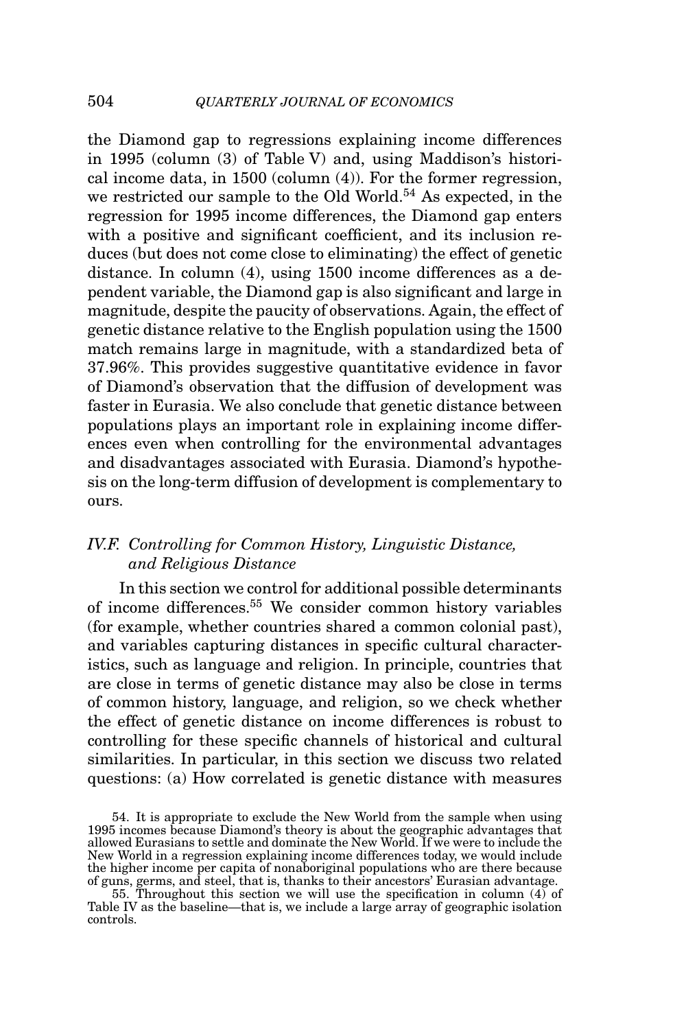the Diamond gap to regressions explaining income differences in 1995 (column (3) of Table V) and, using Maddison's historical income data, in 1500 (column (4)). For the former regression, we restricted our sample to the Old World.[54] As expected, in the regression for 1995 income differences, the Diamond gap enters with a positive and significant coefficient, and its inclusion reduces (but does not come close to eliminating) the effect of genetic distance. In column (4), using 1500 income differences as a dependent variable, the Diamond gap is also significant and large in magnitude, despite the paucity of observations. Again, the effect of genetic distance relative to the English population using the 1500 match remains large in magnitude, with a standardized beta of 37.96%. This provides suggestive quantitative evidence in favor of Diamond's observation that the diffusion of development was faster in Eurasia. We also conclude that genetic distance between populations plays an important role in explaining income differences even when controlling for the environmental advantages and disadvantages associated with Eurasia. Diamond's hypothesis on the long-term diffusion of development is complementary to ours.

### *IV.F. Controlling for Common History, Linguistic Distance, and Religious Distance*

In this section we control for additional possible determinants of income differences.[55] We consider common history variables (for example, whether countries shared a common colonial past), and variables capturing distances in specific cultural characteristics, such as language and religion. In principle, countries that are close in terms of genetic distance may also be close in terms of common history, language, and religion, so we check whether the effect of genetic distance on income differences is robust to controlling for these specific channels of historical and cultural similarities. In particular, in this section we discuss two related questions: (a) How correlated is genetic distance with measures

54. It is appropriate to exclude the New World from the sample when using 1995 incomes because Diamond's theory is about the geographic advantages that allowed Eurasians to settle and dominate the New World. If we were to include the New World in a regression explaining income differences today, we would include the higher income per capita of nonaboriginal populations who are there because of guns, germs, and steel, that is, thanks to their ancestors' Eurasian advantage.

55. Throughout this section we will use the specification in column (4) of Table IV as the baseline—that is, we include a large array of geographic isolation controls.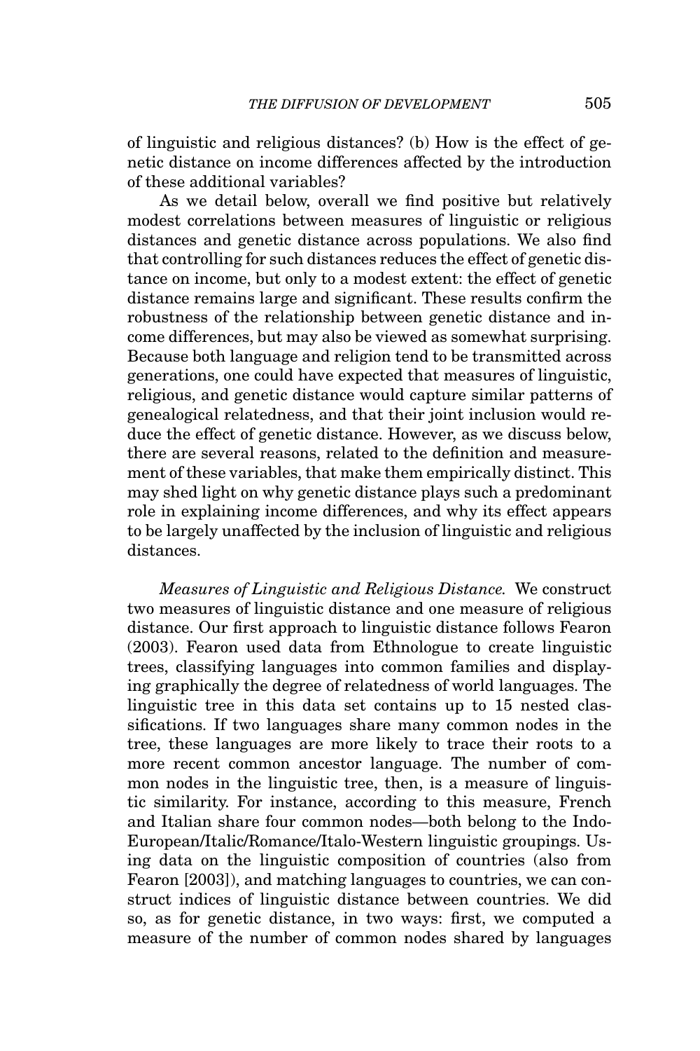of linguistic and religious distances? (b) How is the effect of genetic distance on income differences affected by the introduction of these additional variables?

As we detail below, overall we find positive but relatively modest correlations between measures of linguistic or religious distances and genetic distance across populations. We also find that controlling for such distances reduces the effect of genetic distance on income, but only to a modest extent: the effect of genetic distance remains large and significant. These results confirm the robustness of the relationship between genetic distance and income differences, but may also be viewed as somewhat surprising. Because both language and religion tend to be transmitted across generations, one could have expected that measures of linguistic, religious, and genetic distance would capture similar patterns of genealogical relatedness, and that their joint inclusion would reduce the effect of genetic distance. However, as we discuss below, there are several reasons, related to the definition and measurement of these variables, that make them empirically distinct. This may shed light on why genetic distance plays such a predominant role in explaining income differences, and why its effect appears to be largely unaffected by the inclusion of linguistic and religious distances.

*Measures of Linguistic and Religious Distance.* We construct two measures of linguistic distance and one measure of religious distance. Our first approach to linguistic distance follows Fearon (2003). Fearon used data from Ethnologue to create linguistic trees, classifying languages into common families and displaying graphically the degree of relatedness of world languages. The linguistic tree in this data set contains up to 15 nested classifications. If two languages share many common nodes in the tree, these languages are more likely to trace their roots to a more recent common ancestor language. The number of common nodes in the linguistic tree, then, is a measure of linguistic similarity. For instance, according to this measure, French and Italian share four common nodes—both belong to the Indo-European/Italic/Romance/Italo-Western linguistic groupings. Using data on the linguistic composition of countries (also from Fearon [2003]), and matching languages to countries, we can construct indices of linguistic distance between countries. We did so, as for genetic distance, in two ways: first, we computed a measure of the number of common nodes shared by languages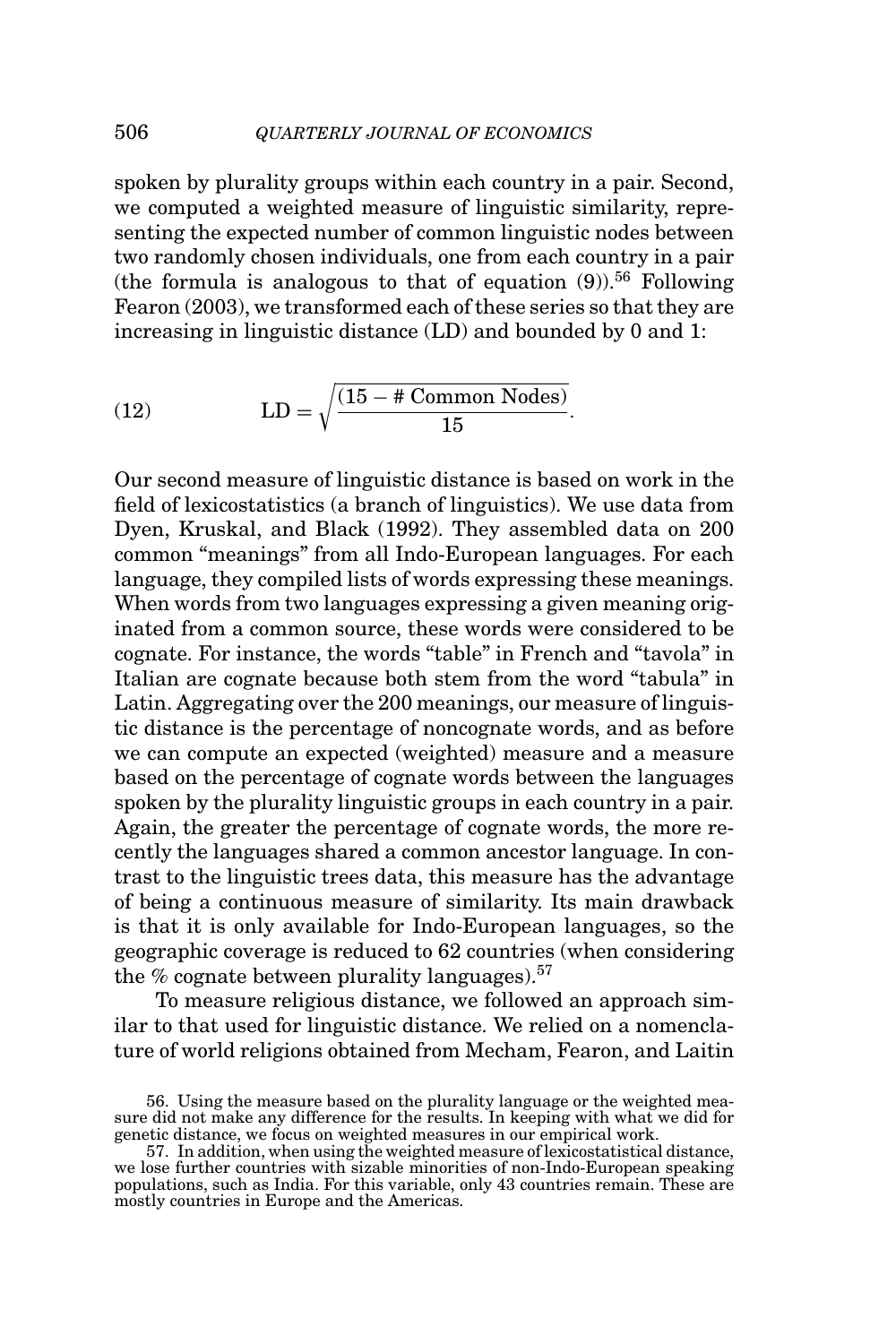spoken by plurality groups within each country in a pair. Second, we computed a weighted measure of linguistic similarity, representing the expected number of common linguistic nodes between two randomly chosen individuals, one from each country in a pair (the formula is analogous to that of equation (9)).[56] Following Fearon (2003), we transformed each of these series so that they are increasing in linguistic distance (LD) and bounded by 0 and 1:

$$\text{(12)} \qquad \text{LD} = \sqrt{\frac{(15 - \text{\# Common Nodes})}{15}}.$$

Our second measure of linguistic distance is based on work in the field of lexicostatistics (a branch of linguistics). We use data from Dyen, Kruskal, and Black (1992). They assembled data on 200 common "meanings" from all Indo-European languages. For each language, they compiled lists of words expressing these meanings. When words from two languages expressing a given meaning originated from a common source, these words were considered to be cognate. For instance, the words "table" in French and "tavola" in Italian are cognate because both stem from the word "tabula" in Latin. Aggregating over the 200 meanings, our measure of linguistic distance is the percentage of noncognate words, and as before we can compute an expected (weighted) measure and a measure based on the percentage of cognate words between the languages spoken by the plurality linguistic groups in each country in a pair. Again, the greater the percentage of cognate words, the more recently the languages shared a common ancestor language. In contrast to the linguistic trees data, this measure has the advantage of being a continuous measure of similarity. Its main drawback is that it is only available for Indo-European languages, so the geographic coverage is reduced to 62 countries (when considering the % cognate between plurality languages).[57]

To measure religious distance, we followed an approach similar to that used for linguistic distance. We relied on a nomenclature of world religions obtained from Mecham, Fearon, and Laitin

56. Using the measure based on the plurality language or the weighted measure did not make any difference for the results. In keeping with what we did for genetic distance, we focus on weighted measures in our empirical work.

57. In addition, when using the weighted measure of lexicostatistical distance, we lose further countries with sizable minorities of non-Indo-European speaking populations, such as India. For this variable, only 43 countries remain. These are mostly countries in Europe and the Americas.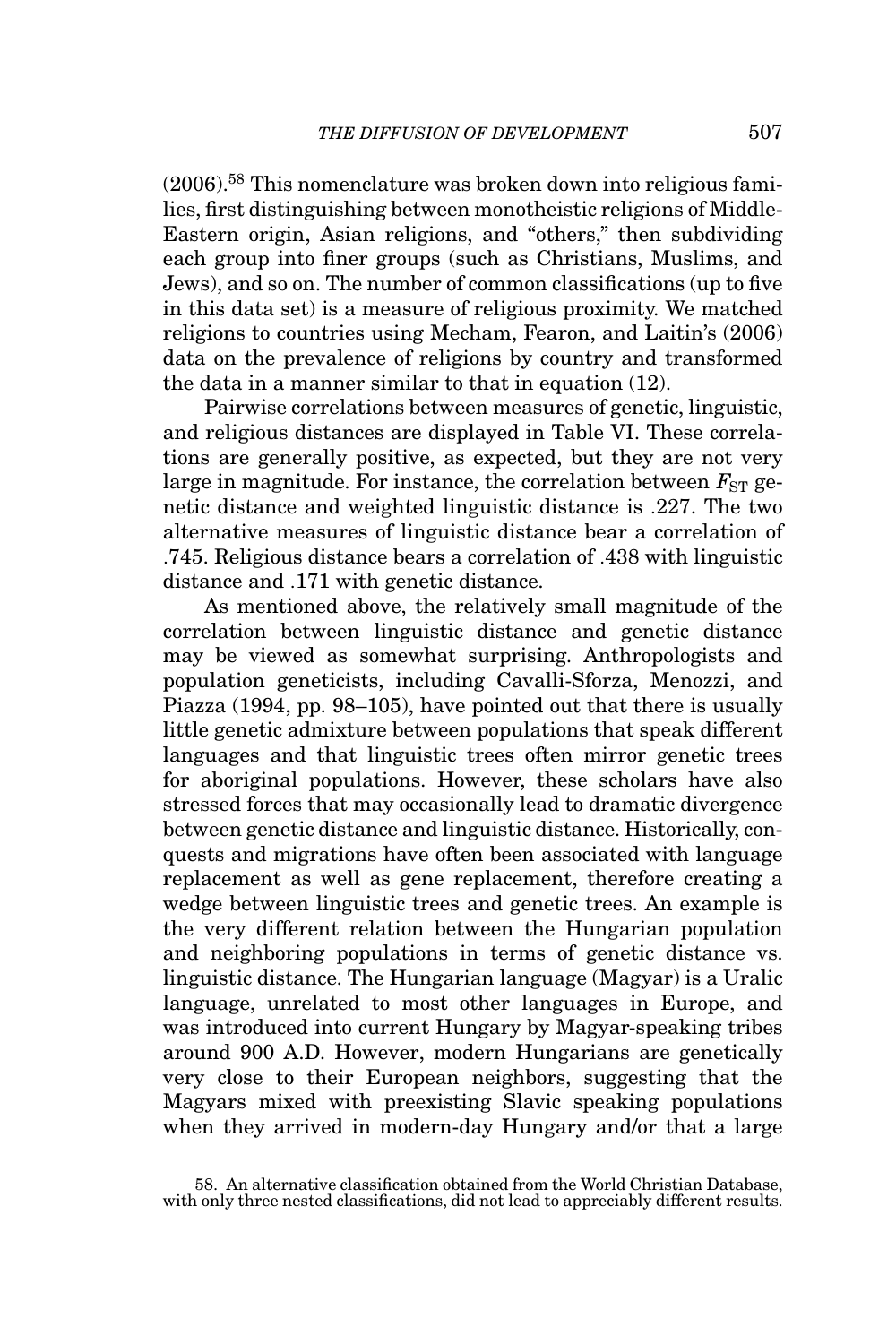(2006).[58] This nomenclature was broken down into religious families, first distinguishing between monotheistic religions of Middle-Eastern origin, Asian religions, and "others," then subdividing each group into finer groups (such as Christians, Muslims, and Jews), and so on. The number of common classifications (up to five in this data set) is a measure of religious proximity. We matched religions to countries using Mecham, Fearon, and Laitin's (2006) data on the prevalence of religions by country and transformed the data in a manner similar to that in equation (12).

Pairwise correlations between measures of genetic, linguistic, and religious distances are displayed in Table VI. These correlations are generally positive, as expected, but they are not very large in magnitude. For instance, the correlation between $F_{ST}$ genetic distance and weighted linguistic distance is .227. The two alternative measures of linguistic distance bear a correlation of .745. Religious distance bears a correlation of .438 with linguistic distance and .171 with genetic distance.

As mentioned above, the relatively small magnitude of the correlation between linguistic distance and genetic distance may be viewed as somewhat surprising. Anthropologists and population geneticists, including Cavalli-Sforza, Menozzi, and Piazza (1994, pp. 98–105), have pointed out that there is usually little genetic admixture between populations that speak different languages and that linguistic trees often mirror genetic trees for aboriginal populations. However, these scholars have also stressed forces that may occasionally lead to dramatic divergence between genetic distance and linguistic distance. Historically, conquests and migrations have often been associated with language replacement as well as gene replacement, therefore creating a wedge between linguistic trees and genetic trees. An example is the very different relation between the Hungarian population and neighboring populations in terms of genetic distance vs. linguistic distance. The Hungarian language (Magyar) is a Uralic language, unrelated to most other languages in Europe, and was introduced into current Hungary by Magyar-speaking tribes around 900 A.D. However, modern Hungarians are genetically very close to their European neighbors, suggesting that the Magyars mixed with preexisting Slavic speaking populations when they arrived in modern-day Hungary and/or that a large

58. An alternative classification obtained from the World Christian Database, with only three nested classifications, did not lead to appreciably different results.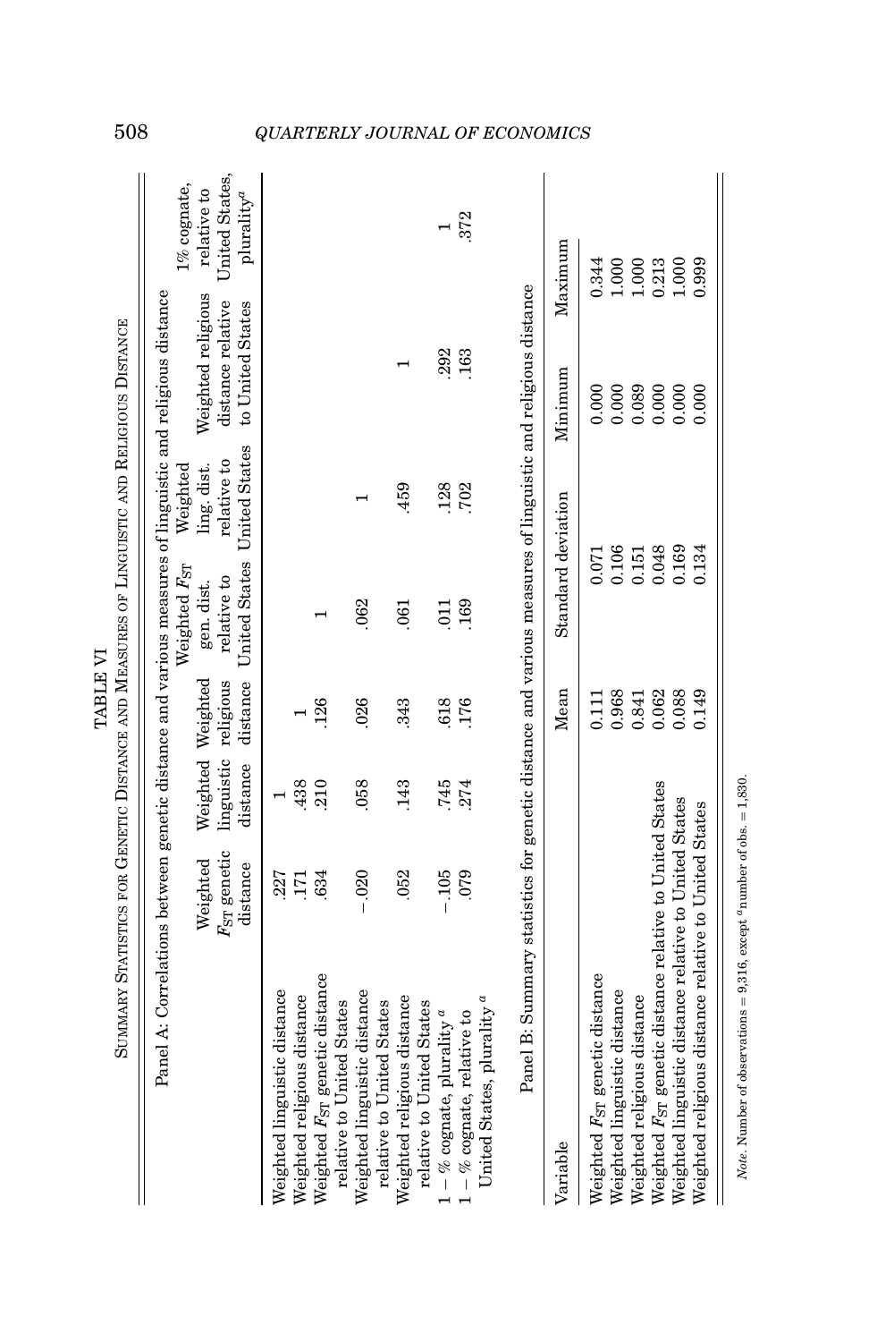## TABLE VI

## SUMMARY STATISTICS FOR GENETIC DISTANCE AND MEASURES OF LINGUISTIC AND RELIGIOUS DISTANCE

Panel A: Correlations between genetic distance and various measures of linguistic and religious distance

| | Weighted $F_{ST}$ genetic distance | Weighted linguistic distance | Weighted religious distance | Weighted $F_{ST}$ gen. dist. relative to United States | Weighted ling. dist. relative to United States | Weighted religious distance relative to United States | 1% cognate, relative to United States, plurality[a] |
|---|---|---|---|---|---|---|---|
| Weighted linguistic distance | .227 | 1 | | | | | |
| Weighted religious distance | .171 | .438 | 1 | | | | |
| Weighted $F_{ST}$ genetic distance relative to United States | .634 | .210 | .126 | 1 | | | |
| Weighted linguistic distance relative to United States | −.020 | .058 | .026 | .062 | 1 | | |
| Weighted religious distance relative to United States | .052 | .143 | .343 | .061 | .459 | 1 | |
| 1 − % cognate, plurality[a] | −.105 | .745 | .618 | .011 | .128 | .292 | 1 |
| 1 − % cognate, relative to United States, plurality[a] | .079 | .274 | .176 | .169 | .702 | .163 | .372 |

Panel B: Summary statistics for genetic distance and various measures of linguistic and religious distance

| Variable | Mean | Standard deviation | Minimum | Maximum |
|---|---|---|---|---|
| Weighted $F_{ST}$ genetic distance | 0.111 | 0.071 | 0.000 | 0.344 |
| Weighted linguistic distance | 0.968 | 0.106 | 0.000 | 1.000 |
| Weighted religious distance | 0.841 | 0.151 | 0.089 | 1.000 |
| Weighted $F_{ST}$ genetic distance relative to United States | 0.062 | 0.048 | 0.000 | 0.213 |
| Weighted linguistic distance relative to United States | 0.088 | 0.169 | 0.000 | 1.000 |
| Weighted religious distance relative to United States | 0.149 | 0.134 | 0.000 | 0.999 |

*Note.* Number of observations = 9,316, except [a]number of obs. = 1,830.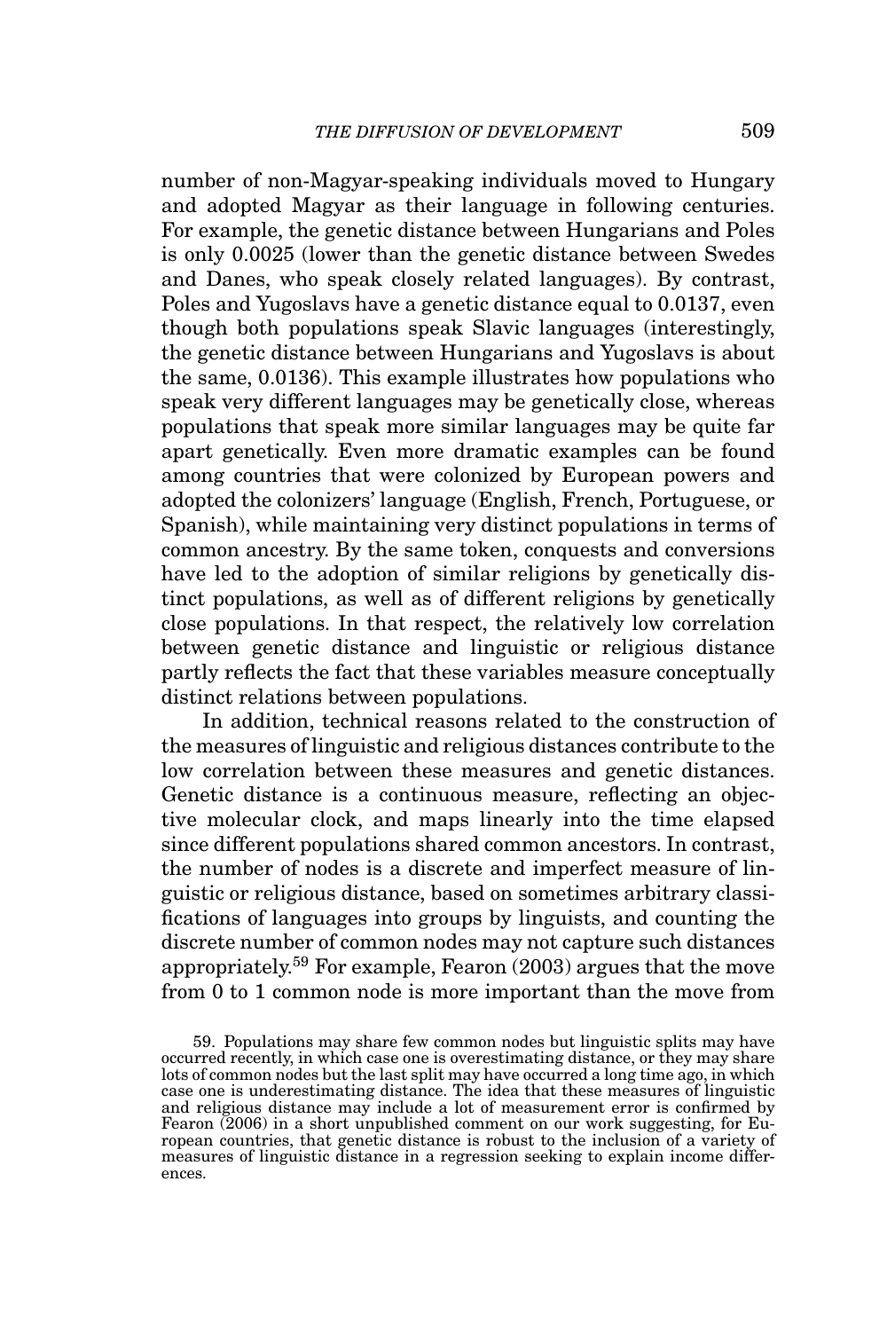number of non-Magyar-speaking individuals moved to Hungary and adopted Magyar as their language in following centuries. For example, the genetic distance between Hungarians and Poles is only 0.0025 (lower than the genetic distance between Swedes and Danes, who speak closely related languages). By contrast, Poles and Yugoslavs have a genetic distance equal to 0.0137, even though both populations speak Slavic languages (interestingly, the genetic distance between Hungarians and Yugoslavs is about the same, 0.0136). This example illustrates how populations who speak very different languages may be genetically close, whereas populations that speak more similar languages may be quite far apart genetically. Even more dramatic examples can be found among countries that were colonized by European powers and adopted the colonizers' language (English, French, Portuguese, or Spanish), while maintaining very distinct populations in terms of common ancestry. By the same token, conquests and conversions have led to the adoption of similar religions by genetically distinct populations, as well as of different religions by genetically close populations. In that respect, the relatively low correlation between genetic distance and linguistic or religious distance partly reflects the fact that these variables measure conceptually distinct relations between populations.

In addition, technical reasons related to the construction of the measures of linguistic and religious distances contribute to the low correlation between these measures and genetic distances. Genetic distance is a continuous measure, reflecting an objective molecular clock, and maps linearly into the time elapsed since different populations shared common ancestors. In contrast, the number of nodes is a discrete and imperfect measure of linguistic or religious distance, based on sometimes arbitrary classifications of languages into groups by linguists, and counting the discrete number of common nodes may not capture such distances appropriately.[59] For example, Fearon (2003) argues that the move from 0 to 1 common node is more important than the move from

59. Populations may share few common nodes but linguistic splits may have occurred recently, in which case one is overestimating distance, or they may share lots of common nodes but the last split may have occurred a long time ago, in which case one is underestimating distance. The idea that these measures of linguistic and religious distance may include a lot of measurement error is confirmed by Fearon (2006) in a short unpublished comment on our work suggesting, for European countries, that genetic distance is robust to the inclusion of a variety of measures of linguistic distance in a regression seeking to explain income differences.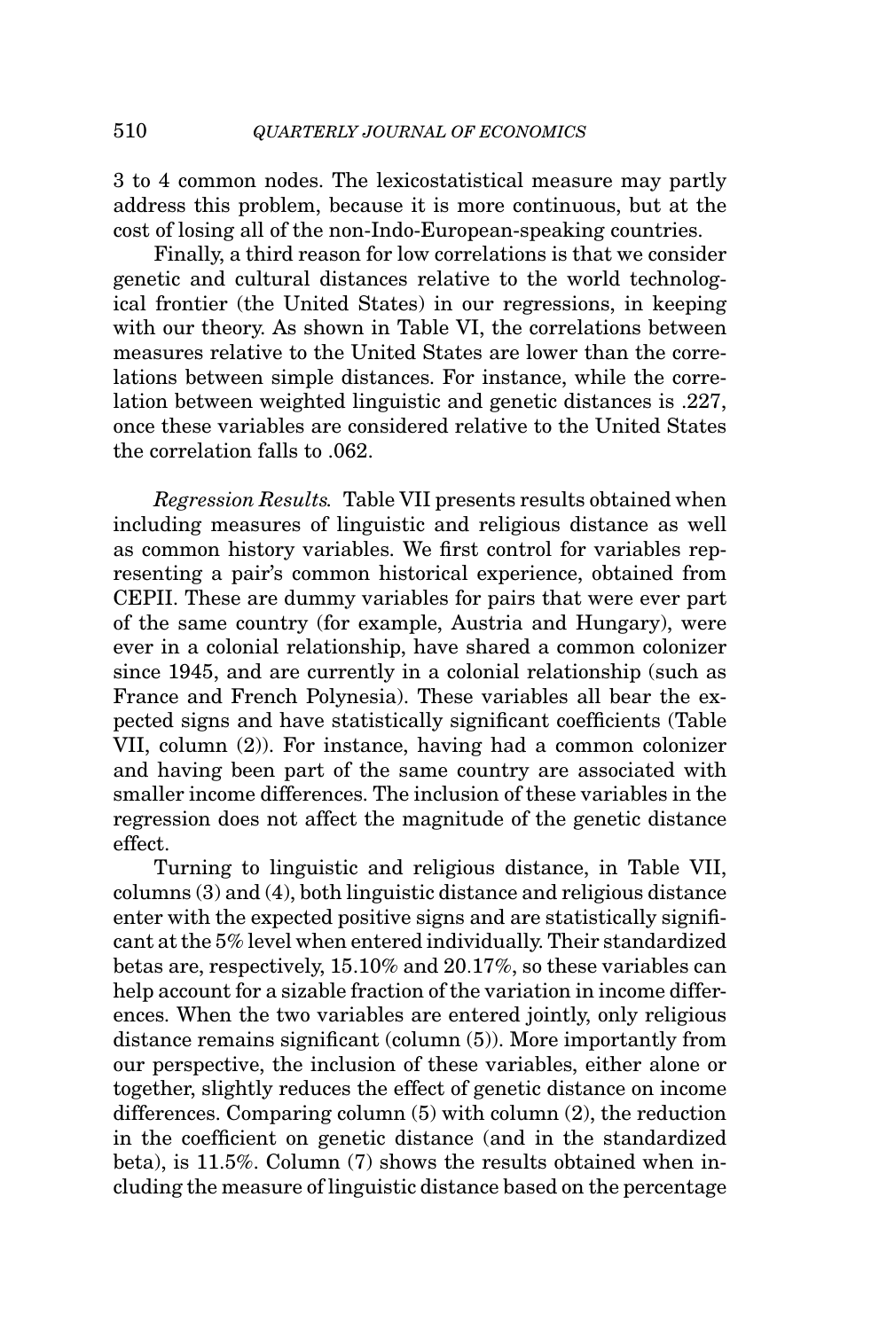3 to 4 common nodes. The lexicostatistical measure may partly address this problem, because it is more continuous, but at the cost of losing all of the non-Indo-European-speaking countries.

Finally, a third reason for low correlations is that we consider genetic and cultural distances relative to the world technological frontier (the United States) in our regressions, in keeping with our theory. As shown in Table VI, the correlations between measures relative to the United States are lower than the correlations between simple distances. For instance, while the correlation between weighted linguistic and genetic distances is .227, once these variables are considered relative to the United States the correlation falls to .062.

*Regression Results.* Table VII presents results obtained when including measures of linguistic and religious distance as well as common history variables. We first control for variables representing a pair's common historical experience, obtained from CEPII. These are dummy variables for pairs that were ever part of the same country (for example, Austria and Hungary), were ever in a colonial relationship, have shared a common colonizer since 1945, and are currently in a colonial relationship (such as France and French Polynesia). These variables all bear the expected signs and have statistically significant coefficients (Table VII, column (2)). For instance, having had a common colonizer and having been part of the same country are associated with smaller income differences. The inclusion of these variables in the regression does not affect the magnitude of the genetic distance effect.

Turning to linguistic and religious distance, in Table VII, columns (3) and (4), both linguistic distance and religious distance enter with the expected positive signs and are statistically significant at the 5% level when entered individually. Their standardized betas are, respectively, 15.10% and 20.17%, so these variables can help account for a sizable fraction of the variation in income differences. When the two variables are entered jointly, only religious distance remains significant (column (5)). More importantly from our perspective, the inclusion of these variables, either alone or together, slightly reduces the effect of genetic distance on income differences. Comparing column (5) with column (2), the reduction in the coefficient on genetic distance (and in the standardized beta), is 11.5%. Column (7) shows the results obtained when including the measure of linguistic distance based on the percentage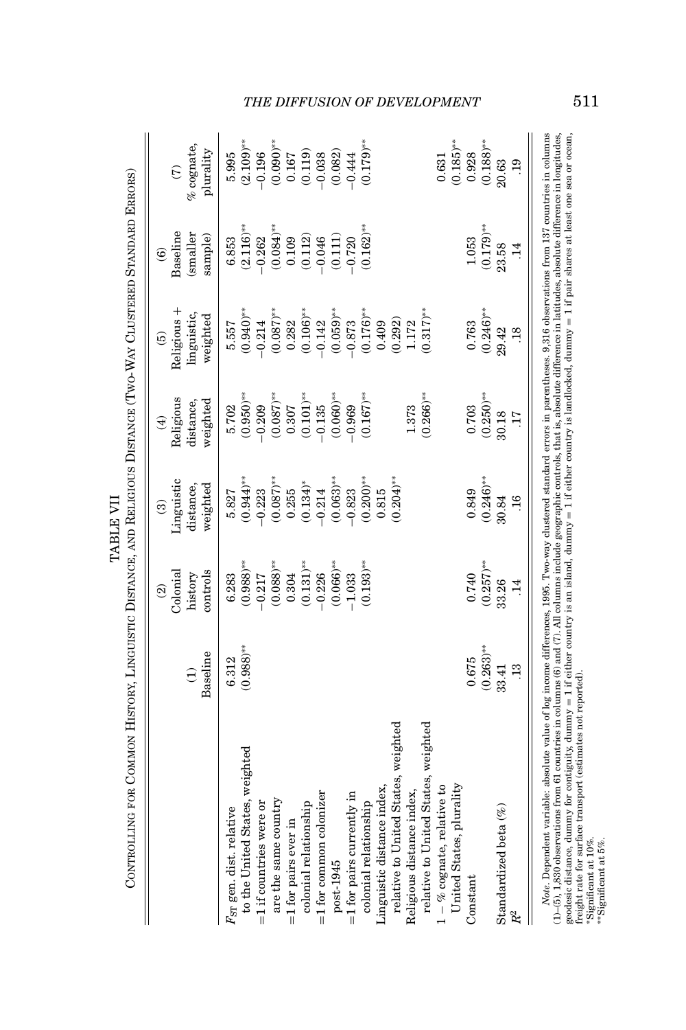TABLE VII

CONTROLLING FOR COMMON HISTORY, LINGUISTIC DISTANCE, AND RELIGIOUS DISTANCE (TWO-WAY CLUSTERED STANDARD ERRORS)

| | (1) Baseline | (2) Colonial history controls | (3) Linguistic distance, weighted | (4) Religious distance, weighted | (5) Religious + linguistic, weighted | (6) Baseline (smaller sample) | (7) % cognate, plurality |
|---|---|---|---|---|---|---|---|
| $F_{ST}$ gen. dist. relative to the United States, weighted | 6.312 | 6.283 | 5.827 | 5.702 | 5.557 | 6.853 | 5.995 |
| | (0.988)** | (0.988)** | (0.944)** | (0.950)** | (0.940)** | (2.116)** | (2.109)** |
| =1 if countries were or are the same country | | −0.217 | −0.223 | −0.209 | −0.214 | −0.262 | −0.196 |
| | | (0.088)** | (0.087)** | (0.087)** | (0.087)** | (0.084)** | (0.090)** |
| =1 for pairs ever in colonial relationship | | 0.304 | 0.255 | 0.307 | 0.282 | 0.109 | 0.167 |
| | | (0.131)** | (0.134)* | (0.101)** | (0.106)** | (0.112) | (0.119) |
| =1 for common colonizer post-1945 | | −0.226 | −0.214 | −0.135 | −0.142 | −0.046 | −0.038 |
| | | (0.066)** | (0.063)** | (0.060)** | (0.059)** | (0.111) | (0.082) |
| =1 for pairs currently in colonial relationship | | −1.033 | −0.823 | −0.969 | −0.873 | −0.720 | −0.444 |
| | | (0.193)** | (0.200)** | (0.167)** | (0.176)** | (0.162)** | (0.179)** |
| Linguistic distance index, relative to United States, weighted | | | 0.815 | | 0.409 | | |
| | | | (0.204)** | | (0.292) | | |
| Religious distance index, relative to United States, weighted | | | | 1.373 | 1.172 | | |
| | | | | (0.266)** | (0.317)** | | |
| 1 − % cognate, relative to United States, plurality | | | | | | | 0.631 |
| | | | | | | | (0.185)** |
| Constant | 0.675 | 0.740 | 0.849 | 0.703 | 0.763 | 1.053 | 0.928 |
| | (0.263)** | (0.257)** | (0.246)** | (0.250)** | (0.246)** | (0.179)** | (0.188)** |
| Standardized beta (%) | 33.41 | 33.26 | 30.84 | 30.18 | 29.42 | 23.58 | 20.63 |
| $R^2$ | .13 | .14 | .16 | .17 | .18 | .14 | .19 |

*Note.* Dependent variable: absolute value of log income differences, 1995. Two-way clustered standard errors in parentheses. 9,316 observations from 137 countries in columns (1)–(5), 1,830 observations from 61 countries in columns (6) and (7). All columns include geographic controls, that is, absolute difference in latitudes, absolute difference in longitudes, geodesic distance, dummy for contiguity, dummy = 1 if either country is an island, dummy = 1 if either country is landlocked, dummy = 1 if pair shares at least one sea or ocean, freight rate for surface transport (estimates not reported).

*Significant at 10%.

**Significant at 5%.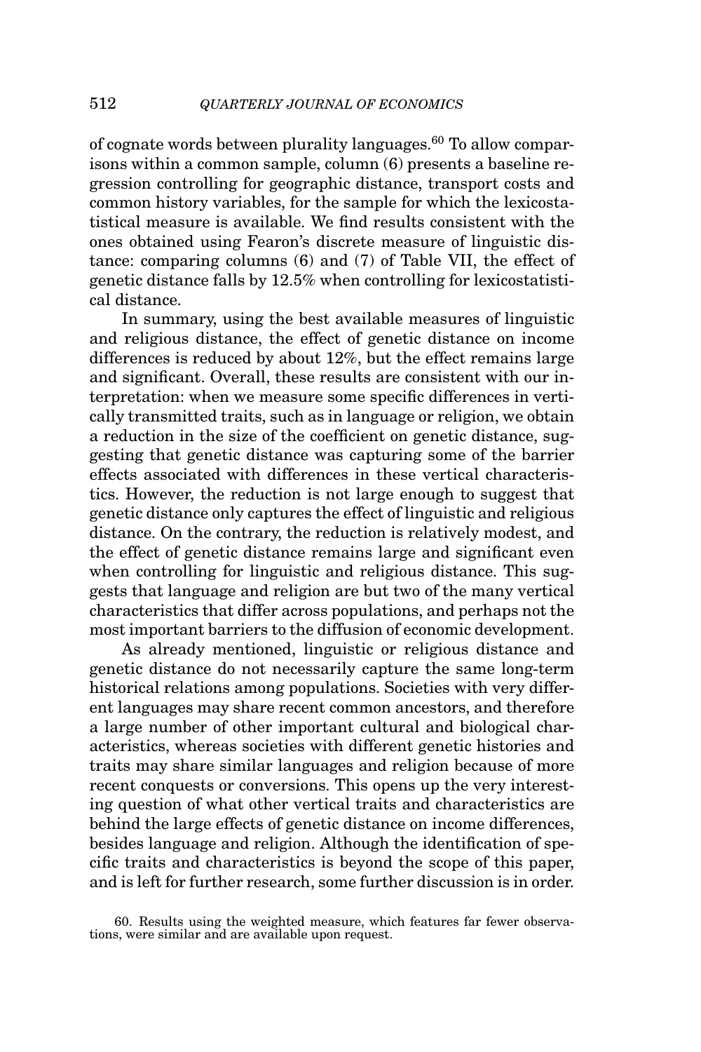of cognate words between plurality languages.[60] To allow comparisons within a common sample, column (6) presents a baseline regression controlling for geographic distance, transport costs and common history variables, for the sample for which the lexicostatistical measure is available. We find results consistent with the ones obtained using Fearon's discrete measure of linguistic distance: comparing columns (6) and (7) of Table VII, the effect of genetic distance falls by 12.5% when controlling for lexicostatistical distance.

In summary, using the best available measures of linguistic and religious distance, the effect of genetic distance on income differences is reduced by about 12%, but the effect remains large and significant. Overall, these results are consistent with our interpretation: when we measure some specific differences in vertically transmitted traits, such as in language or religion, we obtain a reduction in the size of the coefficient on genetic distance, suggesting that genetic distance was capturing some of the barrier effects associated with differences in these vertical characteristics. However, the reduction is not large enough to suggest that genetic distance only captures the effect of linguistic and religious distance. On the contrary, the reduction is relatively modest, and the effect of genetic distance remains large and significant even when controlling for linguistic and religious distance. This suggests that language and religion are but two of the many vertical characteristics that differ across populations, and perhaps not the most important barriers to the diffusion of economic development.

As already mentioned, linguistic or religious distance and genetic distance do not necessarily capture the same long-term historical relations among populations. Societies with very different languages may share recent common ancestors, and therefore a large number of other important cultural and biological characteristics, whereas societies with different genetic histories and traits may share similar languages and religion because of more recent conquests or conversions. This opens up the very interesting question of what other vertical traits and characteristics are behind the large effects of genetic distance on income differences, besides language and religion. Although the identification of specific traits and characteristics is beyond the scope of this paper, and is left for further research, some further discussion is in order.

60. Results using the weighted measure, which features far fewer observations, were similar and are available upon request.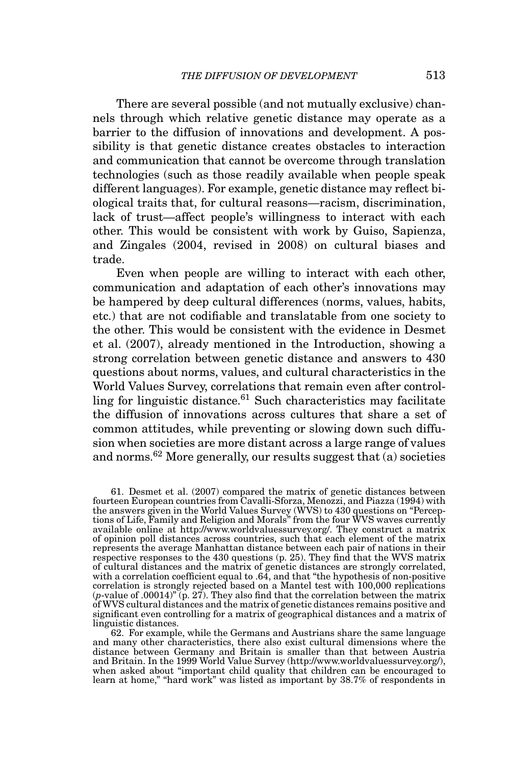There are several possible (and not mutually exclusive) channels through which relative genetic distance may operate as a barrier to the diffusion of innovations and development. A possibility is that genetic distance creates obstacles to interaction and communication that cannot be overcome through translation technologies (such as those readily available when people speak different languages). For example, genetic distance may reflect biological traits that, for cultural reasons—racism, discrimination, lack of trust—affect people's willingness to interact with each other. This would be consistent with work by Guiso, Sapienza, and Zingales (2004, revised in 2008) on cultural biases and trade.

Even when people are willing to interact with each other, communication and adaptation of each other's innovations may be hampered by deep cultural differences (norms, values, habits, etc.) that are not codifiable and translatable from one society to the other. This would be consistent with the evidence in Desmet et al. (2007), already mentioned in the Introduction, showing a strong correlation between genetic distance and answers to 430 questions about norms, values, and cultural characteristics in the World Values Survey, correlations that remain even after controlling for linguistic distance.[61] Such characteristics may facilitate the diffusion of innovations across cultures that share a set of common attitudes, while preventing or slowing down such diffusion when societies are more distant across a large range of values and norms.[62] More generally, our results suggest that (a) societies

61. Desmet et al. (2007) compared the matrix of genetic distances between fourteen European countries from Cavalli-Sforza, Menozzi, and Piazza (1994) with the answers given in the World Values Survey (WVS) to 430 questions on "Perceptions of Life, Family and Religion and Morals" from the four WVS waves currently available online at http://www.worldvaluessurvey.org/. They construct a matrix of opinion poll distances across countries, such that each element of the matrix represents the average Manhattan distance between each pair of nations in their respective responses to the 430 questions (p. 25). They find that the WVS matrix of cultural distances and the matrix of genetic distances are strongly correlated, with a correlation coefficient equal to .64, and that "the hypothesis of non-positive correlation is strongly rejected based on a Mantel test with 100,000 replications (*p*-value of .00014)" (p. 27). They also find that the correlation between the matrix of WVS cultural distances and the matrix of genetic distances remains positive and significant even controlling for a matrix of geographical distances and a matrix of linguistic distances.

62. For example, while the Germans and Austrians share the same language and many other characteristics, there also exist cultural dimensions where the distance between Germany and Britain is smaller than that between Austria and Britain. In the 1999 World Value Survey (http://www.worldvaluessurvey.org/), when asked about "important child quality that children can be encouraged to learn at home," "hard work" was listed as important by 38.7% of respondents in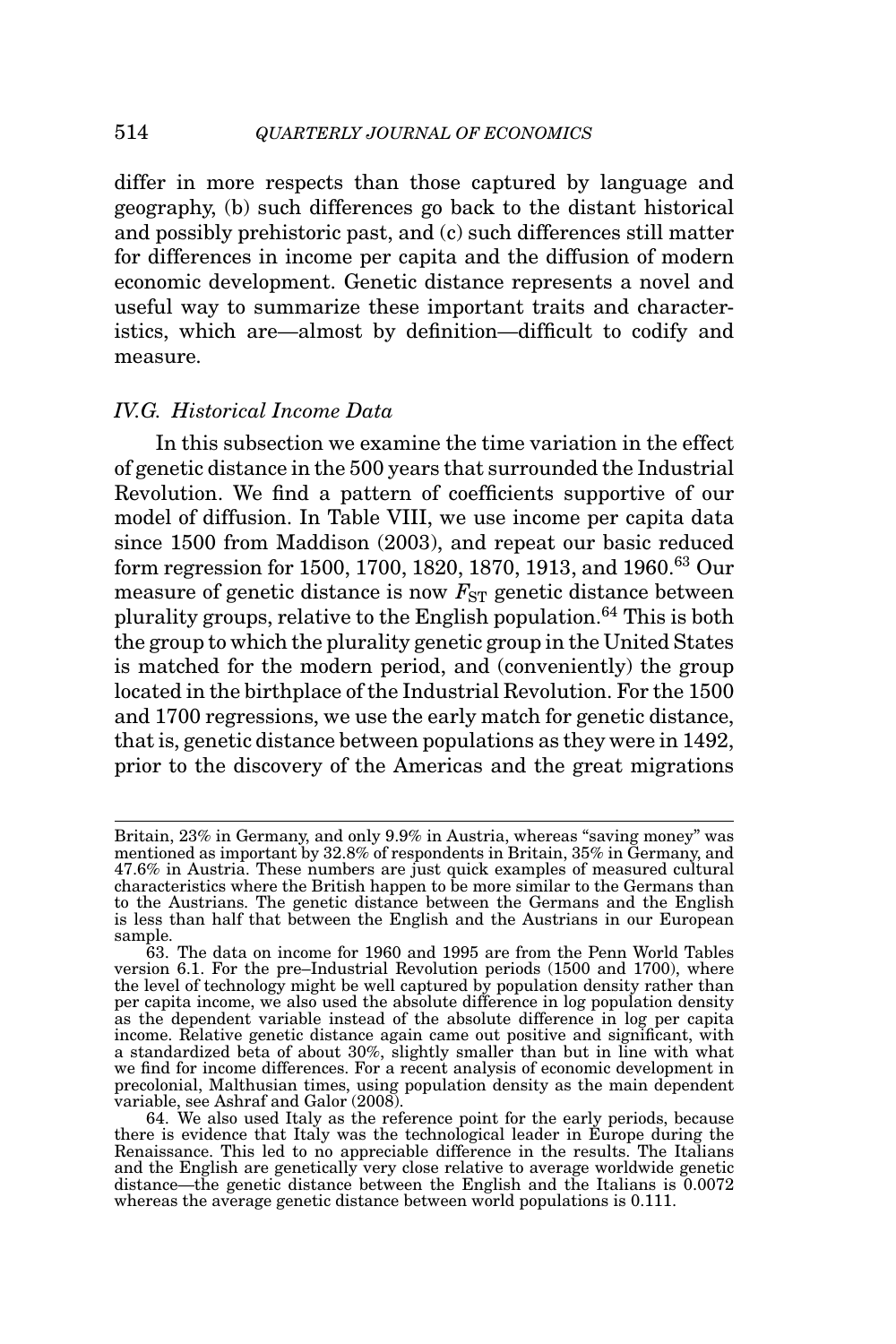differ in more respects than those captured by language and geography, (b) such differences go back to the distant historical and possibly prehistoric past, and (c) such differences still matter for differences in income per capita and the diffusion of modern economic development. Genetic distance represents a novel and useful way to summarize these important traits and characteristics, which are—almost by definition—difficult to codify and measure.

### *IV.G. Historical Income Data*

In this subsection we examine the time variation in the effect of genetic distance in the 500 years that surrounded the Industrial Revolution. We find a pattern of coefficients supportive of our model of diffusion. In Table VIII, we use income per capita data since 1500 from Maddison (2003), and repeat our basic reduced form regression for 1500, 1700, 1820, 1870, 1913, and 1960.[63] Our measure of genetic distance is now $F_{ST}$ genetic distance between plurality groups, relative to the English population.[64] This is both the group to which the plurality genetic group in the United States is matched for the modern period, and (conveniently) the group located in the birthplace of the Industrial Revolution. For the 1500 and 1700 regressions, we use the early match for genetic distance, that is, genetic distance between populations as they were in 1492, prior to the discovery of the Americas and the great migrations

---

Britain, 23% in Germany, and only 9.9% in Austria, whereas "saving money" was mentioned as important by 32.8% of respondents in Britain, 35% in Germany, and 47.6% in Austria. These numbers are just quick examples of measured cultural characteristics where the British happen to be more similar to the Germans than to the Austrians. The genetic distance between the Germans and the English is less than half that between the English and the Austrians in our European sample.

63. The data on income for 1960 and 1995 are from the Penn World Tables version 6.1. For the pre–Industrial Revolution periods (1500 and 1700), where the level of technology might be well captured by population density rather than per capita income, we also used the absolute difference in log population density as the dependent variable instead of the absolute difference in log per capita income. Relative genetic distance again came out positive and significant, with a standardized beta of about 30%, slightly smaller than but in line with what we find for income differences. For a recent analysis of economic development in precolonial, Malthusian times, using population density as the main dependent variable, see Ashraf and Galor (2008).

64. We also used Italy as the reference point for the early periods, because there is evidence that Italy was the technological leader in Europe during the Renaissance. This led to no appreciable difference in the results. The Italians and the English are genetically very close relative to average worldwide genetic distance—the genetic distance between the English and the Italians is 0.0072 whereas the average genetic distance between world populations is 0.111.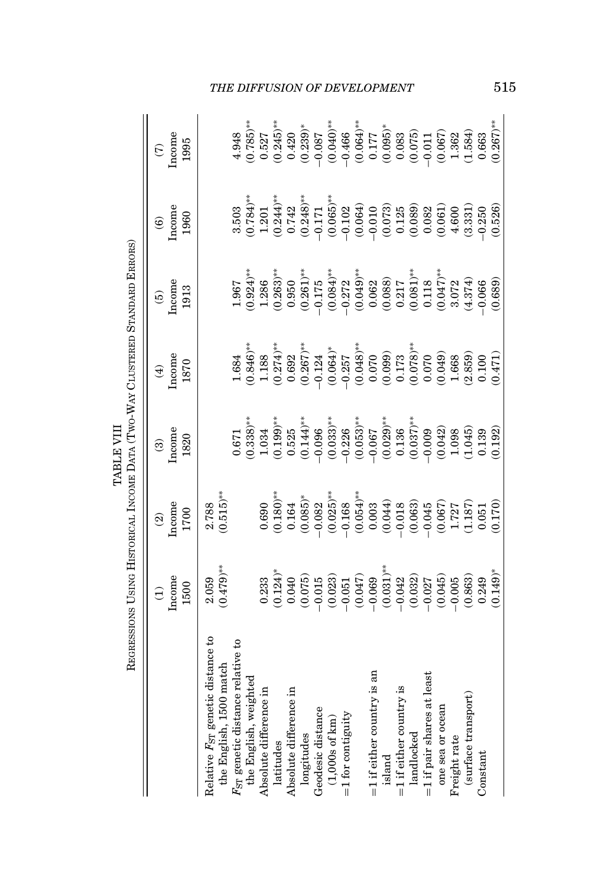TABLE VIII

REGRESSIONS USING HISTORICAL INCOME DATA (TWO-WAY CLUSTERED STANDARD ERRORS)

| | (1) Income 1500 | (2) Income 1700 | (3) Income 1820 | (4) Income 1870 | (5) Income 1913 | (6) Income 1960 | (7) Income 1995 |
|---|---|---|---|---|---|---|---|
| Relative $F_{ST}$ genetic distance to the English, 1500 match | 2.059 | 2.788 | | | | | |
| | (0.479)** | (0.515)** | | | | | |
| $F_{ST}$ genetic distance relative to the English, weighted | | | 0.671 | 1.684 | 1.967 | 3.503 | 4.948 |
| | | | (0.338)** | (0.846)** | (0.924)** | (0.784)** | (0.785)** |
| Absolute difference in latitudes | 0.233 | 0.690 | 1.034 | 1.188 | 1.286 | 1.201 | 0.527 |
| | (0.124)* | (0.180)** | (0.199)** | (0.274)** | (0.263)** | (0.244)** | (0.245)** |
| Absolute difference in longitudes | 0.040 | 0.164 | 0.525 | 0.692 | 0.950 | 0.742 | 0.420 |
| | (0.075) | (0.085)* | (0.144)** | (0.267)** | (0.261)** | (0.248)** | (0.239)* |
| Geodesic distance (1,000s of km) | −0.015 | −0.082 | −0.096 | −0.124 | −0.175 | −0.171 | −0.087 |
| | (0.023) | (0.025)** | (0.033)** | (0.064)* | (0.084)** | (0.065)** | (0.040)** |
| =1 for contiguity | −0.051 | −0.168 | −0.226 | −0.257 | −0.272 | −0.102 | −0.466 |
| | (0.047) | (0.054)** | (0.053)** | (0.048)** | (0.049)** | (0.064) | (0.064)** |
| =1 if either country is an island | −0.069 | 0.003 | −0.067 | 0.070 | 0.062 | −0.010 | 0.177 |
| | (0.031)** | (0.044) | (0.029)** | (0.099) | (0.088) | (0.073) | (0.095)* |
| =1 if either country is landlocked | −0.042 | −0.018 | 0.136 | 0.173 | 0.217 | 0.125 | 0.083 |
| | (0.032) | (0.063) | (0.037)** | (0.078)** | (0.081)** | (0.089) | (0.075) |
| =1 if pair shares at least one sea or ocean | −0.027 | −0.045 | −0.009 | 0.070 | 0.118 | 0.082 | −0.011 |
| | (0.045) | (0.067) | (0.042) | (0.049) | (0.047)** | (0.061) | (0.067) |
| Freight rate (surface transport) | −0.005 | 1.727 | 1.098 | 1.668 | 3.072 | 4.600 | 1.362 |
| | (0.863) | (1.187) | (1.045) | (2.859) | (4.374) | (3.331) | (1.584) |
| Constant | 0.249 | 0.051 | 0.139 | 0.100 | −0.066 | −0.250 | 0.663 |
| | (0.149)* | (0.170) | (0.192) | (0.471) | (0.689) | (0.526) | (0.267)** |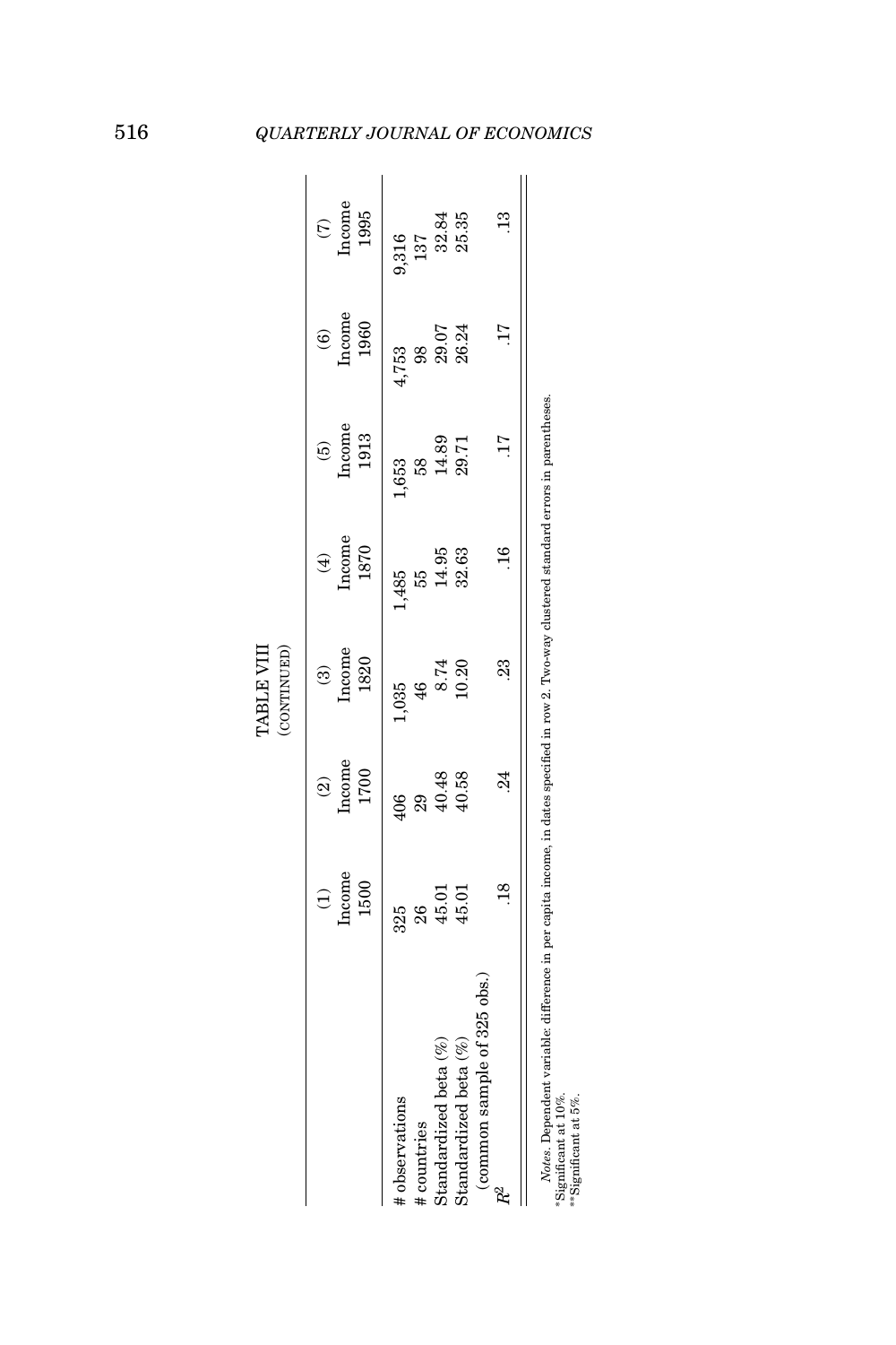TABLE VIII
(CONTINUED)

| | (1) Income 1500 | (2) Income 1700 | (3) Income 1820 | (4) Income 1870 | (5) Income 1913 | (6) Income 1960 | (7) Income 1995 |
|---|---|---|---|---|---|---|---|
| # observations | 325 | 406 | 1,035 | 1,485 | 1,653 | 4,753 | 9,316 |
| # countries | 26 | 29 | 46 | 55 | 58 | 98 | 137 |
| Standardized beta (%) | 45.01 | 40.48 | 8.74 | 14.95 | 14.89 | 29.07 | 32.84 |
| Standardized beta (%) (common sample of 325 obs.) | 45.01 | 40.58 | 10.20 | 32.63 | 29.71 | 26.24 | 25.35 |
| $R^2$ | .18 | .24 | .23 | .16 | .17 | .17 | .13 |

*Notes*. Dependent variable: difference in per capita income, in dates specified in row 2. Two-way clustered standard errors in parentheses.
*Significant at 10%.
**Significant at 5%.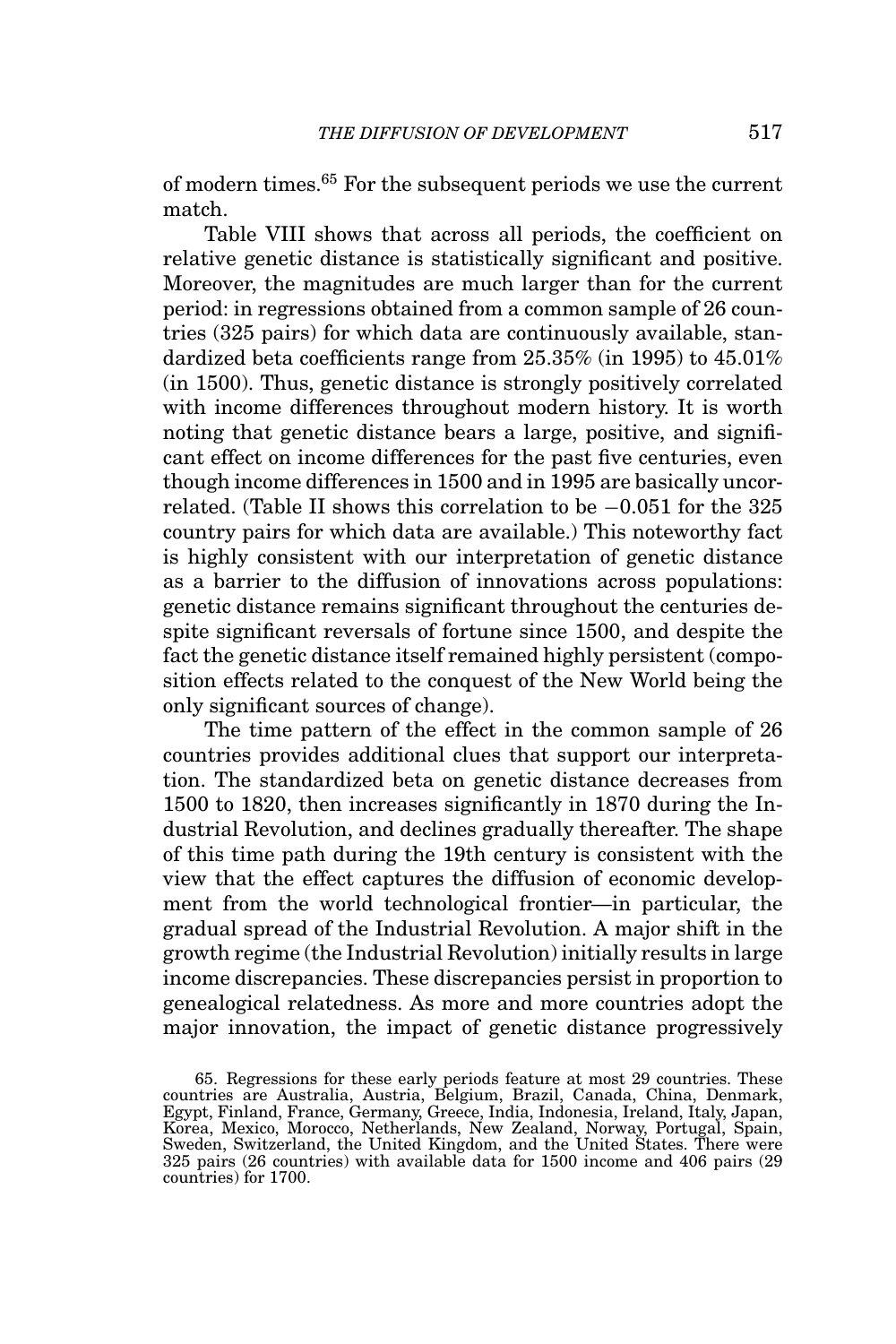of modern times.[65] For the subsequent periods we use the current match.

Table VIII shows that across all periods, the coefficient on relative genetic distance is statistically significant and positive. Moreover, the magnitudes are much larger than for the current period: in regressions obtained from a common sample of 26 countries (325 pairs) for which data are continuously available, standardized beta coefficients range from 25.35% (in 1995) to 45.01% (in 1500). Thus, genetic distance is strongly positively correlated with income differences throughout modern history. It is worth noting that genetic distance bears a large, positive, and significant effect on income differences for the past five centuries, even though income differences in 1500 and in 1995 are basically uncorrelated. (Table II shows this correlation to be −0.051 for the 325 country pairs for which data are available.) This noteworthy fact is highly consistent with our interpretation of genetic distance as a barrier to the diffusion of innovations across populations: genetic distance remains significant throughout the centuries despite significant reversals of fortune since 1500, and despite the fact the genetic distance itself remained highly persistent (composition effects related to the conquest of the New World being the only significant sources of change).

The time pattern of the effect in the common sample of 26 countries provides additional clues that support our interpretation. The standardized beta on genetic distance decreases from 1500 to 1820, then increases significantly in 1870 during the Industrial Revolution, and declines gradually thereafter. The shape of this time path during the 19th century is consistent with the view that the effect captures the diffusion of economic development from the world technological frontier—in particular, the gradual spread of the Industrial Revolution. A major shift in the growth regime (the Industrial Revolution) initially results in large income discrepancies. These discrepancies persist in proportion to genealogical relatedness. As more and more countries adopt the major innovation, the impact of genetic distance progressively

65. Regressions for these early periods feature at most 29 countries. These countries are Australia, Austria, Belgium, Brazil, Canada, China, Denmark, Egypt, Finland, France, Germany, Greece, India, Indonesia, Ireland, Italy, Japan, Korea, Mexico, Morocco, Netherlands, New Zealand, Norway, Portugal, Spain, Sweden, Switzerland, the United Kingdom, and the United States. There were 325 pairs (26 countries) with available data for 1500 income and 406 pairs (29 countries) for 1700.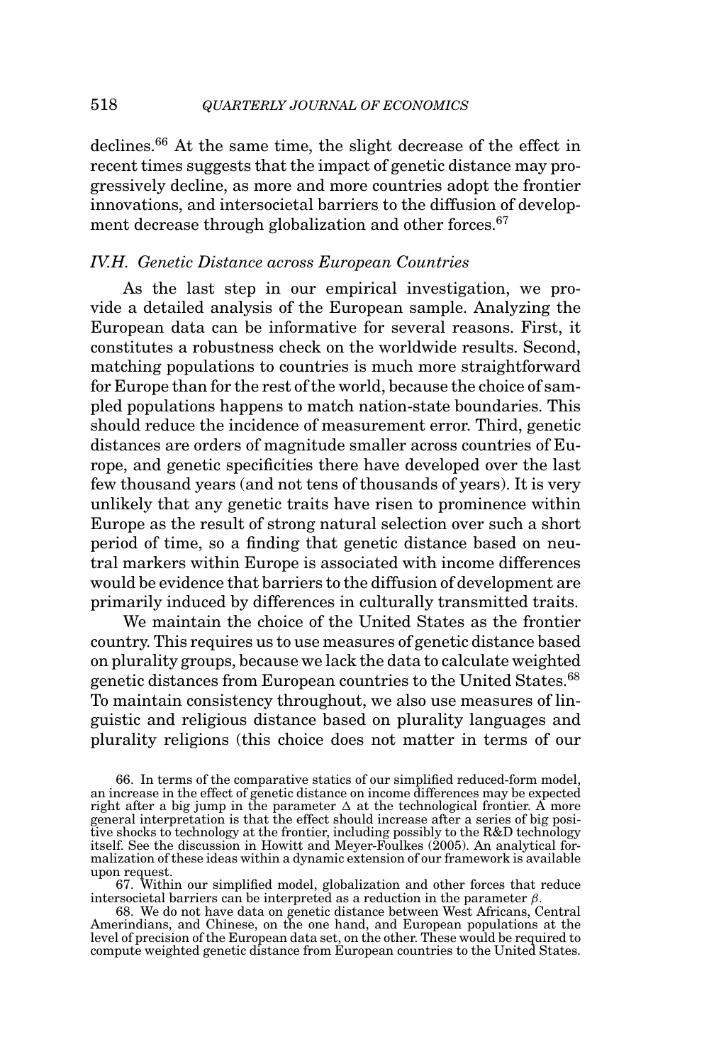declines.[66] At the same time, the slight decrease of the effect in recent times suggests that the impact of genetic distance may progressively decline, as more and more countries adopt the frontier innovations, and intersocietal barriers to the diffusion of development decrease through globalization and other forces.[67]

### *IV.H. Genetic Distance across European Countries*

As the last step in our empirical investigation, we provide a detailed analysis of the European sample. Analyzing the European data can be informative for several reasons. First, it constitutes a robustness check on the worldwide results. Second, matching populations to countries is much more straightforward for Europe than for the rest of the world, because the choice of sampled populations happens to match nation-state boundaries. This should reduce the incidence of measurement error. Third, genetic distances are orders of magnitude smaller across countries of Europe, and genetic specificities there have developed over the last few thousand years (and not tens of thousands of years). It is very unlikely that any genetic traits have risen to prominence within Europe as the result of strong natural selection over such a short period of time, so a finding that genetic distance based on neutral markers within Europe is associated with income differences would be evidence that barriers to the diffusion of development are primarily induced by differences in culturally transmitted traits.

We maintain the choice of the United States as the frontier country. This requires us to use measures of genetic distance based on plurality groups, because we lack the data to calculate weighted genetic distances from European countries to the United States.[68] To maintain consistency throughout, we also use measures of linguistic and religious distance based on plurality languages and plurality religions (this choice does not matter in terms of our

66. In terms of the comparative statics of our simplified reduced-form model, an increase in the effect of genetic distance on income differences may be expected right after a big jump in the parameter $\Delta$ at the technological frontier. A more general interpretation is that the effect should increase after a series of big positive shocks to technology at the frontier, including possibly to the R&D technology itself. See the discussion in Howitt and Meyer-Foulkes (2005). An analytical formalization of these ideas within a dynamic extension of our framework is available upon request.

67. Within our simplified model, globalization and other forces that reduce intersocietal barriers can be interpreted as a reduction in the parameter $\beta$.

68. We do not have data on genetic distance between West Africans, Central Amerindians, and Chinese, on the one hand, and European populations at the level of precision of the European data set, on the other. These would be required to compute weighted genetic distance from European countries to the United States.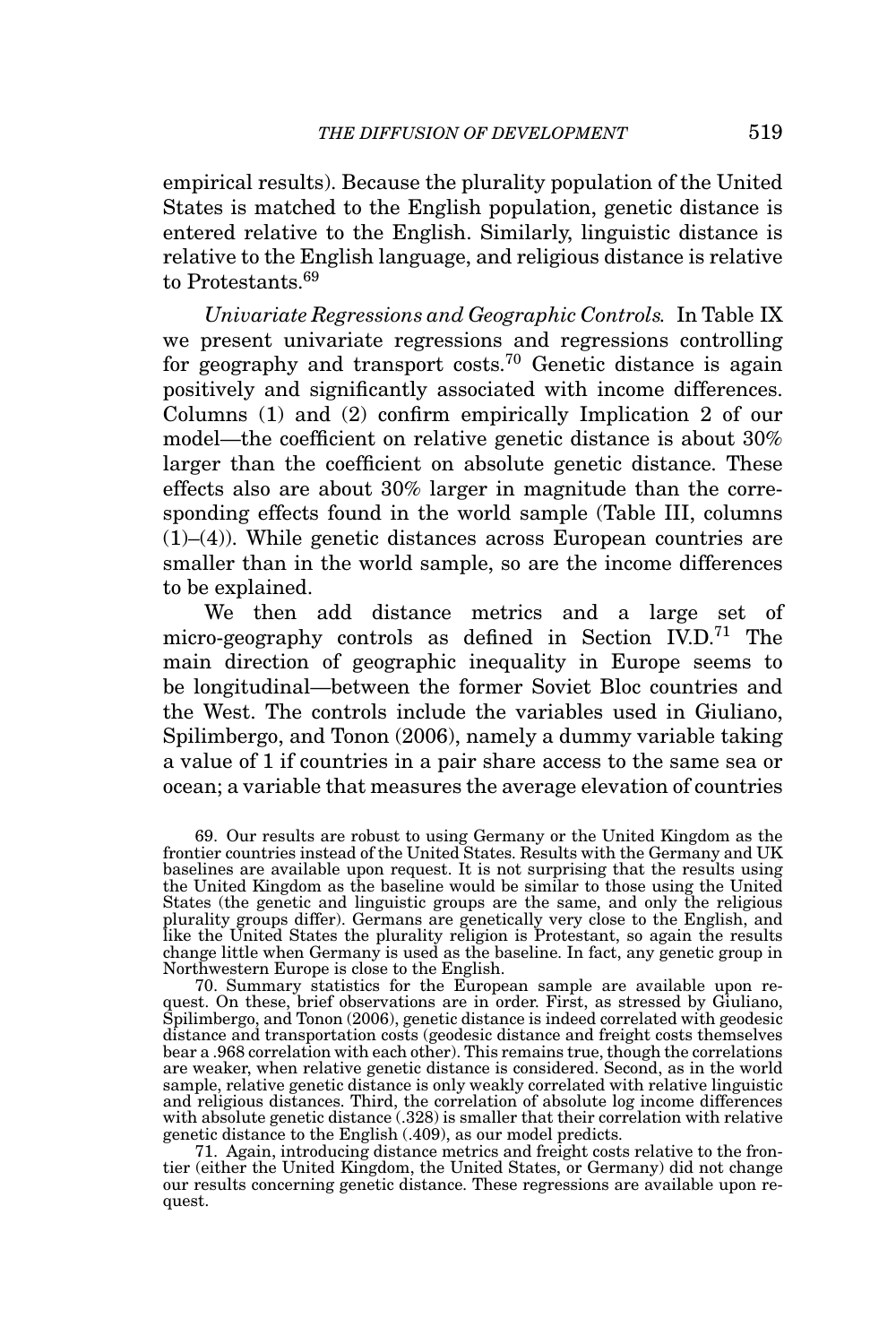empirical results). Because the plurality population of the United States is matched to the English population, genetic distance is entered relative to the English. Similarly, linguistic distance is relative to the English language, and religious distance is relative to Protestants.[69]

*Univariate Regressions and Geographic Controls.* In Table IX we present univariate regressions and regressions controlling for geography and transport costs.[70] Genetic distance is again positively and significantly associated with income differences. Columns (1) and (2) confirm empirically Implication 2 of our model—the coefficient on relative genetic distance is about 30% larger than the coefficient on absolute genetic distance. These effects also are about 30% larger in magnitude than the corresponding effects found in the world sample (Table III, columns (1)–(4)). While genetic distances across European countries are smaller than in the world sample, so are the income differences to be explained.

We then add distance metrics and a large set of micro-geography controls as defined in Section IV.D.[71] The main direction of geographic inequality in Europe seems to be longitudinal—between the former Soviet Bloc countries and the West. The controls include the variables used in Giuliano, Spilimbergo, and Tonon (2006), namely a dummy variable taking a value of 1 if countries in a pair share access to the same sea or ocean; a variable that measures the average elevation of countries

69. Our results are robust to using Germany or the United Kingdom as the frontier countries instead of the United States. Results with the Germany and UK baselines are available upon request. It is not surprising that the results using the United Kingdom as the baseline would be similar to those using the United States (the genetic and linguistic groups are the same, and only the religious plurality groups differ). Germans are genetically very close to the English, and like the United States the plurality religion is Protestant, so again the results change little when Germany is used as the baseline. In fact, any genetic group in Northwestern Europe is close to the English.

70. Summary statistics for the European sample are available upon request. On these, brief observations are in order. First, as stressed by Giuliano, Spilimbergo, and Tonon (2006), genetic distance is indeed correlated with geodesic distance and transportation costs (geodesic distance and freight costs themselves bear a .968 correlation with each other). This remains true, though the correlations are weaker, when relative genetic distance is considered. Second, as in the world sample, relative genetic distance is only weakly correlated with relative linguistic and religious distances. Third, the correlation of absolute log income differences with absolute genetic distance (.328) is smaller that their correlation with relative genetic distance to the English (.409), as our model predicts.

71. Again, introducing distance metrics and freight costs relative to the frontier (either the United Kingdom, the United States, or Germany) did not change our results concerning genetic distance. These regressions are available upon request.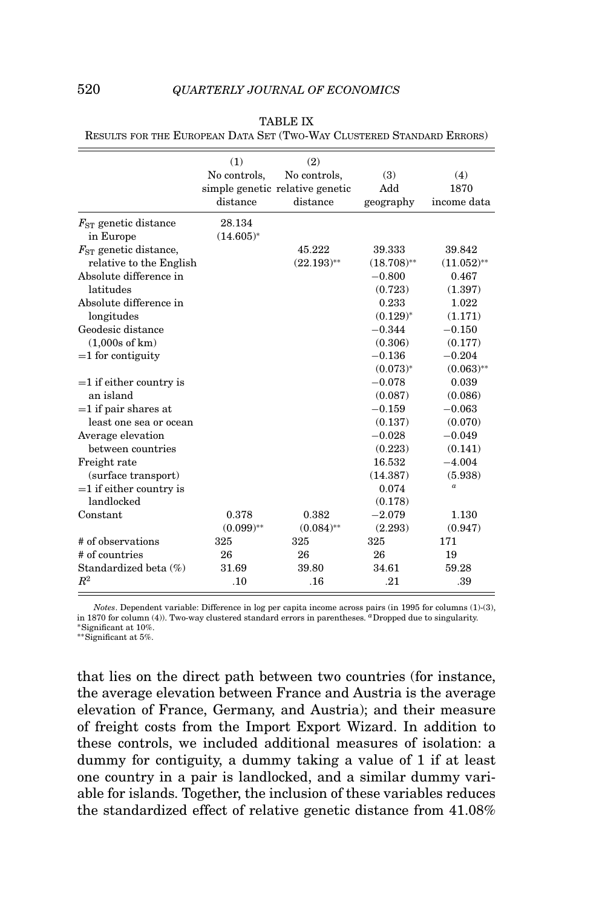TABLE IX

Results for the European Data Set (Two-Way Clustered Standard Errors)

| | (1) No controls, simple genetic distance | (2) No controls, relative genetic distance | (3) Add geography | (4) 1870 income data |
|---|---|---|---|---|
| $F_{ST}$ genetic distance in Europe | 28.134 | | | |
| | (14.605)* | | | |
| $F_{ST}$ genetic distance, relative to the English | | 45.222 | 39.333 | 39.842 |
| | | (22.193)** | (18.708)** | (11.052)** |
| Absolute difference in latitudes | | | −0.800 | 0.467 |
| | | | (0.723) | (1.397) |
| Absolute difference in longitudes | | | 0.233 | 1.022 |
| | | | (0.129)* | (1.171) |
| Geodesic distance (1,000s of km) | | | −0.344 | −0.150 |
| | | | (0.306) | (0.177) |
| =1 for contiguity | | | −0.136 | −0.204 |
| | | | (0.073)* | (0.063)** |
| =1 if either country is an island | | | −0.078 | 0.039 |
| | | | (0.087) | (0.086) |
| =1 if pair shares at least one sea or ocean | | | −0.159 | −0.063 |
| | | | (0.137) | (0.070) |
| Average elevation between countries | | | −0.028 | −0.049 |
| | | | (0.223) | (0.141) |
| Freight rate (surface transport) | | | 16.532 | −4.004 |
| | | | (14.387) | (5.938) |
| =1 if either country is landlocked | | | 0.074 | [a] |
| | | | (0.178) | |
| Constant | 0.378 | 0.382 | −2.079 | 1.130 |
| | (0.099)** | (0.084)** | (2.293) | (0.947) |
| # of observations | 325 | 325 | 325 | 171 |
| # of countries | 26 | 26 | 26 | 19 |
| Standardized beta (%) | 31.69 | 39.80 | 34.61 | 59.28 |
| $R^2$ | .10 | .16 | .21 | .39 |

*Notes*. Dependent variable: Difference in log per capita income across pairs (in 1995 for columns (1)-(3), in 1870 for column (4)). Two-way clustered standard errors in parentheses. [a]Dropped due to singularity.
*Significant at 10%.
**Significant at 5%.

that lies on the direct path between two countries (for instance, the average elevation between France and Austria is the average elevation of France, Germany, and Austria); and their measure of freight costs from the Import Export Wizard. In addition to these controls, we included additional measures of isolation: a dummy for contiguity, a dummy taking a value of 1 if at least one country in a pair is landlocked, and a similar dummy variable for islands. Together, the inclusion of these variables reduces the standardized effect of relative genetic distance from 41.08%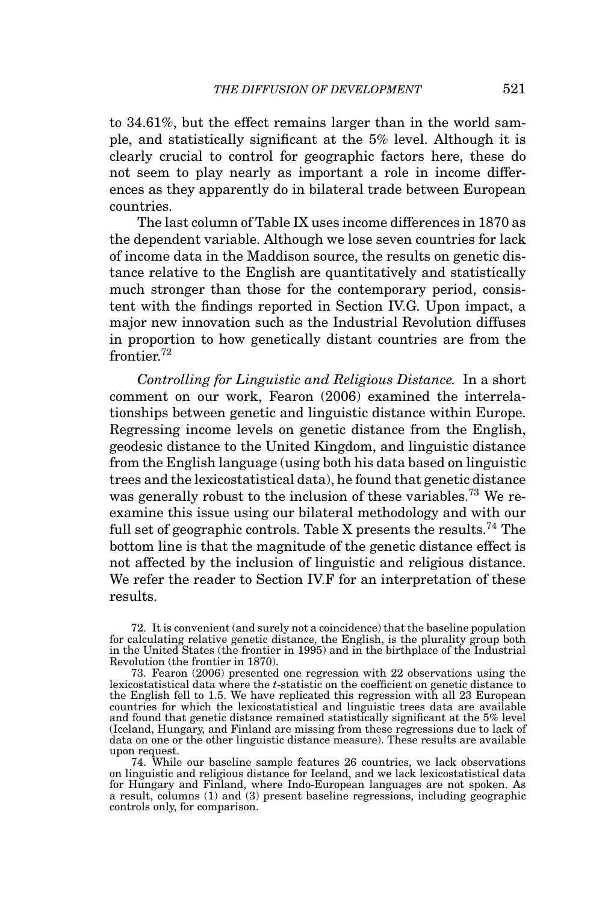to 34.61%, but the effect remains larger than in the world sample, and statistically significant at the 5% level. Although it is clearly crucial to control for geographic factors here, these do not seem to play nearly as important a role in income differences as they apparently do in bilateral trade between European countries.

The last column of Table IX uses income differences in 1870 as the dependent variable. Although we lose seven countries for lack of income data in the Maddison source, the results on genetic distance relative to the English are quantitatively and statistically much stronger than those for the contemporary period, consistent with the findings reported in Section IV.G. Upon impact, a major new innovation such as the Industrial Revolution diffuses in proportion to how genetically distant countries are from the frontier.[72]

*Controlling for Linguistic and Religious Distance.* In a short comment on our work, Fearon (2006) examined the interrelationships between genetic and linguistic distance within Europe. Regressing income levels on genetic distance from the English, geodesic distance to the United Kingdom, and linguistic distance from the English language (using both his data based on linguistic trees and the lexicostatistical data), he found that genetic distance was generally robust to the inclusion of these variables.[73] We reexamine this issue using our bilateral methodology and with our full set of geographic controls. Table X presents the results.[74] The bottom line is that the magnitude of the genetic distance effect is not affected by the inclusion of linguistic and religious distance. We refer the reader to Section IV.F for an interpretation of these results.

72. It is convenient (and surely not a coincidence) that the baseline population for calculating relative genetic distance, the English, is the plurality group both in the United States (the frontier in 1995) and in the birthplace of the Industrial Revolution (the frontier in 1870).

73. Fearon (2006) presented one regression with 22 observations using the lexicostatistical data where the $t$-statistic on the coefficient on genetic distance to the English fell to 1.5. We have replicated this regression with all 23 European countries for which the lexicostatistical and linguistic trees data are available and found that genetic distance remained statistically significant at the 5% level (Iceland, Hungary, and Finland are missing from these regressions due to lack of data on one or the other linguistic distance measure). These results are available upon request.

74. While our baseline sample features 26 countries, we lack observations on linguistic and religious distance for Iceland, and we lack lexicostatistical data for Hungary and Finland, where Indo-European languages are not spoken. As a result, columns (1) and (3) present baseline regressions, including geographic controls only, for comparison.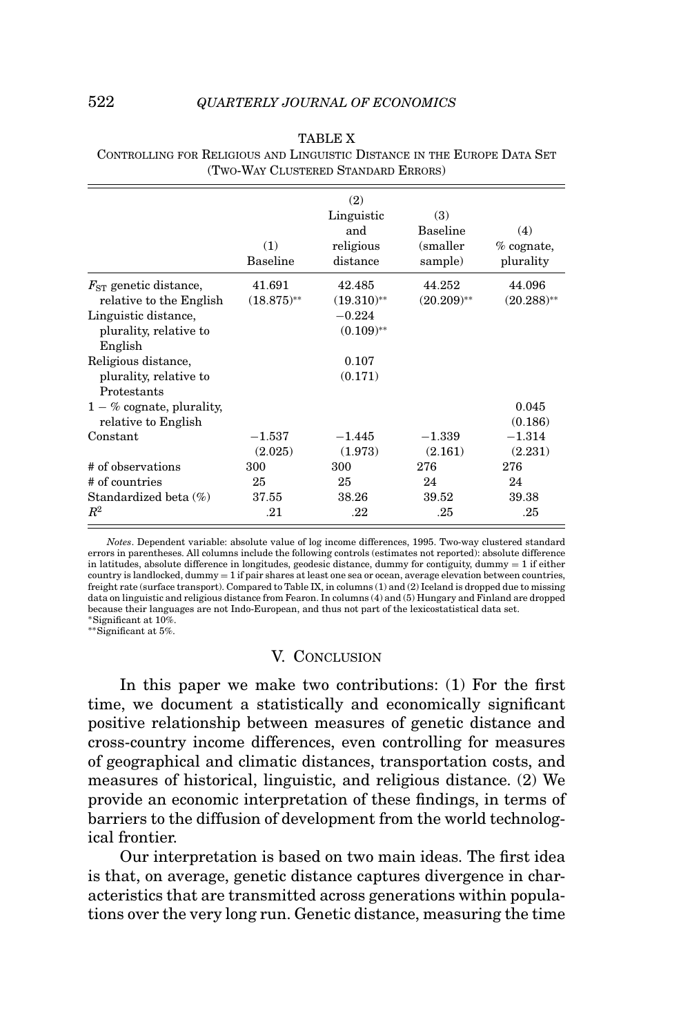TABLE X

CONTROLLING FOR RELIGIOUS AND LINGUISTIC DISTANCE IN THE EUROPE DATA SET (TWO-WAY CLUSTERED STANDARD ERRORS)

| | (1) Baseline | (2) Linguistic and religious distance | (3) Baseline (smaller sample) | (4) % cognate, plurality |
|---|---|---|---|---|
| $F_{ST}$ genetic distance, relative to the English | 41.691 | 42.485 | 44.252 | 44.096 |
| | (18.875)** | (19.310)** | (20.209)** | (20.288)** |
| Linguistic distance, plurality, relative to English | | −0.224 | | |
| | | (0.109)** | | |
| Religious distance, plurality, relative to Protestants | | 0.107 | | |
| | | (0.171) | | |
| 1 − % cognate, plurality, relative to English | | | | 0.045 |
| | | | | (0.186) |
| Constant | −1.537 | −1.445 | −1.339 | −1.314 |
| | (2.025) | (1.973) | (2.161) | (2.231) |
| # of observations | 300 | 300 | 276 | 276 |
| # of countries | 25 | 25 | 24 | 24 |
| Standardized beta (%) | 37.55 | 38.26 | 39.52 | 39.38 |
| $R^2$ | .21 | .22 | .25 | .25 |

*Notes*. Dependent variable: absolute value of log income differences, 1995. Two-way clustered standard errors in parentheses. All columns include the following controls (estimates not reported): absolute difference in latitudes, absolute difference in longitudes, geodesic distance, dummy for contiguity, dummy = 1 if either country is landlocked, dummy = 1 if pair shares at least one sea or ocean, average elevation between countries, freight rate (surface transport). Compared to Table IX, in columns (1) and (2) Iceland is dropped due to missing data on linguistic and religious distance from Fearon. In columns (4) and (5) Hungary and Finland are dropped because their languages are not Indo-European, and thus not part of the lexicostatistical data set.
*Significant at 10%.
**Significant at 5%.

## V. CONCLUSION

In this paper we make two contributions: (1) For the first time, we document a statistically and economically significant positive relationship between measures of genetic distance and cross-country income differences, even controlling for measures of geographical and climatic distances, transportation costs, and measures of historical, linguistic, and religious distance. (2) We provide an economic interpretation of these findings, in terms of barriers to the diffusion of development from the world technological frontier.

Our interpretation is based on two main ideas. The first idea is that, on average, genetic distance captures divergence in characteristics that are transmitted across generations within populations over the very long run. Genetic distance, measuring the time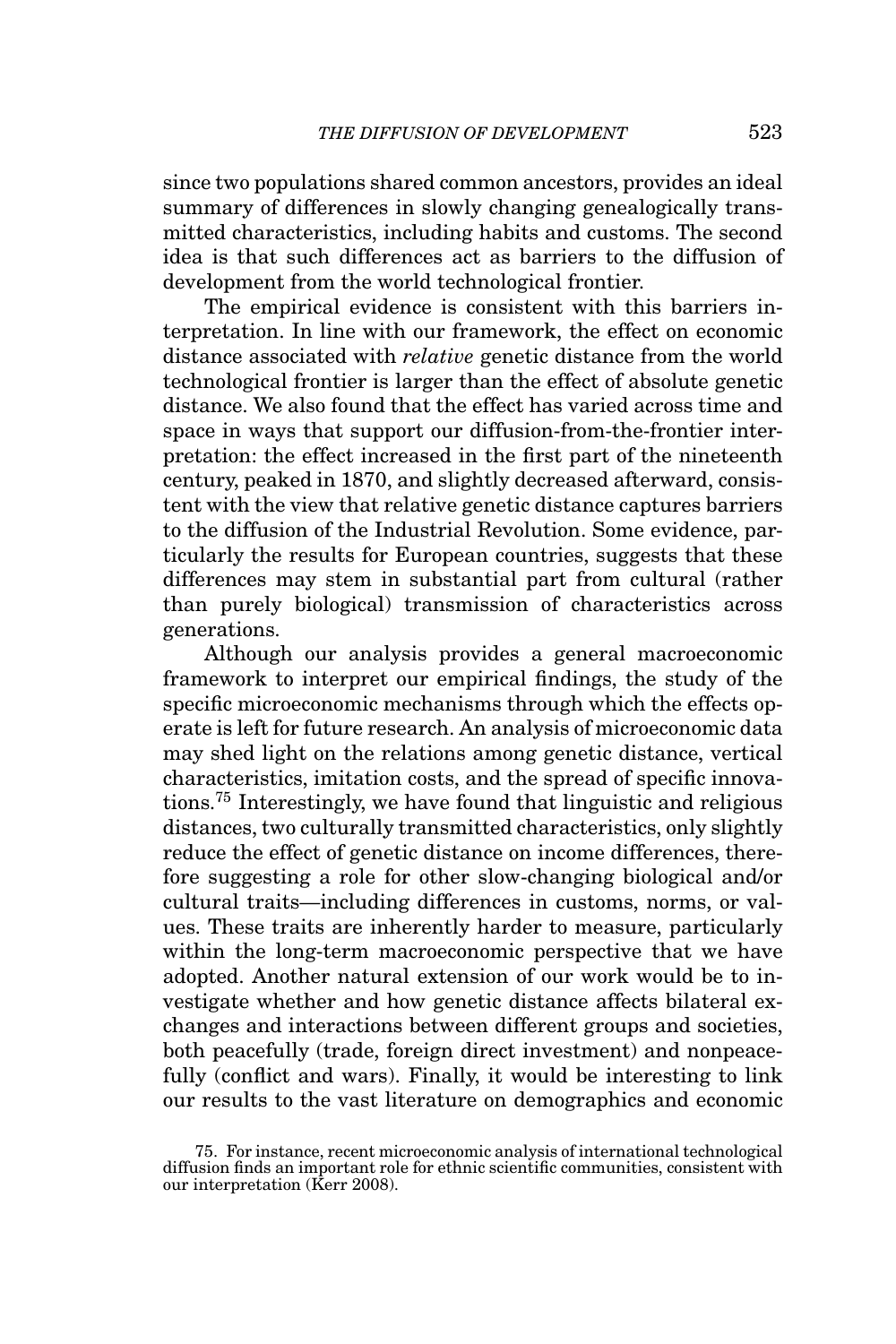since two populations shared common ancestors, provides an ideal summary of differences in slowly changing genealogically transmitted characteristics, including habits and customs. The second idea is that such differences act as barriers to the diffusion of development from the world technological frontier.

The empirical evidence is consistent with this barriers interpretation. In line with our framework, the effect on economic distance associated with *relative* genetic distance from the world technological frontier is larger than the effect of absolute genetic distance. We also found that the effect has varied across time and space in ways that support our diffusion-from-the-frontier interpretation: the effect increased in the first part of the nineteenth century, peaked in 1870, and slightly decreased afterward, consistent with the view that relative genetic distance captures barriers to the diffusion of the Industrial Revolution. Some evidence, particularly the results for European countries, suggests that these differences may stem in substantial part from cultural (rather than purely biological) transmission of characteristics across generations.

Although our analysis provides a general macroeconomic framework to interpret our empirical findings, the study of the specific microeconomic mechanisms through which the effects operate is left for future research. An analysis of microeconomic data may shed light on the relations among genetic distance, vertical characteristics, imitation costs, and the spread of specific innovations.[75] Interestingly, we have found that linguistic and religious distances, two culturally transmitted characteristics, only slightly reduce the effect of genetic distance on income differences, therefore suggesting a role for other slow-changing biological and/or cultural traits—including differences in customs, norms, or values. These traits are inherently harder to measure, particularly within the long-term macroeconomic perspective that we have adopted. Another natural extension of our work would be to investigate whether and how genetic distance affects bilateral exchanges and interactions between different groups and societies, both peacefully (trade, foreign direct investment) and nonpeacefully (conflict and wars). Finally, it would be interesting to link our results to the vast literature on demographics and economic

75. For instance, recent microeconomic analysis of international technological diffusion finds an important role for ethnic scientific communities, consistent with our interpretation (Kerr 2008).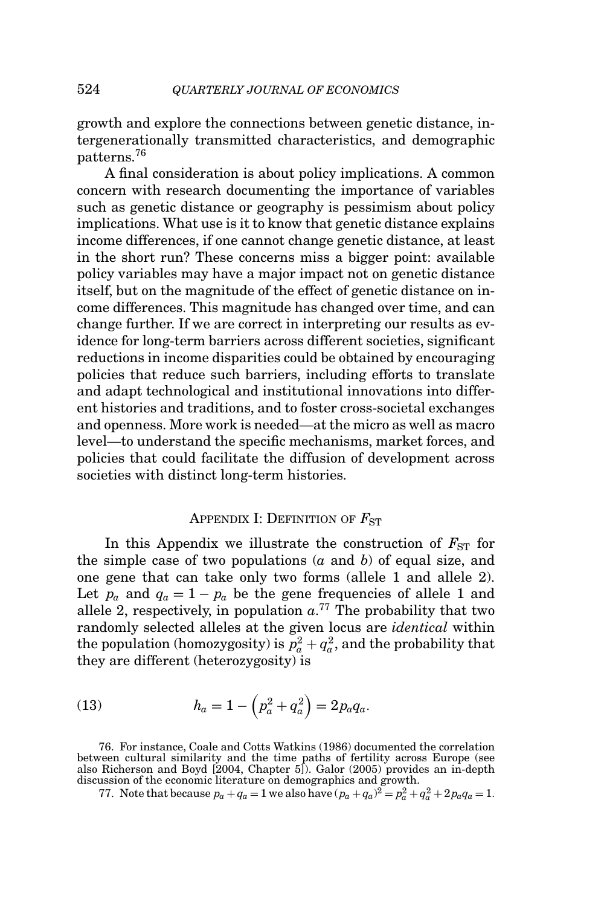growth and explore the connections between genetic distance, intergenerationally transmitted characteristics, and demographic patterns.[76]

A final consideration is about policy implications. A common concern with research documenting the importance of variables such as genetic distance or geography is pessimism about policy implications. What use is it to know that genetic distance explains income differences, if one cannot change genetic distance, at least in the short run? These concerns miss a bigger point: available policy variables may have a major impact not on genetic distance itself, but on the magnitude of the effect of genetic distance on income differences. This magnitude has changed over time, and can change further. If we are correct in interpreting our results as evidence for long-term barriers across different societies, significant reductions in income disparities could be obtained by encouraging policies that reduce such barriers, including efforts to translate and adapt technological and institutional innovations into different histories and traditions, and to foster cross-societal exchanges and openness. More work is needed—at the micro as well as macro level—to understand the specific mechanisms, market forces, and policies that could facilitate the diffusion of development across societies with distinct long-term histories.

## Appendix I: Definition of $F_{ST}$

In this Appendix we illustrate the construction of $F_{ST}$ for the simple case of two populations ($a$ and $b$) of equal size, and one gene that can take only two forms (allele 1 and allele 2). Let $p_a$ and $q_a = 1 - p_a$ be the gene frequencies of allele 1 and allele 2, respectively, in population $a$.[77] The probability that two randomly selected alleles at the given locus are *identical* within the population (homozygosity) is $p_a^2 + q_a^2$, and the probability that they are different (heterozygosity) is

$$h_a = 1 - \left(p_a^2 + q_a^2\right) = 2p_a q_a. \tag{13}$$

76. For instance, Coale and Cotts Watkins (1986) documented the correlation between cultural similarity and the time paths of fertility across Europe (see also Richerson and Boyd [2004, Chapter 5]). Galor (2005) provides an in-depth discussion of the economic literature on demographics and growth.

77. Note that because $p_a + q_a = 1$ we also have $(p_a + q_a)^2 = p_a^2 + q_a^2 + 2p_a q_a = 1$.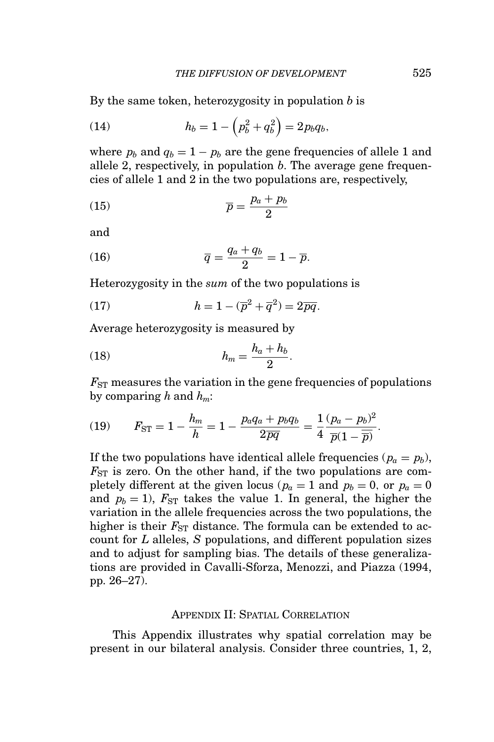By the same token, heterozygosity in population $b$ is

$$h_b = 1 - \left(p_b^2 + q_b^2\right) = 2p_b q_b, \tag{14}$$

where $p_b$ and $q_b = 1 - p_b$ are the gene frequencies of allele 1 and allele 2, respectively, in population $b$. The average gene frequencies of allele 1 and 2 in the two populations are, respectively,

$$\overline{p} = \frac{p_a + p_b}{2} \tag{15}$$

and

$$\overline{q} = \frac{q_a + q_b}{2} = 1 - \overline{p}. \tag{16}$$

Heterozygosity in the *sum* of the two populations is

$$h = 1 - (\overline{p}^2 + \overline{q}^2) = 2\overline{pq}. \tag{17}$$

Average heterozygosity is measured by

$$h_m = \frac{h_a + h_b}{2}. \tag{18}$$

$F_{\mathrm{ST}}$ measures the variation in the gene frequencies of populations by comparing $h$ and $h_m$:

$$F_{\mathrm{ST}} = 1 - \frac{h_m}{h} = 1 - \frac{p_a q_a + p_b q_b}{2\overline{pq}} = \frac{1}{4}\frac{(p_a - p_b)^2}{\overline{p}(1 - \overline{\overline{p}})}. \tag{19}$$

If the two populations have identical allele frequencies ($p_a = p_b$), $F_{\mathrm{ST}}$ is zero. On the other hand, if the two populations are completely different at the given locus ($p_a = 1$ and $p_b = 0$, or $p_a = 0$ and $p_b = 1$), $F_{\mathrm{ST}}$ takes the value 1. In general, the higher the variation in the allele frequencies across the two populations, the higher is their $F_{\mathrm{ST}}$ distance. The formula can be extended to account for $L$ alleles, $S$ populations, and different population sizes and to adjust for sampling bias. The details of these generalizations are provided in Cavalli-Sforza, Menozzi, and Piazza (1994, pp. 26–27).

## Appendix II: Spatial Correlation

This Appendix illustrates why spatial correlation may be present in our bilateral analysis. Consider three countries, 1, 2,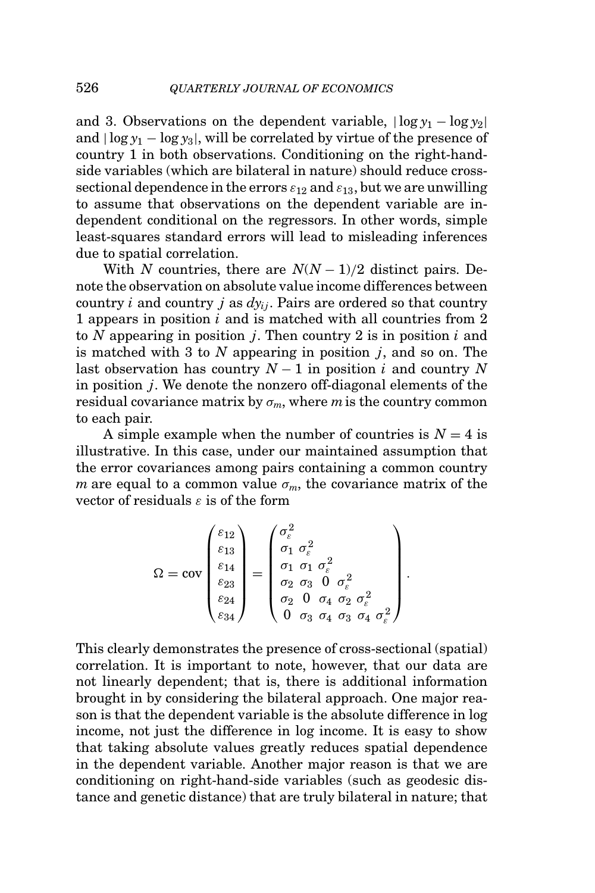and 3. Observations on the dependent variable, $|\log y_1 - \log y_2|$ and $|\log y_1 - \log y_3|$, will be correlated by virtue of the presence of country 1 in both observations. Conditioning on the right-hand-side variables (which are bilateral in nature) should reduce cross-sectional dependence in the errors $\varepsilon_{12}$ and $\varepsilon_{13}$, but we are unwilling to assume that observations on the dependent variable are independent conditional on the regressors. In other words, simple least-squares standard errors will lead to misleading inferences due to spatial correlation.

With $N$ countries, there are $N(N-1)/2$ distinct pairs. Denote the observation on absolute value income differences between country $i$ and country $j$ as $dy_{ij}$. Pairs are ordered so that country 1 appears in position $i$ and is matched with all countries from 2 to $N$ appearing in position $j$. Then country 2 is in position $i$ and is matched with 3 to $N$ appearing in position $j$, and so on. The last observation has country $N-1$ in position $i$ and country $N$ in position $j$. We denote the nonzero off-diagonal elements of the residual covariance matrix by $\sigma_m$, where $m$ is the country common to each pair.

A simple example when the number of countries is $N = 4$ is illustrative. In this case, under our maintained assumption that the error covariances among pairs containing a common country $m$ are equal to a common value $\sigma_m$, the covariance matrix of the vector of residuals $\varepsilon$ is of the form

$$\Omega = \operatorname{cov}\begin{pmatrix} \varepsilon_{12} \\ \varepsilon_{13} \\ \varepsilon_{14} \\ \varepsilon_{23} \\ \varepsilon_{24} \\ \varepsilon_{34} \end{pmatrix} = \begin{pmatrix} \sigma_{\varepsilon}^2 & & & & & \\ \sigma_1 & \sigma_{\varepsilon}^2 & & & & \\ \sigma_1 & \sigma_1 & \sigma_{\varepsilon}^2 & & & \\ \sigma_2 & \sigma_3 & 0 & \sigma_{\varepsilon}^2 & & \\ \sigma_2 & 0 & \sigma_4 & \sigma_2 & \sigma_{\varepsilon}^2 & \\ 0 & \sigma_3 & \sigma_4 & \sigma_3 & \sigma_4 & \sigma_{\varepsilon}^2 \end{pmatrix}.$$

This clearly demonstrates the presence of cross-sectional (spatial) correlation. It is important to note, however, that our data are not linearly dependent; that is, there is additional information brought in by considering the bilateral approach. One major reason is that the dependent variable is the absolute difference in log income, not just the difference in log income. It is easy to show that taking absolute values greatly reduces spatial dependence in the dependent variable. Another major reason is that we are conditioning on right-hand-side variables (such as geodesic distance and genetic distance) that are truly bilateral in nature; that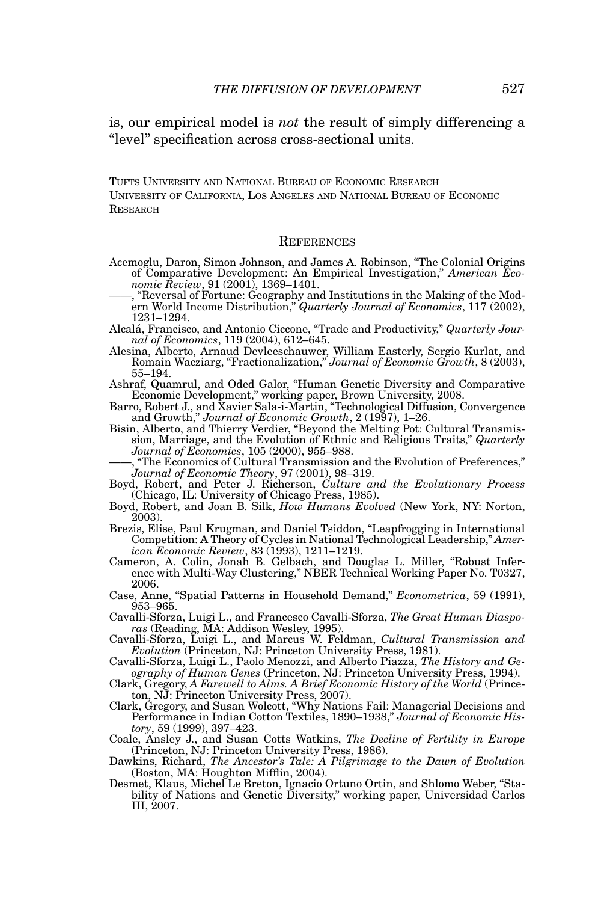is, our empirical model is *not* the result of simply differencing a "level" specification across cross-sectional units.

Tufts University and National Bureau of Economic Research
University of California, Los Angeles and National Bureau of Economic Research

## References

Acemoglu, Daron, Simon Johnson, and James A. Robinson, "The Colonial Origins of Comparative Development: An Empirical Investigation," *American Economic Review*, 91 (2001), 1369–1401.

——, "Reversal of Fortune: Geography and Institutions in the Making of the Modern World Income Distribution," *Quarterly Journal of Economics*, 117 (2002), 1231–1294.

Alcalá, Francisco, and Antonio Ciccone, "Trade and Productivity," *Quarterly Journal of Economics*, 119 (2004), 612–645.

Alesina, Alberto, Arnaud Devleeschauwer, William Easterly, Sergio Kurlat, and Romain Wacziarg, "Fractionalization," *Journal of Economic Growth*, 8 (2003), 55–194.

Ashraf, Quamrul, and Oded Galor, "Human Genetic Diversity and Comparative Economic Development," working paper, Brown University, 2008.

Barro, Robert J., and Xavier Sala-i-Martin, "Technological Diffusion, Convergence and Growth," *Journal of Economic Growth*, 2 (1997), 1–26.

Bisin, Alberto, and Thierry Verdier, "Beyond the Melting Pot: Cultural Transmission, Marriage, and the Evolution of Ethnic and Religious Traits," *Quarterly Journal of Economics*, 105 (2000), 955–988.

——, "The Economics of Cultural Transmission and the Evolution of Preferences," *Journal of Economic Theory*, 97 (2001), 98–319.

Boyd, Robert, and Peter J. Richerson, *Culture and the Evolutionary Process* (Chicago, IL: University of Chicago Press, 1985).

Boyd, Robert, and Joan B. Silk, *How Humans Evolved* (New York, NY: Norton, 2003).

Brezis, Elise, Paul Krugman, and Daniel Tsiddon, "Leapfrogging in International Competition: A Theory of Cycles in National Technological Leadership," *American Economic Review*, 83 (1993), 1211–1219.

Cameron, A. Colin, Jonah B. Gelbach, and Douglas L. Miller, "Robust Inference with Multi-Way Clustering," NBER Technical Working Paper No. T0327, 2006.

Case, Anne, "Spatial Patterns in Household Demand," *Econometrica*, 59 (1991), 953–965.

Cavalli-Sforza, Luigi L., and Francesco Cavalli-Sforza, *The Great Human Diasporas* (Reading, MA: Addison Wesley, 1995).

Cavalli-Sforza, Luigi L., and Marcus W. Feldman, *Cultural Transmission and Evolution* (Princeton, NJ: Princeton University Press, 1981).

Cavalli-Sforza, Luigi L., Paolo Menozzi, and Alberto Piazza, *The History and Geography of Human Genes* (Princeton, NJ: Princeton University Press, 1994).

Clark, Gregory, *A Farewell to Alms. A Brief Economic History of the World* (Princeton, NJ: Princeton University Press, 2007).

Clark, Gregory, and Susan Wolcott, "Why Nations Fail: Managerial Decisions and Performance in Indian Cotton Textiles, 1890–1938," *Journal of Economic History*, 59 (1999), 397–423.

Coale, Ansley J., and Susan Cotts Watkins, *The Decline of Fertility in Europe* (Princeton, NJ: Princeton University Press, 1986).

Dawkins, Richard, *The Ancestor's Tale: A Pilgrimage to the Dawn of Evolution* (Boston, MA: Houghton Mifflin, 2004).

Desmet, Klaus, Michel Le Breton, Ignacio Ortuno Ortin, and Shlomo Weber, "Stability of Nations and Genetic Diversity," working paper, Universidad Carlos III, 2007.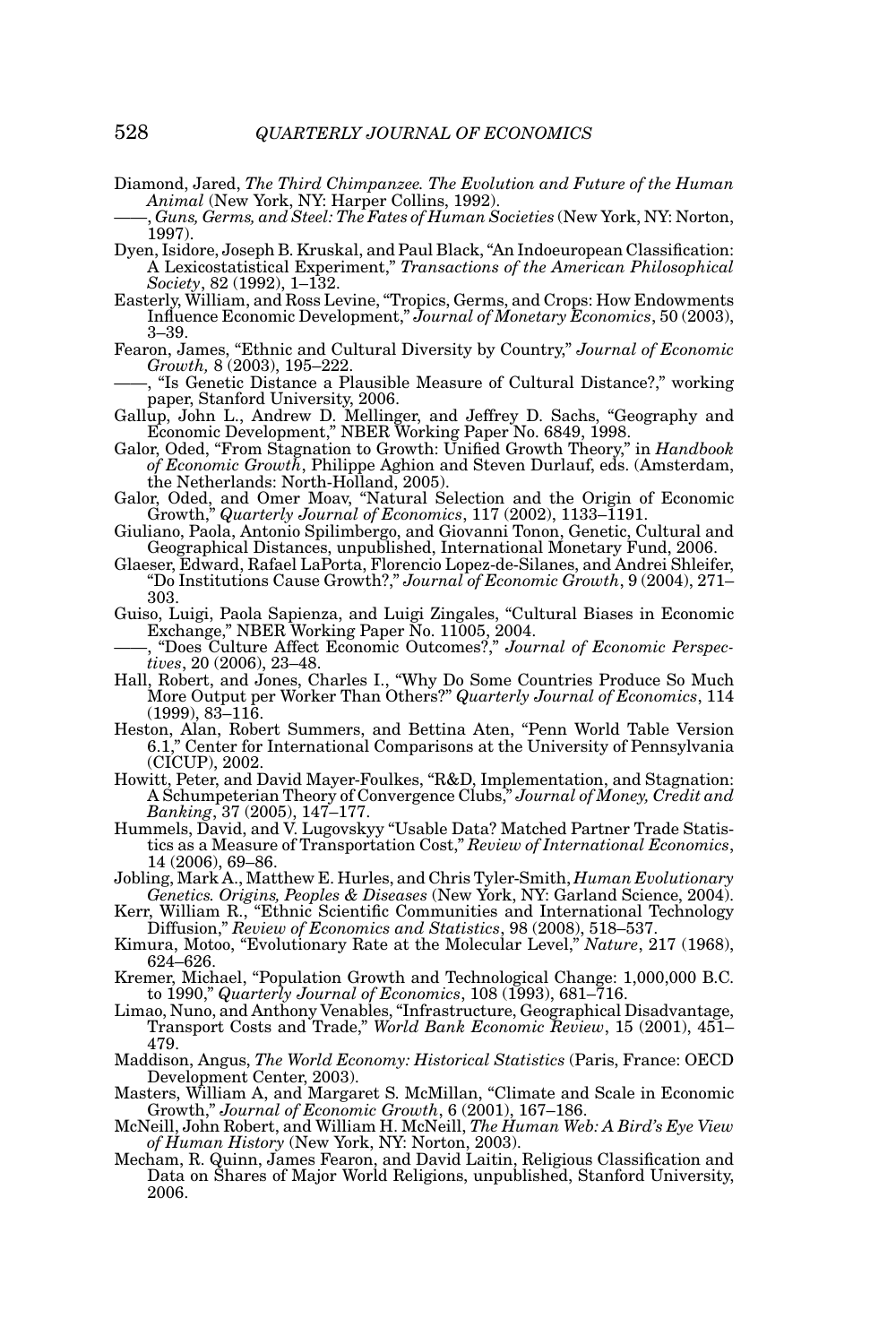Diamond, Jared, *The Third Chimpanzee. The Evolution and Future of the Human Animal* (New York, NY: Harper Collins, 1992).

——, *Guns, Germs, and Steel: The Fates of Human Societies* (New York, NY: Norton, 1997).

Dyen, Isidore, Joseph B. Kruskal, and Paul Black, "An Indoeuropean Classification: A Lexicostatistical Experiment," *Transactions of the American Philosophical Society*, 82 (1992), 1–132.

Easterly, William, and Ross Levine, "Tropics, Germs, and Crops: How Endowments Influence Economic Development," *Journal of Monetary Economics*, 50 (2003), 3–39.

Fearon, James, "Ethnic and Cultural Diversity by Country," *Journal of Economic Growth,* 8 (2003), 195–222.

——, "Is Genetic Distance a Plausible Measure of Cultural Distance?," working paper, Stanford University, 2006.

Gallup, John L., Andrew D. Mellinger, and Jeffrey D. Sachs, "Geography and Economic Development," NBER Working Paper No. 6849, 1998.

Galor, Oded, "From Stagnation to Growth: Unified Growth Theory," in *Handbook of Economic Growth*, Philippe Aghion and Steven Durlauf, eds. (Amsterdam, the Netherlands: North-Holland, 2005).

Galor, Oded, and Omer Moav, "Natural Selection and the Origin of Economic Growth," *Quarterly Journal of Economics*, 117 (2002), 1133–1191.

Giuliano, Paola, Antonio Spilimbergo, and Giovanni Tonon, Genetic, Cultural and Geographical Distances, unpublished, International Monetary Fund, 2006.

Glaeser, Edward, Rafael LaPorta, Florencio Lopez-de-Silanes, and Andrei Shleifer, "Do Institutions Cause Growth?," *Journal of Economic Growth*, 9 (2004), 271–303.

Guiso, Luigi, Paola Sapienza, and Luigi Zingales, "Cultural Biases in Economic Exchange," NBER Working Paper No. 11005, 2004.

——, "Does Culture Affect Economic Outcomes?," *Journal of Economic Perspectives*, 20 (2006), 23–48.

Hall, Robert, and Jones, Charles I., "Why Do Some Countries Produce So Much More Output per Worker Than Others?" *Quarterly Journal of Economics*, 114 (1999), 83–116.

Heston, Alan, Robert Summers, and Bettina Aten, "Penn World Table Version 6.1," Center for International Comparisons at the University of Pennsylvania (CICUP), 2002.

Howitt, Peter, and David Mayer-Foulkes, "R&D, Implementation, and Stagnation: A Schumpeterian Theory of Convergence Clubs," *Journal of Money, Credit and Banking*, 37 (2005), 147–177.

Hummels, David, and V. Lugovskyy "Usable Data? Matched Partner Trade Statistics as a Measure of Transportation Cost," *Review of International Economics*, 14 (2006), 69–86.

Jobling, Mark A., Matthew E. Hurles, and Chris Tyler-Smith, *Human Evolutionary Genetics. Origins, Peoples & Diseases* (New York, NY: Garland Science, 2004).

Kerr, William R., "Ethnic Scientific Communities and International Technology Diffusion," *Review of Economics and Statistics*, 98 (2008), 518–537.

Kimura, Motoo, "Evolutionary Rate at the Molecular Level," *Nature*, 217 (1968), 624–626.

Kremer, Michael, "Population Growth and Technological Change: 1,000,000 B.C. to 1990," *Quarterly Journal of Economics*, 108 (1993), 681–716.

Limao, Nuno, and Anthony Venables, "Infrastructure, Geographical Disadvantage, Transport Costs and Trade," *World Bank Economic Review*, 15 (2001), 451–479.

Maddison, Angus, *The World Economy: Historical Statistics* (Paris, France: OECD Development Center, 2003).

Masters, William A, and Margaret S. McMillan, "Climate and Scale in Economic Growth," *Journal of Economic Growth*, 6 (2001), 167–186.

McNeill, John Robert, and William H. McNeill, *The Human Web: A Bird's Eye View of Human History* (New York, NY: Norton, 2003).

Mecham, R. Quinn, James Fearon, and David Laitin, Religious Classification and Data on Shares of Major World Religions, unpublished, Stanford University, 2006.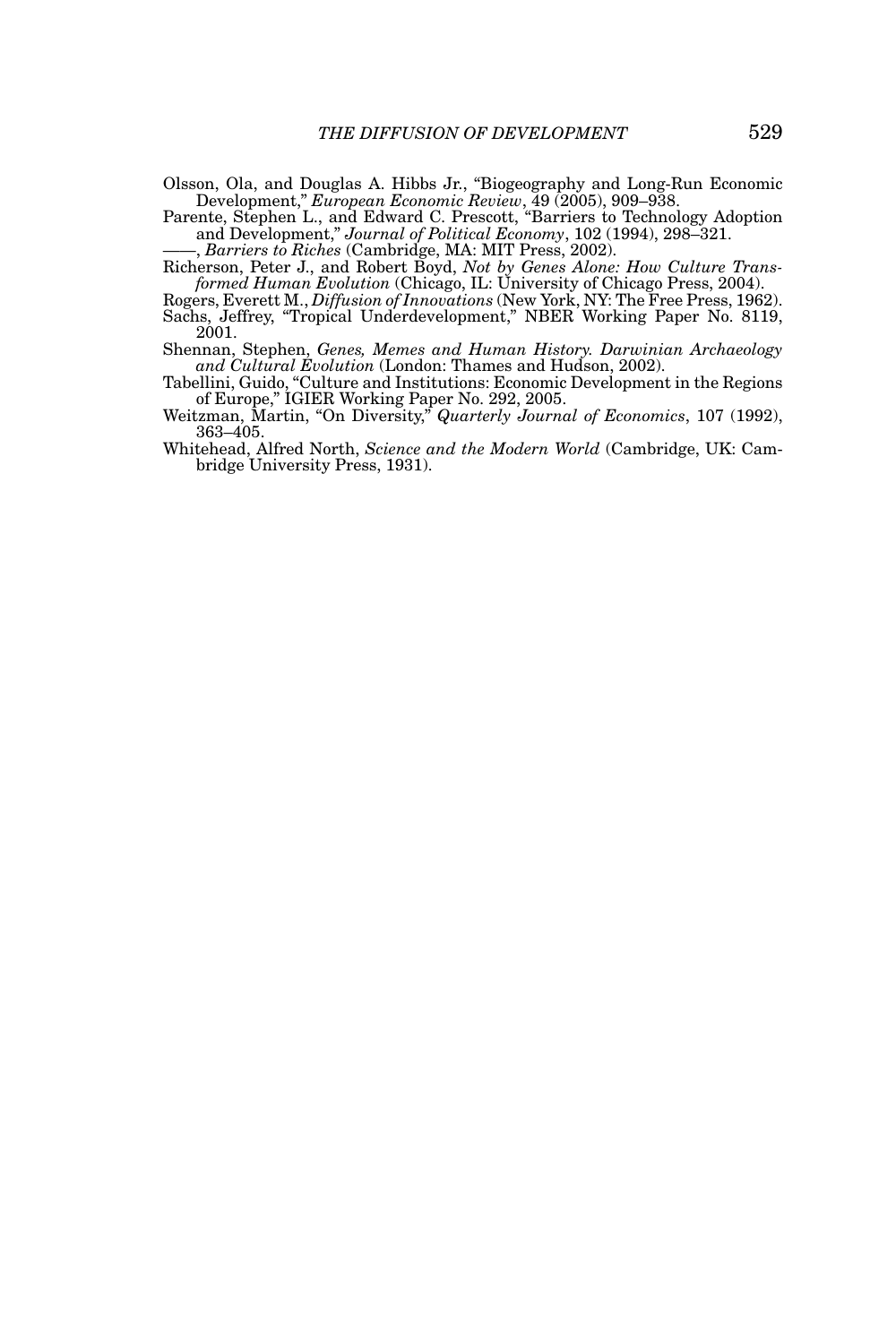Olsson, Ola, and Douglas A. Hibbs Jr., "Biogeography and Long-Run Economic Development," *European Economic Review*, 49 (2005), 909–938.

Parente, Stephen L., and Edward C. Prescott, "Barriers to Technology Adoption and Development," *Journal of Political Economy*, 102 (1994), 298–321.

——, *Barriers to Riches* (Cambridge, MA: MIT Press, 2002).

Richerson, Peter J., and Robert Boyd, *Not by Genes Alone: How Culture Transformed Human Evolution* (Chicago, IL: University of Chicago Press, 2004).

Rogers, Everett M., *Diffusion of Innovations* (New York, NY: The Free Press, 1962).

Sachs, Jeffrey, "Tropical Underdevelopment," NBER Working Paper No. 8119, 2001.

Shennan, Stephen, *Genes, Memes and Human History. Darwinian Archaeology and Cultural Evolution* (London: Thames and Hudson, 2002).

Tabellini, Guido, "Culture and Institutions: Economic Development in the Regions of Europe," IGIER Working Paper No. 292, 2005.

Weitzman, Martin, "On Diversity," *Quarterly Journal of Economics*, 107 (1992), 363–405.

Whitehead, Alfred North, *Science and the Modern World* (Cambridge, UK: Cambridge University Press, 1931).